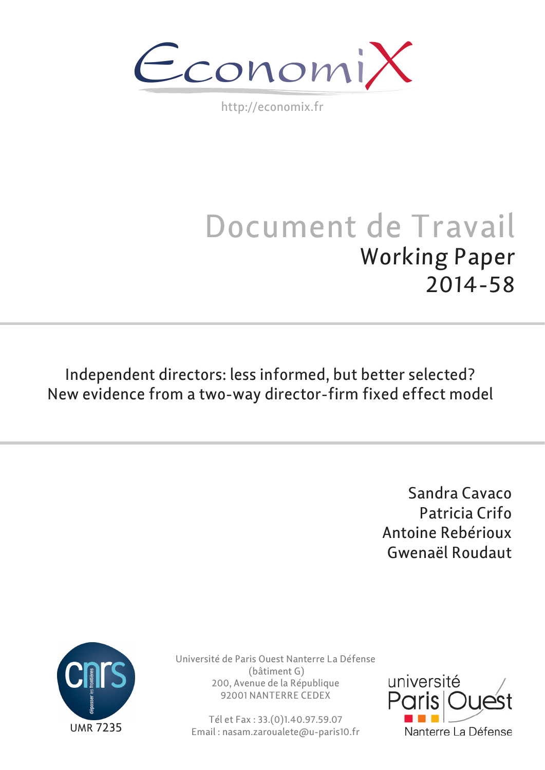EconomiX

http://economix.fr

# Document de Travail

## Working Paper

## 2014-58

**Independent directors: less informed, but better selected? New evidence from a two-way director-firm fixed effect model**

Sandra Cavaco
Patricia Crifo
Antoine Rebérioux
Gwenaël Roudaut

UMR 7235

Université de Paris Ouest Nanterre La Défense
(bâtiment G)
200, Avenue de la République
92001 NANTERRE CEDEX

Tél et Fax : 33.(0)1.40.97.59.07
Email : nasam.zaroualete@u-paris10.fr

université Paris Ouest Nanterre La Défense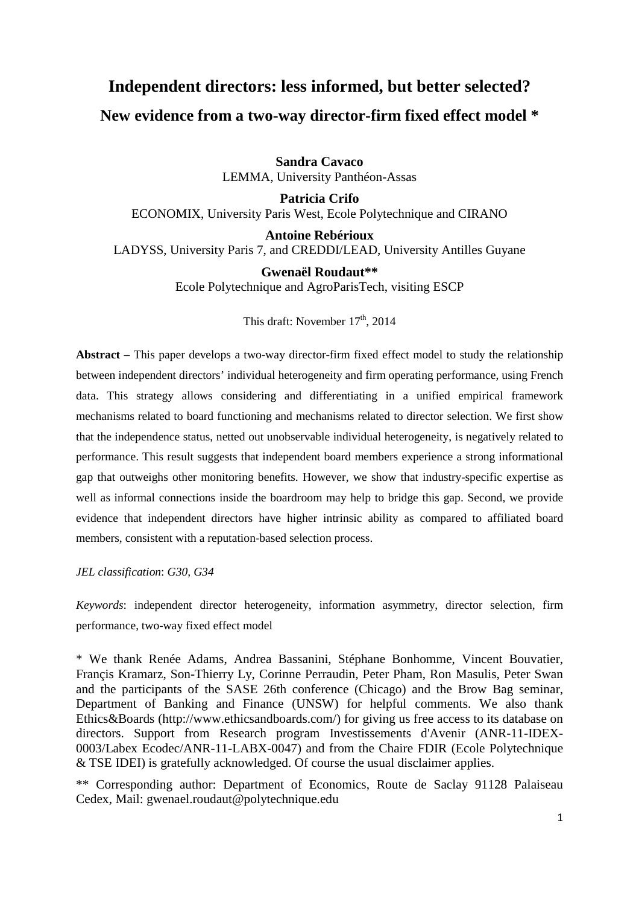# Independent directors: less informed, but better selected?

## New evidence from a two-way director-firm fixed effect model *

**Sandra Cavaco**
LEMMA, University Panthéon-Assas

**Patricia Crifo**
ECONOMIX, University Paris West, Ecole Polytechnique and CIRANO

**Antoine Rebérioux**
LADYSS, University Paris 7, and CREDDI/LEAD, University Antilles Guyane

**Gwenaël Roudaut****
Ecole Polytechnique and AgroParisTech, visiting ESCP

This draft: November 17th, 2014

**Abstract –** This paper develops a two-way director-firm fixed effect model to study the relationship between independent directors' individual heterogeneity and firm operating performance, using French data. This strategy allows considering and differentiating in a unified empirical framework mechanisms related to board functioning and mechanisms related to director selection. We first show that the independence status, netted out unobservable individual heterogeneity, is negatively related to performance. This result suggests that independent board members experience a strong informational gap that outweighs other monitoring benefits. However, we show that industry-specific expertise as well as informal connections inside the boardroom may help to bridge this gap. Second, we provide evidence that independent directors have higher intrinsic ability as compared to affiliated board members, consistent with a reputation-based selection process.

*JEL classification*: *G30, G34*

*Keywords*: independent director heterogeneity, information asymmetry, director selection, firm performance, two-way fixed effect model

\* We thank Renée Adams, Andrea Bassanini, Stéphane Bonhomme, Vincent Bouvatier, Françis Kramarz, Son-Thierry Ly, Corinne Perraudin, Peter Pham, Ron Masulis, Peter Swan and the participants of the SASE 26th conference (Chicago) and the Brow Bag seminar, Department of Banking and Finance (UNSW) for helpful comments. We also thank Ethics&Boards (http://www.ethicsandboards.com/) for giving us free access to its database on directors. Support from Research program Investissements d'Avenir (ANR-11-IDEX-0003/Labex Ecodec/ANR-11-LABX-0047) and from the Chaire FDIR (Ecole Polytechnique & TSE IDEI) is gratefully acknowledged. Of course the usual disclaimer applies.

** Corresponding author: Department of Economics, Route de Saclay 91128 Palaiseau Cedex, Mail: gwenael.roudaut@polytechnique.edu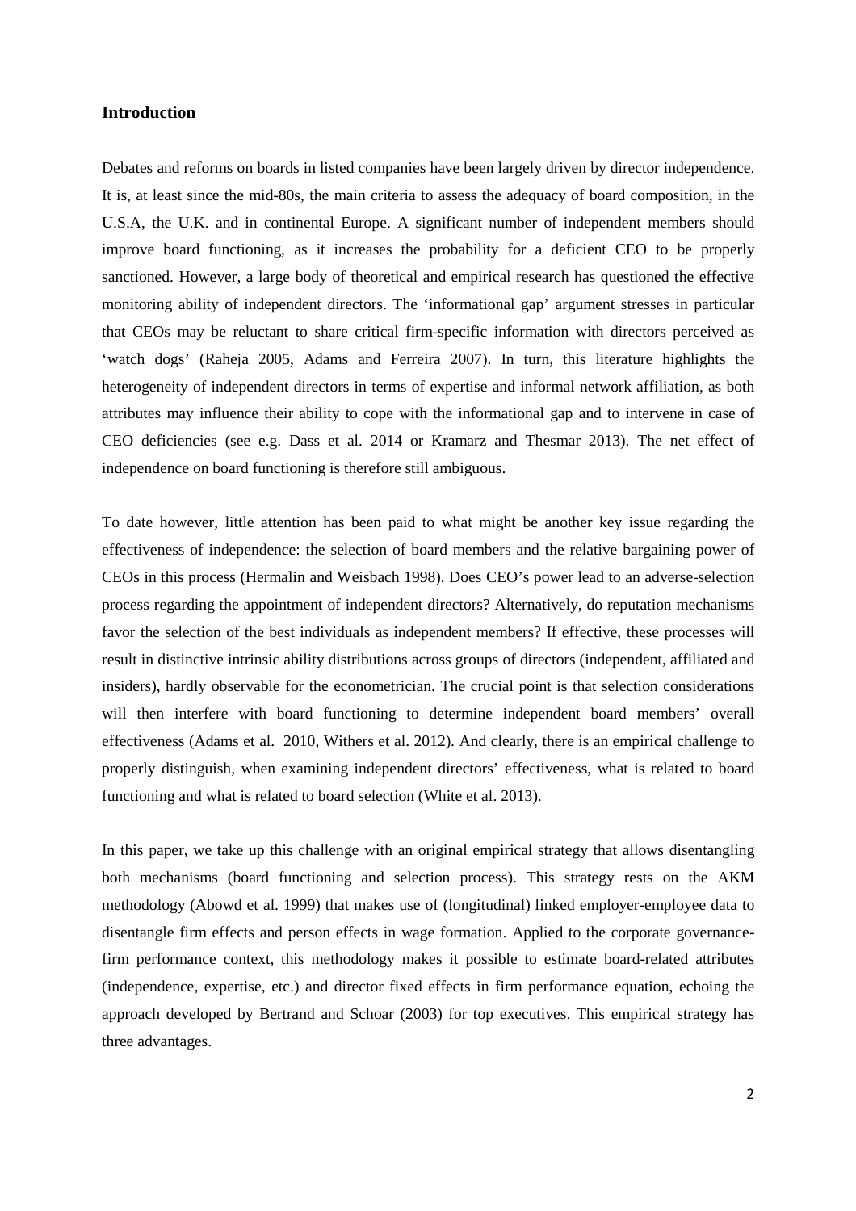## Introduction

Debates and reforms on boards in listed companies have been largely driven by director independence. It is, at least since the mid-80s, the main criteria to assess the adequacy of board composition, in the U.S.A, the U.K. and in continental Europe. A significant number of independent members should improve board functioning, as it increases the probability for a deficient CEO to be properly sanctioned. However, a large body of theoretical and empirical research has questioned the effective monitoring ability of independent directors. The 'informational gap' argument stresses in particular that CEOs may be reluctant to share critical firm-specific information with directors perceived as 'watch dogs' (Raheja 2005, Adams and Ferreira 2007). In turn, this literature highlights the heterogeneity of independent directors in terms of expertise and informal network affiliation, as both attributes may influence their ability to cope with the informational gap and to intervene in case of CEO deficiencies (see e.g. Dass et al. 2014 or Kramarz and Thesmar 2013). The net effect of independence on board functioning is therefore still ambiguous.

To date however, little attention has been paid to what might be another key issue regarding the effectiveness of independence: the selection of board members and the relative bargaining power of CEOs in this process (Hermalin and Weisbach 1998). Does CEO's power lead to an adverse-selection process regarding the appointment of independent directors? Alternatively, do reputation mechanisms favor the selection of the best individuals as independent members? If effective, these processes will result in distinctive intrinsic ability distributions across groups of directors (independent, affiliated and insiders), hardly observable for the econometrician. The crucial point is that selection considerations will then interfere with board functioning to determine independent board members' overall effectiveness (Adams et al. 2010, Withers et al. 2012). And clearly, there is an empirical challenge to properly distinguish, when examining independent directors' effectiveness, what is related to board functioning and what is related to board selection (White et al. 2013).

In this paper, we take up this challenge with an original empirical strategy that allows disentangling both mechanisms (board functioning and selection process). This strategy rests on the AKM methodology (Abowd et al. 1999) that makes use of (longitudinal) linked employer-employee data to disentangle firm effects and person effects in wage formation. Applied to the corporate governance-firm performance context, this methodology makes it possible to estimate board-related attributes (independence, expertise, etc.) and director fixed effects in firm performance equation, echoing the approach developed by Bertrand and Schoar (2003) for top executives. This empirical strategy has three advantages.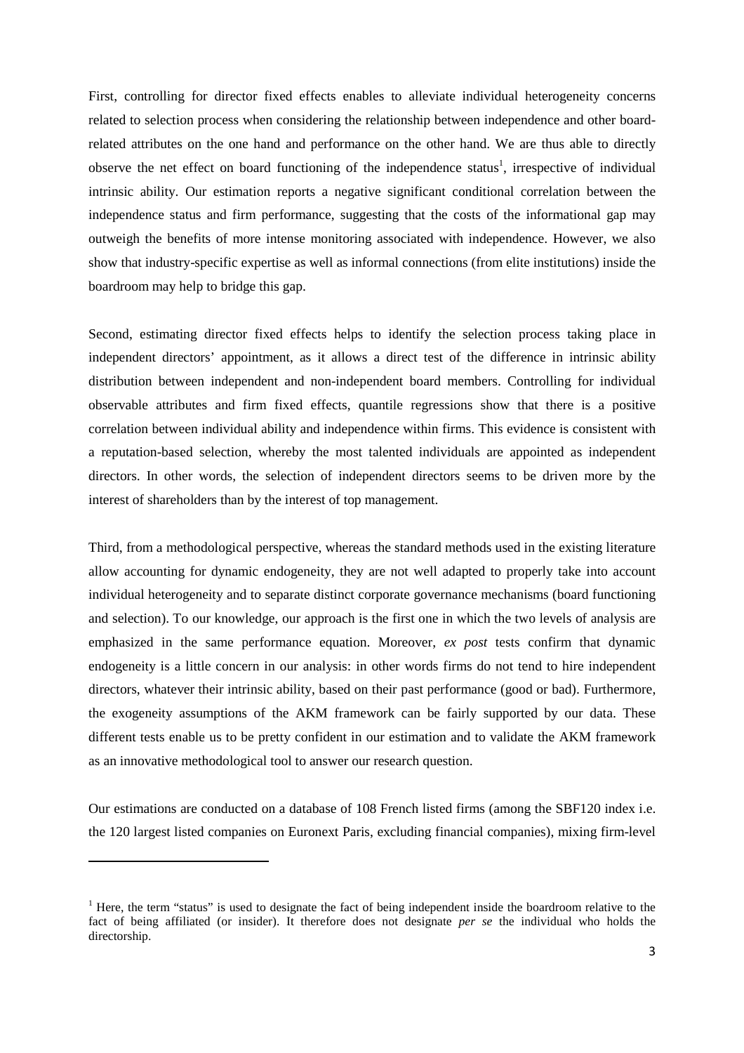First, controlling for director fixed effects enables to alleviate individual heterogeneity concerns related to selection process when considering the relationship between independence and other board-related attributes on the one hand and performance on the other hand. We are thus able to directly observe the net effect on board functioning of the independence status[1], irrespective of individual intrinsic ability. Our estimation reports a negative significant conditional correlation between the independence status and firm performance, suggesting that the costs of the informational gap may outweigh the benefits of more intense monitoring associated with independence. However, we also show that industry-specific expertise as well as informal connections (from elite institutions) inside the boardroom may help to bridge this gap.

Second, estimating director fixed effects helps to identify the selection process taking place in independent directors' appointment, as it allows a direct test of the difference in intrinsic ability distribution between independent and non-independent board members. Controlling for individual observable attributes and firm fixed effects, quantile regressions show that there is a positive correlation between individual ability and independence within firms. This evidence is consistent with a reputation-based selection, whereby the most talented individuals are appointed as independent directors. In other words, the selection of independent directors seems to be driven more by the interest of shareholders than by the interest of top management.

Third, from a methodological perspective, whereas the standard methods used in the existing literature allow accounting for dynamic endogeneity, they are not well adapted to properly take into account individual heterogeneity and to separate distinct corporate governance mechanisms (board functioning and selection). To our knowledge, our approach is the first one in which the two levels of analysis are emphasized in the same performance equation. Moreover, *ex post* tests confirm that dynamic endogeneity is a little concern in our analysis: in other words firms do not tend to hire independent directors, whatever their intrinsic ability, based on their past performance (good or bad). Furthermore, the exogeneity assumptions of the AKM framework can be fairly supported by our data. These different tests enable us to be pretty confident in our estimation and to validate the AKM framework as an innovative methodological tool to answer our research question.

Our estimations are conducted on a database of 108 French listed firms (among the SBF120 index i.e. the 120 largest listed companies on Euronext Paris, excluding financial companies), mixing firm-level

---

[1] Here, the term "status" is used to designate the fact of being independent inside the boardroom relative to the fact of being affiliated (or insider). It therefore does not designate *per se* the individual who holds the directorship.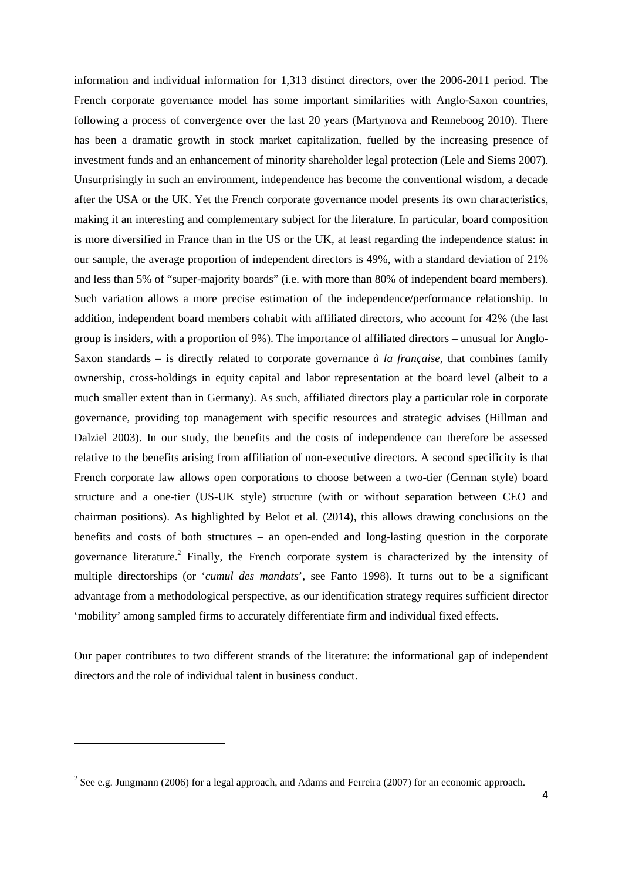information and individual information for 1,313 distinct directors, over the 2006-2011 period. The French corporate governance model has some important similarities with Anglo-Saxon countries, following a process of convergence over the last 20 years (Martynova and Renneboog 2010). There has been a dramatic growth in stock market capitalization, fuelled by the increasing presence of investment funds and an enhancement of minority shareholder legal protection (Lele and Siems 2007). Unsurprisingly in such an environment, independence has become the conventional wisdom, a decade after the USA or the UK. Yet the French corporate governance model presents its own characteristics, making it an interesting and complementary subject for the literature. In particular, board composition is more diversified in France than in the US or the UK, at least regarding the independence status: in our sample, the average proportion of independent directors is 49%, with a standard deviation of 21% and less than 5% of "super-majority boards" (i.e. with more than 80% of independent board members). Such variation allows a more precise estimation of the independence/performance relationship. In addition, independent board members cohabit with affiliated directors, who account for 42% (the last group is insiders, with a proportion of 9%). The importance of affiliated directors – unusual for Anglo-Saxon standards – is directly related to corporate governance *à la française*, that combines family ownership, cross-holdings in equity capital and labor representation at the board level (albeit to a much smaller extent than in Germany). As such, affiliated directors play a particular role in corporate governance, providing top management with specific resources and strategic advises (Hillman and Dalziel 2003). In our study, the benefits and the costs of independence can therefore be assessed relative to the benefits arising from affiliation of non-executive directors. A second specificity is that French corporate law allows open corporations to choose between a two-tier (German style) board structure and a one-tier (US-UK style) structure (with or without separation between CEO and chairman positions). As highlighted by Belot et al. (2014), this allows drawing conclusions on the benefits and costs of both structures – an open-ended and long-lasting question in the corporate governance literature.[2] Finally, the French corporate system is characterized by the intensity of multiple directorships (or '*cumul des mandats*', see Fanto 1998). It turns out to be a significant advantage from a methodological perspective, as our identification strategy requires sufficient director 'mobility' among sampled firms to accurately differentiate firm and individual fixed effects.

Our paper contributes to two different strands of the literature: the informational gap of independent directors and the role of individual talent in business conduct.

[2] See e.g. Jungmann (2006) for a legal approach, and Adams and Ferreira (2007) for an economic approach.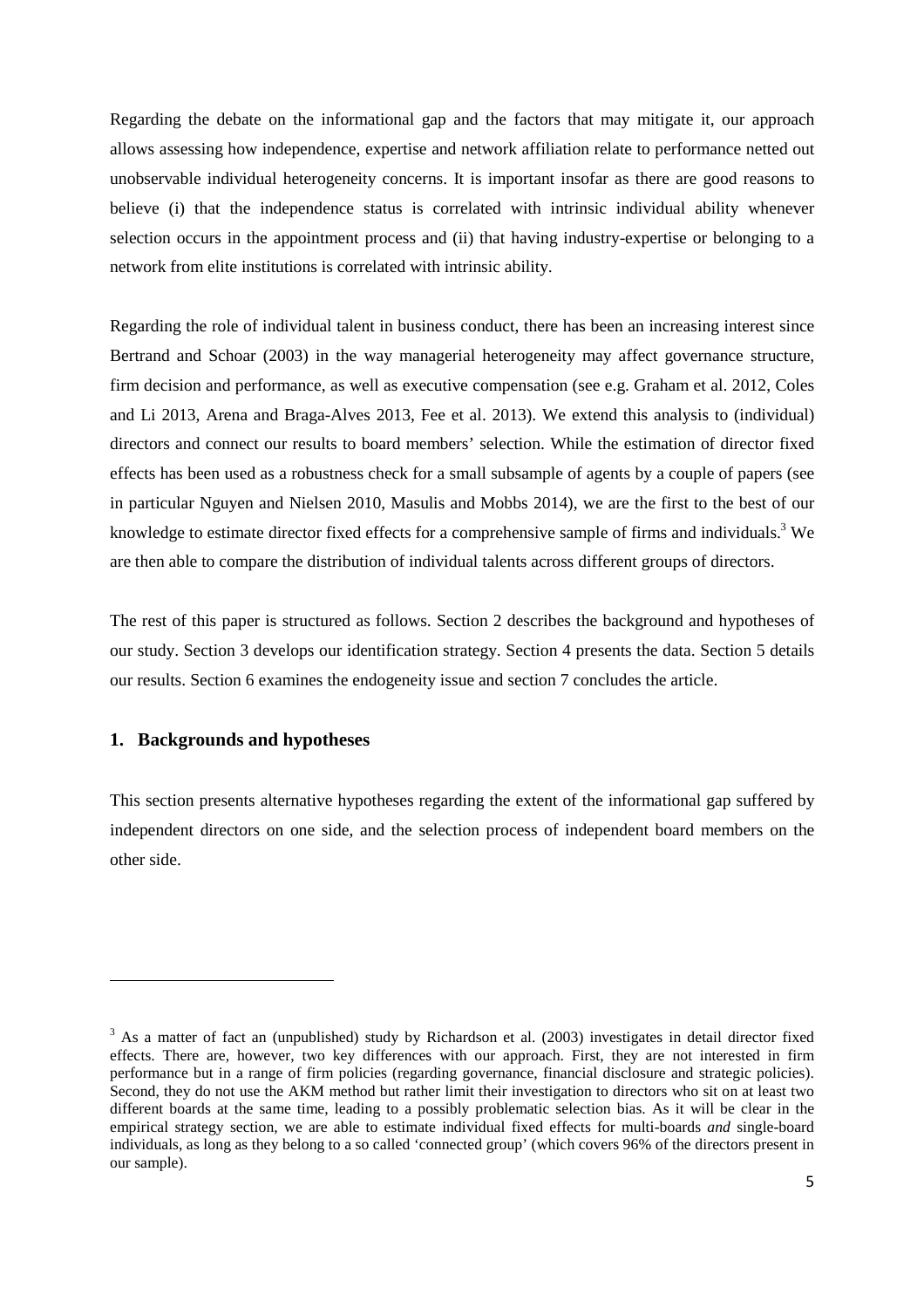Regarding the debate on the informational gap and the factors that may mitigate it, our approach allows assessing how independence, expertise and network affiliation relate to performance netted out unobservable individual heterogeneity concerns. It is important insofar as there are good reasons to believe (i) that the independence status is correlated with intrinsic individual ability whenever selection occurs in the appointment process and (ii) that having industry-expertise or belonging to a network from elite institutions is correlated with intrinsic ability.

Regarding the role of individual talent in business conduct, there has been an increasing interest since Bertrand and Schoar (2003) in the way managerial heterogeneity may affect governance structure, firm decision and performance, as well as executive compensation (see e.g. Graham et al. 2012, Coles and Li 2013, Arena and Braga-Alves 2013, Fee et al. 2013). We extend this analysis to (individual) directors and connect our results to board members' selection. While the estimation of director fixed effects has been used as a robustness check for a small subsample of agents by a couple of papers (see in particular Nguyen and Nielsen 2010, Masulis and Mobbs 2014), we are the first to the best of our knowledge to estimate director fixed effects for a comprehensive sample of firms and individuals.[3] We are then able to compare the distribution of individual talents across different groups of directors.

The rest of this paper is structured as follows. Section 2 describes the background and hypotheses of our study. Section 3 develops our identification strategy. Section 4 presents the data. Section 5 details our results. Section 6 examines the endogeneity issue and section 7 concludes the article.

## 1. Backgrounds and hypotheses

This section presents alternative hypotheses regarding the extent of the informational gap suffered by independent directors on one side, and the selection process of independent board members on the other side.

---

[3] As a matter of fact an (unpublished) study by Richardson et al. (2003) investigates in detail director fixed effects. There are, however, two key differences with our approach. First, they are not interested in firm performance but in a range of firm policies (regarding governance, financial disclosure and strategic policies). Second, they do not use the AKM method but rather limit their investigation to directors who sit on at least two different boards at the same time, leading to a possibly problematic selection bias. As it will be clear in the empirical strategy section, we are able to estimate individual fixed effects for multi-boards *and* single-board individuals, as long as they belong to a so called 'connected group' (which covers 96% of the directors present in our sample).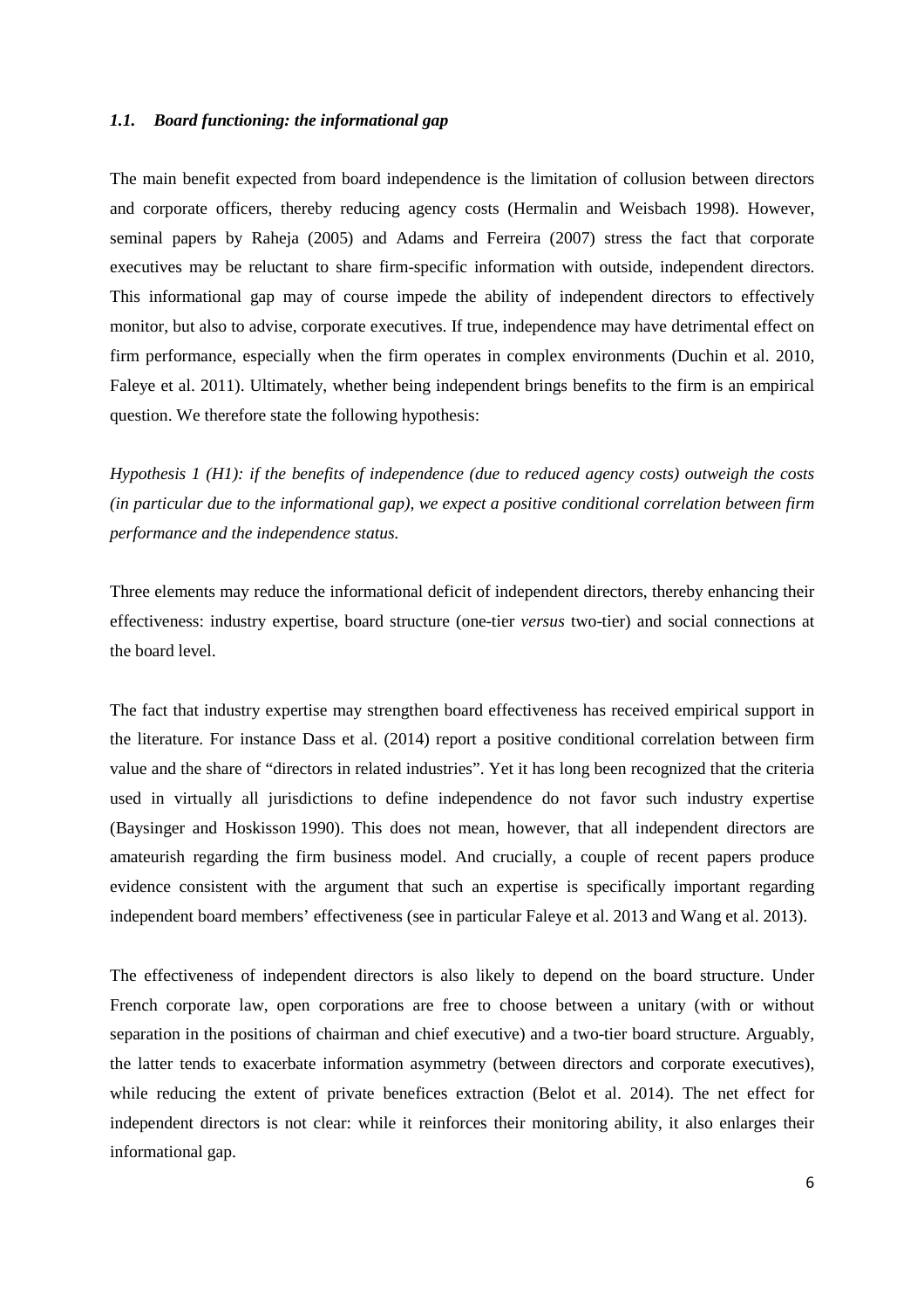### *1.1. Board functioning: the informational gap*

The main benefit expected from board independence is the limitation of collusion between directors and corporate officers, thereby reducing agency costs (Hermalin and Weisbach 1998). However, seminal papers by Raheja (2005) and Adams and Ferreira (2007) stress the fact that corporate executives may be reluctant to share firm-specific information with outside, independent directors. This informational gap may of course impede the ability of independent directors to effectively monitor, but also to advise, corporate executives. If true, independence may have detrimental effect on firm performance, especially when the firm operates in complex environments (Duchin et al. 2010, Faleye et al. 2011). Ultimately, whether being independent brings benefits to the firm is an empirical question. We therefore state the following hypothesis:

*Hypothesis 1 (H1): if the benefits of independence (due to reduced agency costs) outweigh the costs (in particular due to the informational gap), we expect a positive conditional correlation between firm performance and the independence status.*

Three elements may reduce the informational deficit of independent directors, thereby enhancing their effectiveness: industry expertise, board structure (one-tier *versus* two-tier) and social connections at the board level.

The fact that industry expertise may strengthen board effectiveness has received empirical support in the literature. For instance Dass et al. (2014) report a positive conditional correlation between firm value and the share of "directors in related industries". Yet it has long been recognized that the criteria used in virtually all jurisdictions to define independence do not favor such industry expertise (Baysinger and Hoskisson 1990). This does not mean, however, that all independent directors are amateurish regarding the firm business model. And crucially, a couple of recent papers produce evidence consistent with the argument that such an expertise is specifically important regarding independent board members' effectiveness (see in particular Faleye et al. 2013 and Wang et al. 2013).

The effectiveness of independent directors is also likely to depend on the board structure. Under French corporate law, open corporations are free to choose between a unitary (with or without separation in the positions of chairman and chief executive) and a two-tier board structure. Arguably, the latter tends to exacerbate information asymmetry (between directors and corporate executives), while reducing the extent of private benefices extraction (Belot et al. 2014). The net effect for independent directors is not clear: while it reinforces their monitoring ability, it also enlarges their informational gap.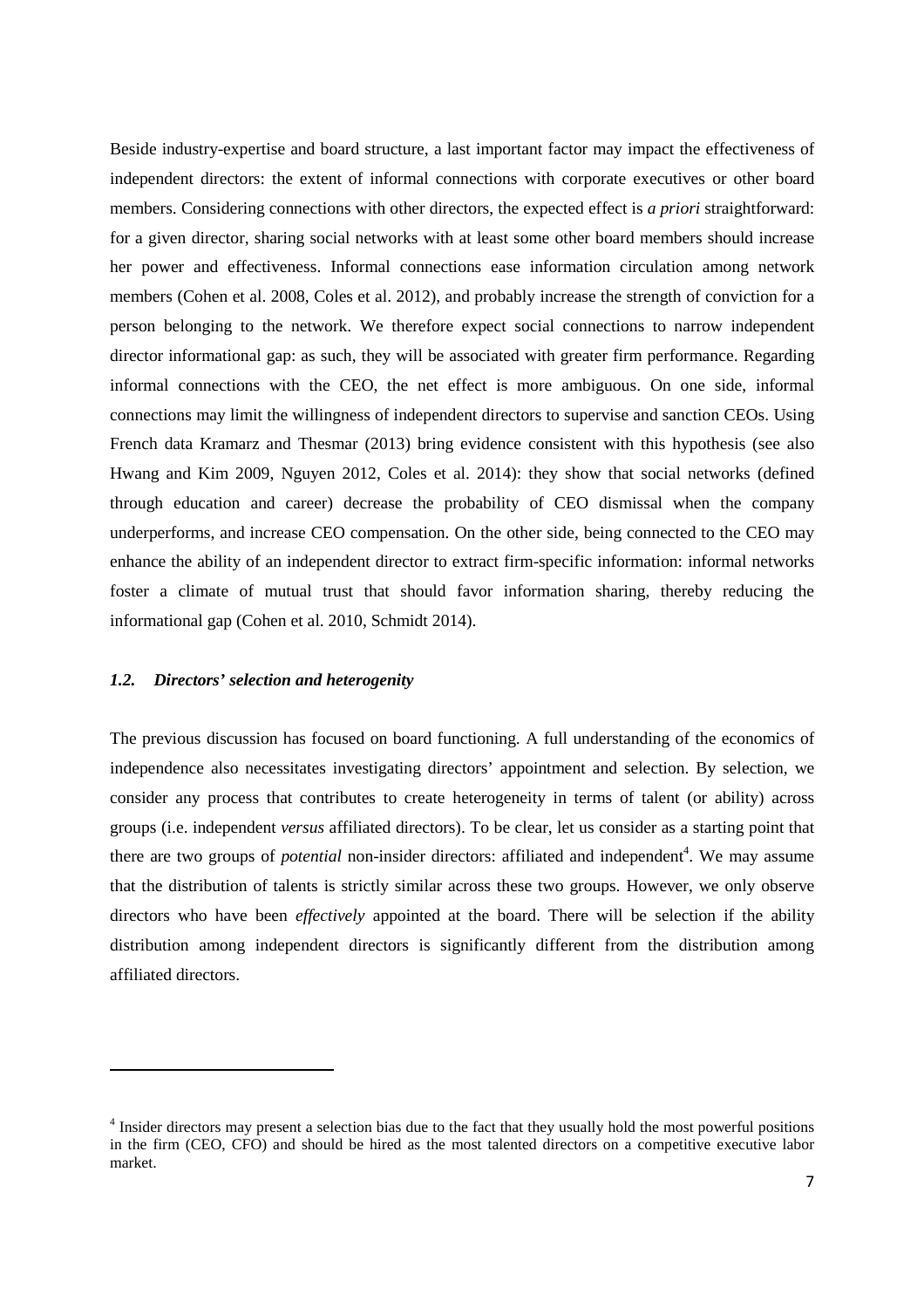Beside industry-expertise and board structure, a last important factor may impact the effectiveness of independent directors: the extent of informal connections with corporate executives or other board members. Considering connections with other directors, the expected effect is *a priori* straightforward: for a given director, sharing social networks with at least some other board members should increase her power and effectiveness. Informal connections ease information circulation among network members (Cohen et al. 2008, Coles et al. 2012), and probably increase the strength of conviction for a person belonging to the network. We therefore expect social connections to narrow independent director informational gap: as such, they will be associated with greater firm performance. Regarding informal connections with the CEO, the net effect is more ambiguous. On one side, informal connections may limit the willingness of independent directors to supervise and sanction CEOs. Using French data Kramarz and Thesmar (2013) bring evidence consistent with this hypothesis (see also Hwang and Kim 2009, Nguyen 2012, Coles et al. 2014): they show that social networks (defined through education and career) decrease the probability of CEO dismissal when the company underperforms, and increase CEO compensation. On the other side, being connected to the CEO may enhance the ability of an independent director to extract firm-specific information: informal networks foster a climate of mutual trust that should favor information sharing, thereby reducing the informational gap (Cohen et al. 2010, Schmidt 2014).

### *1.2. Directors' selection and heterogenity*

The previous discussion has focused on board functioning. A full understanding of the economics of independence also necessitates investigating directors' appointment and selection. By selection, we consider any process that contributes to create heterogeneity in terms of talent (or ability) across groups (i.e. independent *versus* affiliated directors). To be clear, let us consider as a starting point that there are two groups of *potential* non-insider directors: affiliated and independent[4]. We may assume that the distribution of talents is strictly similar across these two groups. However, we only observe directors who have been *effectively* appointed at the board. There will be selection if the ability distribution among independent directors is significantly different from the distribution among affiliated directors.

---

[4] Insider directors may present a selection bias due to the fact that they usually hold the most powerful positions in the firm (CEO, CFO) and should be hired as the most talented directors on a competitive executive labor market.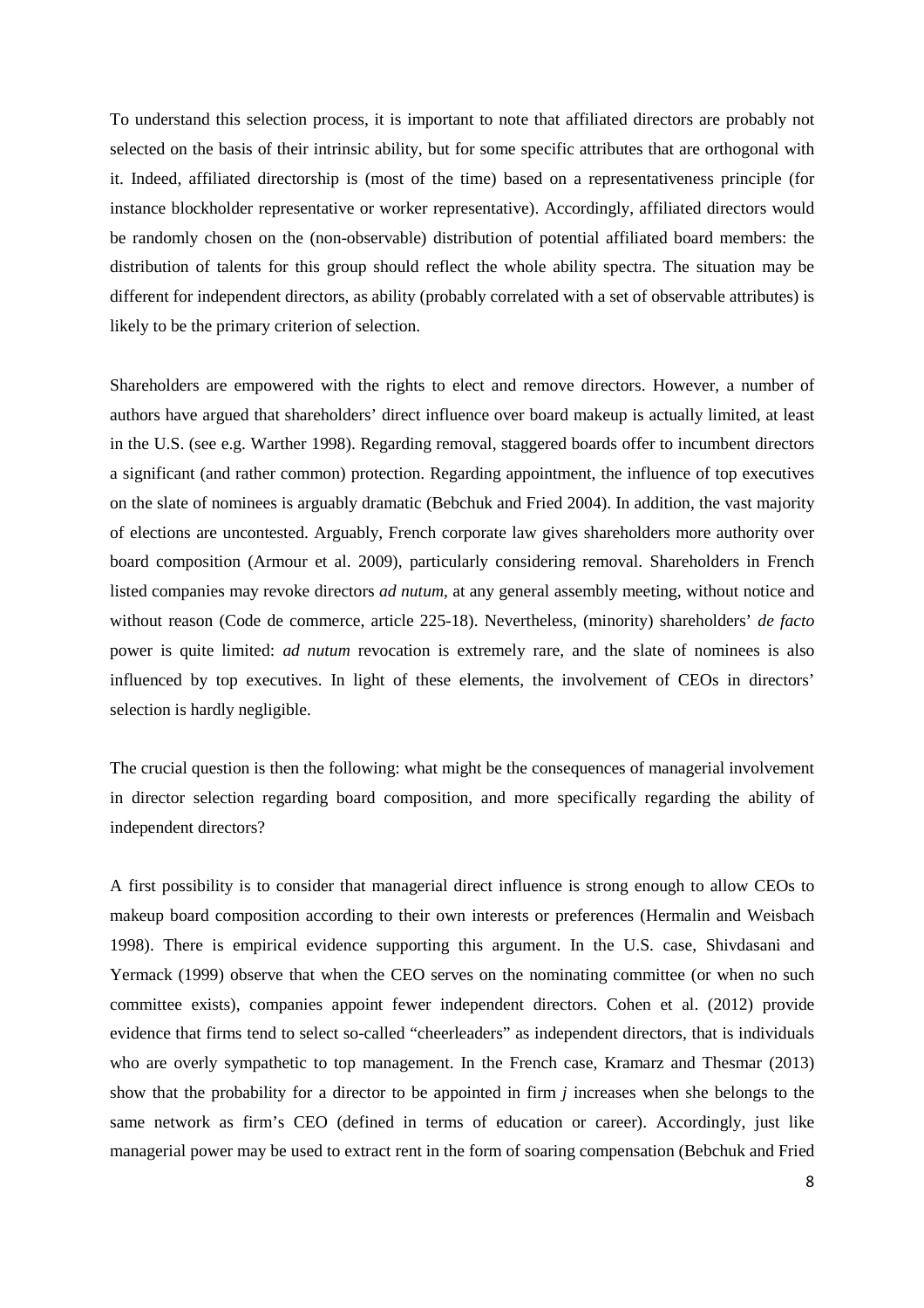To understand this selection process, it is important to note that affiliated directors are probably not selected on the basis of their intrinsic ability, but for some specific attributes that are orthogonal with it. Indeed, affiliated directorship is (most of the time) based on a representativeness principle (for instance blockholder representative or worker representative). Accordingly, affiliated directors would be randomly chosen on the (non-observable) distribution of potential affiliated board members: the distribution of talents for this group should reflect the whole ability spectra. The situation may be different for independent directors, as ability (probably correlated with a set of observable attributes) is likely to be the primary criterion of selection.

Shareholders are empowered with the rights to elect and remove directors. However, a number of authors have argued that shareholders' direct influence over board makeup is actually limited, at least in the U.S. (see e.g. Warther 1998). Regarding removal, staggered boards offer to incumbent directors a significant (and rather common) protection. Regarding appointment, the influence of top executives on the slate of nominees is arguably dramatic (Bebchuk and Fried 2004). In addition, the vast majority of elections are uncontested. Arguably, French corporate law gives shareholders more authority over board composition (Armour et al. 2009), particularly considering removal. Shareholders in French listed companies may revoke directors *ad nutum*, at any general assembly meeting, without notice and without reason (Code de commerce, article 225-18). Nevertheless, (minority) shareholders' *de facto* power is quite limited: *ad nutum* revocation is extremely rare, and the slate of nominees is also influenced by top executives. In light of these elements, the involvement of CEOs in directors' selection is hardly negligible.

The crucial question is then the following: what might be the consequences of managerial involvement in director selection regarding board composition, and more specifically regarding the ability of independent directors?

A first possibility is to consider that managerial direct influence is strong enough to allow CEOs to makeup board composition according to their own interests or preferences (Hermalin and Weisbach 1998). There is empirical evidence supporting this argument. In the U.S. case, Shivdasani and Yermack (1999) observe that when the CEO serves on the nominating committee (or when no such committee exists), companies appoint fewer independent directors. Cohen et al. (2012) provide evidence that firms tend to select so-called "cheerleaders" as independent directors, that is individuals who are overly sympathetic to top management. In the French case, Kramarz and Thesmar (2013) show that the probability for a director to be appointed in firm *j* increases when she belongs to the same network as firm's CEO (defined in terms of education or career). Accordingly, just like managerial power may be used to extract rent in the form of soaring compensation (Bebchuk and Fried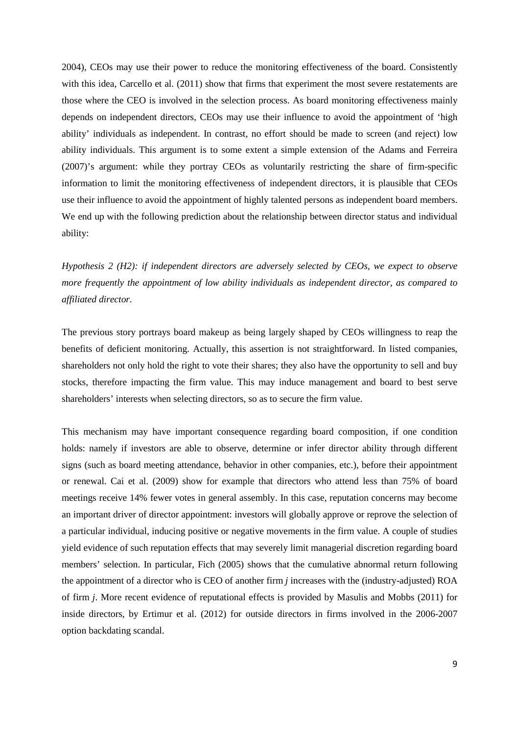2004), CEOs may use their power to reduce the monitoring effectiveness of the board. Consistently with this idea, Carcello et al. (2011) show that firms that experiment the most severe restatements are those where the CEO is involved in the selection process. As board monitoring effectiveness mainly depends on independent directors, CEOs may use their influence to avoid the appointment of 'high ability' individuals as independent. In contrast, no effort should be made to screen (and reject) low ability individuals. This argument is to some extent a simple extension of the Adams and Ferreira (2007)'s argument: while they portray CEOs as voluntarily restricting the share of firm-specific information to limit the monitoring effectiveness of independent directors, it is plausible that CEOs use their influence to avoid the appointment of highly talented persons as independent board members. We end up with the following prediction about the relationship between director status and individual ability:

*Hypothesis 2 (H2): if independent directors are adversely selected by CEOs, we expect to observe more frequently the appointment of low ability individuals as independent director, as compared to affiliated director.*

The previous story portrays board makeup as being largely shaped by CEOs willingness to reap the benefits of deficient monitoring. Actually, this assertion is not straightforward. In listed companies, shareholders not only hold the right to vote their shares; they also have the opportunity to sell and buy stocks, therefore impacting the firm value. This may induce management and board to best serve shareholders' interests when selecting directors, so as to secure the firm value.

This mechanism may have important consequence regarding board composition, if one condition holds: namely if investors are able to observe, determine or infer director ability through different signs (such as board meeting attendance, behavior in other companies, etc.), before their appointment or renewal. Cai et al. (2009) show for example that directors who attend less than 75% of board meetings receive 14% fewer votes in general assembly. In this case, reputation concerns may become an important driver of director appointment: investors will globally approve or reprove the selection of a particular individual, inducing positive or negative movements in the firm value. A couple of studies yield evidence of such reputation effects that may severely limit managerial discretion regarding board members' selection. In particular, Fich (2005) shows that the cumulative abnormal return following the appointment of a director who is CEO of another firm *j* increases with the (industry-adjusted) ROA of firm *j*. More recent evidence of reputational effects is provided by Masulis and Mobbs (2011) for inside directors, by Ertimur et al. (2012) for outside directors in firms involved in the 2006-2007 option backdating scandal.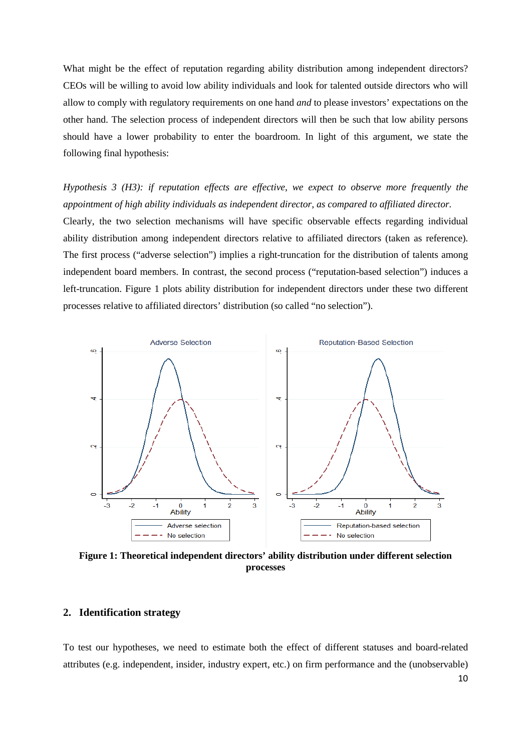What might be the effect of reputation regarding ability distribution among independent directors? CEOs will be willing to avoid low ability individuals and look for talented outside directors who will allow to comply with regulatory requirements on one hand *and* to please investors' expectations on the other hand. The selection process of independent directors will then be such that low ability persons should have a lower probability to enter the boardroom. In light of this argument, we state the following final hypothesis:

*Hypothesis 3 (H3): if reputation effects are effective, we expect to observe more frequently the appointment of high ability individuals as independent director, as compared to affiliated director.*

Clearly, the two selection mechanisms will have specific observable effects regarding individual ability distribution among independent directors relative to affiliated directors (taken as reference). The first process ("adverse selection") implies a right-truncation for the distribution of talents among independent board members. In contrast, the second process ("reputation-based selection") induces a left-truncation. Figure 1 plots ability distribution for independent directors under these two different processes relative to affiliated directors' distribution (so called "no selection").

**Figure 1: Theoretical independent directors' ability distribution under different selection processes**

## 2. Identification strategy

To test our hypotheses, we need to estimate both the effect of different statuses and board-related attributes (e.g. independent, insider, industry expert, etc.) on firm performance and the (unobservable)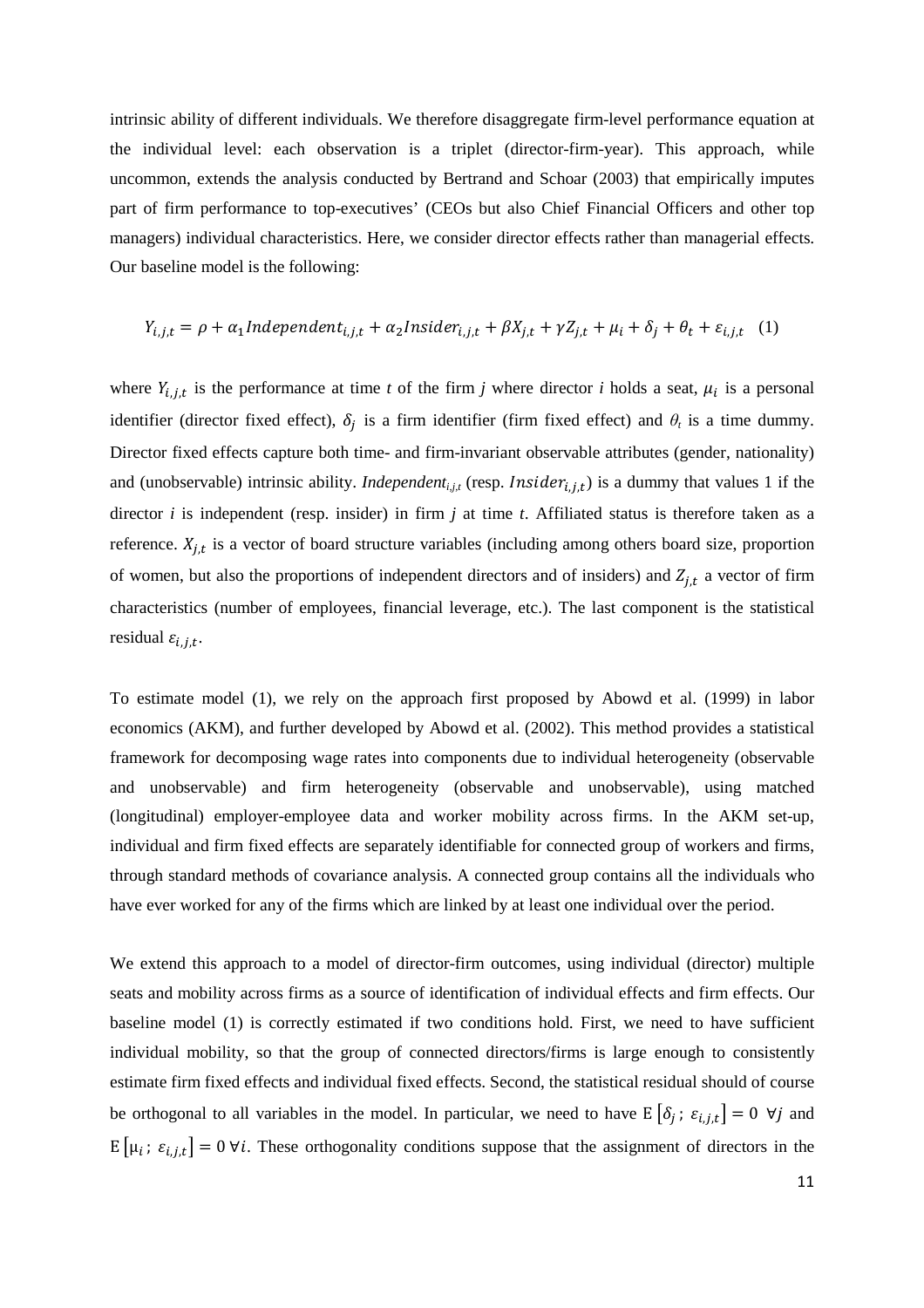intrinsic ability of different individuals. We therefore disaggregate firm-level performance equation at the individual level: each observation is a triplet (director-firm-year). This approach, while uncommon, extends the analysis conducted by Bertrand and Schoar (2003) that empirically imputes part of firm performance to top-executives' (CEOs but also Chief Financial Officers and other top managers) individual characteristics. Here, we consider director effects rather than managerial effects. Our baseline model is the following:

$$Y_{i,j,t} = \rho + \alpha_1 Independent_{i,j,t} + \alpha_2 Insider_{i,j,t} + \beta X_{j,t} + \gamma Z_{j,t} + \mu_i + \delta_j + \theta_t + \varepsilon_{i,j,t} \quad (1)$$

where $Y_{i,j,t}$ is the performance at time *t* of the firm *j* where director *i* holds a seat, $\mu_i$ is a personal identifier (director fixed effect), $\delta_j$ is a firm identifier (firm fixed effect) and $\theta_t$ is a time dummy. Director fixed effects capture both time- and firm-invariant observable attributes (gender, nationality) and (unobservable) intrinsic ability. $Independent_{i,j,t}$ (resp. $Insider_{i,j,t}$) is a dummy that values 1 if the director *i* is independent (resp. insider) in firm *j* at time *t*. Affiliated status is therefore taken as a reference. $X_{j,t}$ is a vector of board structure variables (including among others board size, proportion of women, but also the proportions of independent directors and of insiders) and $Z_{j,t}$ a vector of firm characteristics (number of employees, financial leverage, etc.). The last component is the statistical residual $\varepsilon_{i,j,t}$.

To estimate model (1), we rely on the approach first proposed by Abowd et al. (1999) in labor economics (AKM), and further developed by Abowd et al. (2002). This method provides a statistical framework for decomposing wage rates into components due to individual heterogeneity (observable and unobservable) and firm heterogeneity (observable and unobservable), using matched (longitudinal) employer-employee data and worker mobility across firms. In the AKM set-up, individual and firm fixed effects are separately identifiable for connected group of workers and firms, through standard methods of covariance analysis. A connected group contains all the individuals who have ever worked for any of the firms which are linked by at least one individual over the period.

We extend this approach to a model of director-firm outcomes, using individual (director) multiple seats and mobility across firms as a source of identification of individual effects and firm effects. Our baseline model (1) is correctly estimated if two conditions hold. First, we need to have sufficient individual mobility, so that the group of connected directors/firms is large enough to consistently estimate firm fixed effects and individual fixed effects. Second, the statistical residual should of course be orthogonal to all variables in the model. In particular, we need to have $\mathrm{E}\left[\delta_j\,;\ \varepsilon_{i,j,t}\right] = 0\ \ \forall j$ and $\mathrm{E}\left[\mu_i\,;\ \varepsilon_{i,j,t}\right] = 0\ \forall i$. These orthogonality conditions suppose that the assignment of directors in the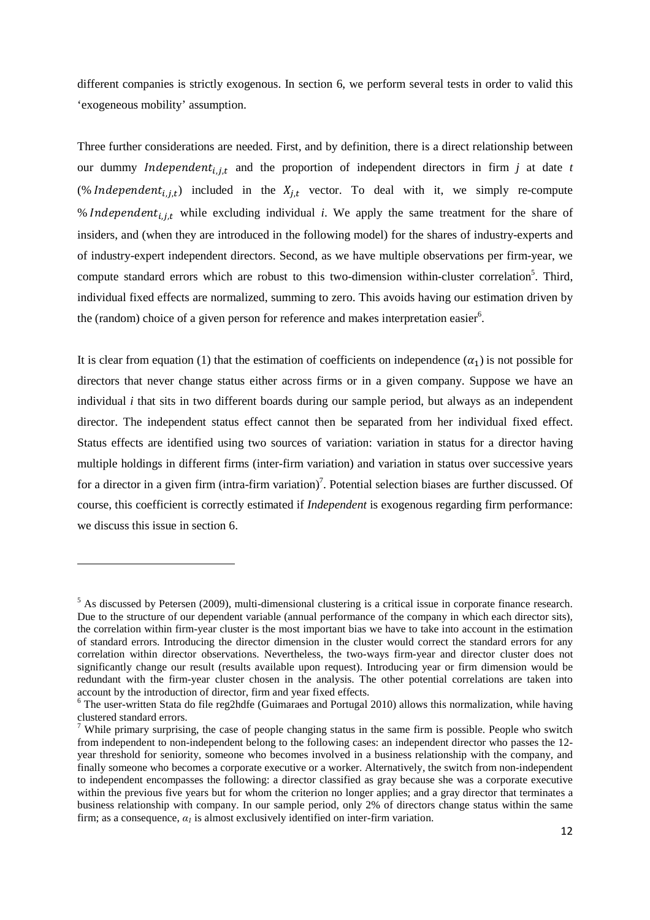different companies is strictly exogenous. In section 6, we perform several tests in order to valid this 'exogeneous mobility' assumption.

Three further considerations are needed. First, and by definition, there is a direct relationship between our dummy $Independent_{i,j,t}$ and the proportion of independent directors in firm *j* at date *t* ($\%\,Independent_{i,j,t}$) included in the $X_{j,t}$ vector. To deal with it, we simply re-compute $\%\,Independent_{i,j,t}$ while excluding individual *i*. We apply the same treatment for the share of insiders, and (when they are introduced in the following model) for the shares of industry-experts and of industry-expert independent directors. Second, as we have multiple observations per firm-year, we compute standard errors which are robust to this two-dimension within-cluster correlation[5]. Third, individual fixed effects are normalized, summing to zero. This avoids having our estimation driven by the (random) choice of a given person for reference and makes interpretation easier[6].

It is clear from equation (1) that the estimation of coefficients on independence ($\alpha_1$) is not possible for directors that never change status either across firms or in a given company. Suppose we have an individual *i* that sits in two different boards during our sample period, but always as an independent director. The independent status effect cannot then be separated from her individual fixed effect. Status effects are identified using two sources of variation: variation in status for a director having multiple holdings in different firms (inter-firm variation) and variation in status over successive years for a director in a given firm (intra-firm variation)[7]. Potential selection biases are further discussed. Of course, this coefficient is correctly estimated if *Independent* is exogenous regarding firm performance: we discuss this issue in section 6.

---

[5] As discussed by Petersen (2009), multi-dimensional clustering is a critical issue in corporate finance research. Due to the structure of our dependent variable (annual performance of the company in which each director sits), the correlation within firm-year cluster is the most important bias we have to take into account in the estimation of standard errors. Introducing the director dimension in the cluster would correct the standard errors for any correlation within director observations. Nevertheless, the two-ways firm-year and director cluster does not significantly change our result (results available upon request). Introducing year or firm dimension would be redundant with the firm-year cluster chosen in the analysis. The other potential correlations are taken into account by the introduction of director, firm and year fixed effects.

[6] The user-written Stata do file reg2hdfe (Guimaraes and Portugal 2010) allows this normalization, while having clustered standard errors.

[7] While primary surprising, the case of people changing status in the same firm is possible. People who switch from independent to non-independent belong to the following cases: an independent director who passes the 12-year threshold for seniority, someone who becomes involved in a business relationship with the company, and finally someone who becomes a corporate executive or a worker. Alternatively, the switch from non-independent to independent encompasses the following: a director classified as gray because she was a corporate executive within the previous five years but for whom the criterion no longer applies; and a gray director that terminates a business relationship with company. In our sample period, only 2% of directors change status within the same firm; as a consequence, $\alpha_1$ is almost exclusively identified on inter-firm variation.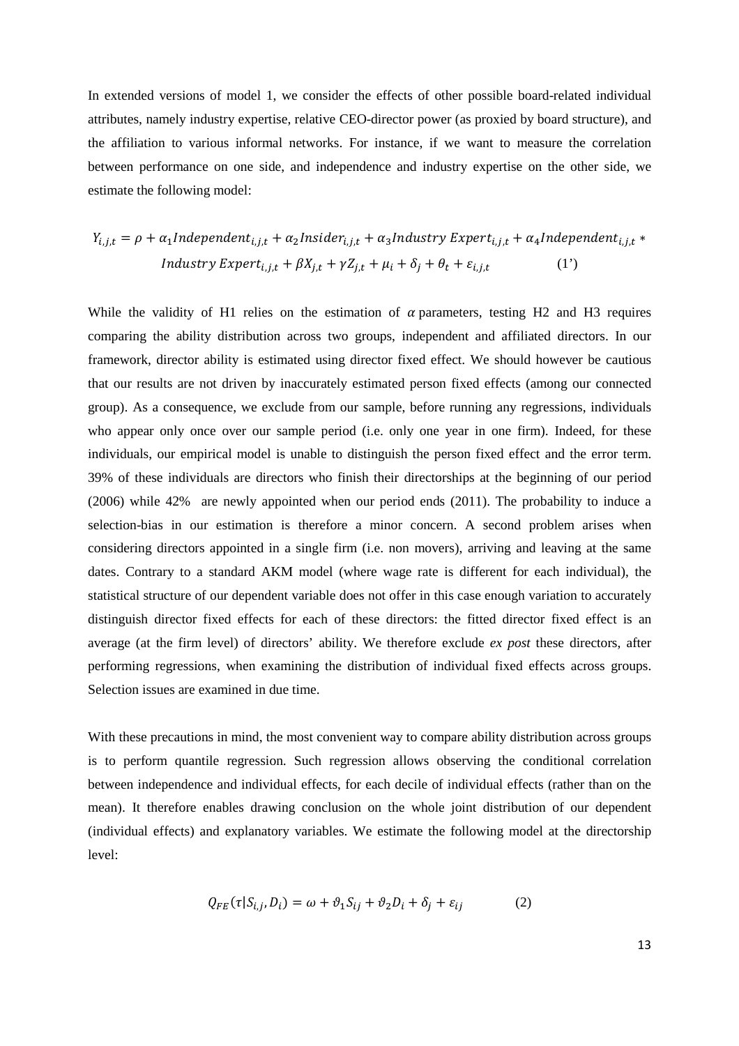In extended versions of model 1, we consider the effects of other possible board-related individual attributes, namely industry expertise, relative CEO-director power (as proxied by board structure), and the affiliation to various informal networks. For instance, if we want to measure the correlation between performance on one side, and independence and industry expertise on the other side, we estimate the following model:

$$Y_{i,j,t} = \rho + \alpha_1 Independent_{i,j,t} + \alpha_2 Insider_{i,j,t} + \alpha_3 Industry\ Expert_{i,j,t} + \alpha_4 Independent_{i,j,t} * Industry\ Expert_{i,j,t} + \beta X_{j,t} + \gamma Z_{j,t} + \mu_i + \delta_j + \theta_t + \varepsilon_{i,j,t} \qquad (1')$$

While the validity of H1 relies on the estimation of $\alpha$ parameters, testing H2 and H3 requires comparing the ability distribution across two groups, independent and affiliated directors. In our framework, director ability is estimated using director fixed effect. We should however be cautious that our results are not driven by inaccurately estimated person fixed effects (among our connected group). As a consequence, we exclude from our sample, before running any regressions, individuals who appear only once over our sample period (i.e. only one year in one firm). Indeed, for these individuals, our empirical model is unable to distinguish the person fixed effect and the error term. 39% of these individuals are directors who finish their directorships at the beginning of our period (2006) while 42% are newly appointed when our period ends (2011). The probability to induce a selection-bias in our estimation is therefore a minor concern. A second problem arises when considering directors appointed in a single firm (i.e. non movers), arriving and leaving at the same dates. Contrary to a standard AKM model (where wage rate is different for each individual), the statistical structure of our dependent variable does not offer in this case enough variation to accurately distinguish director fixed effects for each of these directors: the fitted director fixed effect is an average (at the firm level) of directors' ability. We therefore exclude *ex post* these directors, after performing regressions, when examining the distribution of individual fixed effects across groups. Selection issues are examined in due time.

With these precautions in mind, the most convenient way to compare ability distribution across groups is to perform quantile regression. Such regression allows observing the conditional correlation between independence and individual effects, for each decile of individual effects (rather than on the mean). It therefore enables drawing conclusion on the whole joint distribution of our dependent (individual effects) and explanatory variables. We estimate the following model at the directorship level:

$$Q_{FE}(\tau | S_{i,j}, D_i) = \omega + \vartheta_1 S_{ij} + \vartheta_2 D_i + \delta_j + \varepsilon_{ij} \qquad (2)$$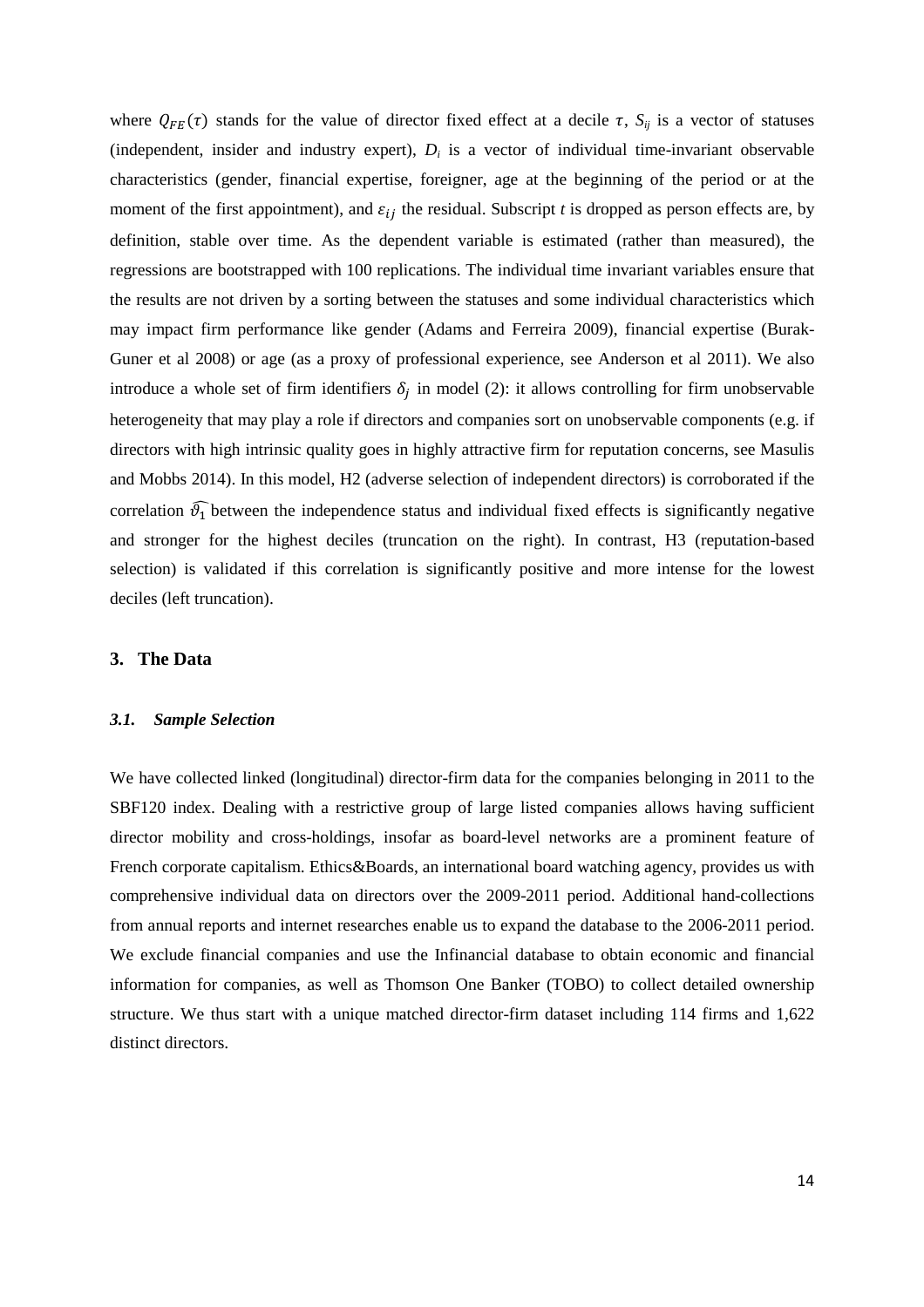where $Q_{FE}(\tau)$ stands for the value of director fixed effect at a decile $\tau$, $S_{ij}$ is a vector of statuses (independent, insider and industry expert), $D_i$ is a vector of individual time-invariant observable characteristics (gender, financial expertise, foreigner, age at the beginning of the period or at the moment of the first appointment), and $\varepsilon_{ij}$ the residual. Subscript *t* is dropped as person effects are, by definition, stable over time. As the dependent variable is estimated (rather than measured), the regressions are bootstrapped with 100 replications. The individual time invariant variables ensure that the results are not driven by a sorting between the statuses and some individual characteristics which may impact firm performance like gender (Adams and Ferreira 2009), financial expertise (Burak-Guner et al 2008) or age (as a proxy of professional experience, see Anderson et al 2011). We also introduce a whole set of firm identifiers $\delta_j$ in model (2): it allows controlling for firm unobservable heterogeneity that may play a role if directors and companies sort on unobservable components (e.g. if directors with high intrinsic quality goes in highly attractive firm for reputation concerns, see Masulis and Mobbs 2014). In this model, H2 (adverse selection of independent directors) is corroborated if the correlation $\widehat{\vartheta_1}$ between the independence status and individual fixed effects is significantly negative and stronger for the highest deciles (truncation on the right). In contrast, H3 (reputation-based selection) is validated if this correlation is significantly positive and more intense for the lowest deciles (left truncation).

## 3. The Data

### *3.1. Sample Selection*

We have collected linked (longitudinal) director-firm data for the companies belonging in 2011 to the SBF120 index. Dealing with a restrictive group of large listed companies allows having sufficient director mobility and cross-holdings, insofar as board-level networks are a prominent feature of French corporate capitalism. Ethics&Boards, an international board watching agency, provides us with comprehensive individual data on directors over the 2009-2011 period. Additional hand-collections from annual reports and internet researches enable us to expand the database to the 2006-2011 period. We exclude financial companies and use the Infinancial database to obtain economic and financial information for companies, as well as Thomson One Banker (TOBO) to collect detailed ownership structure. We thus start with a unique matched director-firm dataset including 114 firms and 1,622 distinct directors.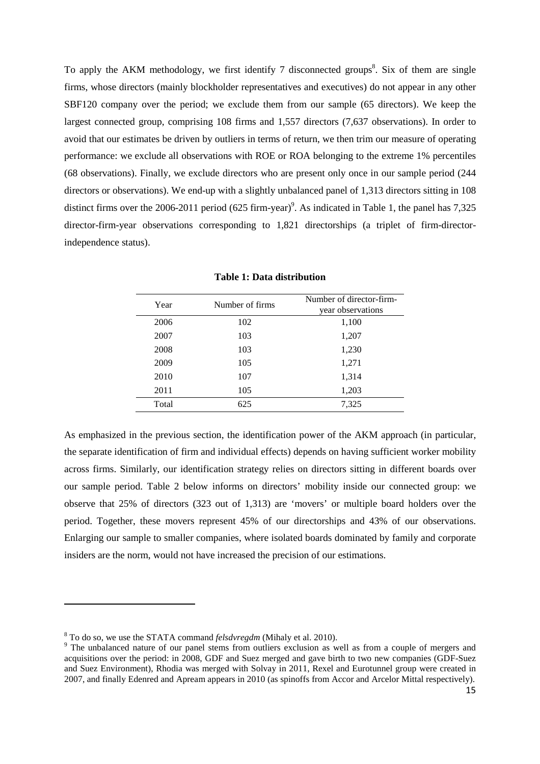To apply the AKM methodology, we first identify 7 disconnected groups[8]. Six of them are single firms, whose directors (mainly blockholder representatives and executives) do not appear in any other SBF120 company over the period; we exclude them from our sample (65 directors). We keep the largest connected group, comprising 108 firms and 1,557 directors (7,637 observations). In order to avoid that our estimates be driven by outliers in terms of return, we then trim our measure of operating performance: we exclude all observations with ROE or ROA belonging to the extreme 1% percentiles (68 observations). Finally, we exclude directors who are present only once in our sample period (244 directors or observations). We end-up with a slightly unbalanced panel of 1,313 directors sitting in 108 distinct firms over the 2006-2011 period (625 firm-year)[9]. As indicated in Table 1, the panel has 7,325 director-firm-year observations corresponding to 1,821 directorships (a triplet of firm-director-independence status).

**Table 1: Data distribution**

| Year | Number of firms | Number of director-firm-year observations |
|---|---|---|
| 2006 | 102 | 1,100 |
| 2007 | 103 | 1,207 |
| 2008 | 103 | 1,230 |
| 2009 | 105 | 1,271 |
| 2010 | 107 | 1,314 |
| 2011 | 105 | 1,203 |
| Total | 625 | 7,325 |

As emphasized in the previous section, the identification power of the AKM approach (in particular, the separate identification of firm and individual effects) depends on having sufficient worker mobility across firms. Similarly, our identification strategy relies on directors sitting in different boards over our sample period. Table 2 below informs on directors' mobility inside our connected group: we observe that 25% of directors (323 out of 1,313) are 'movers' or multiple board holders over the period. Together, these movers represent 45% of our directorships and 43% of our observations. Enlarging our sample to smaller companies, where isolated boards dominated by family and corporate insiders are the norm, would not have increased the precision of our estimations.

[8] To do so, we use the STATA command *felsdvregdm* (Mihaly et al. 2010).

[9] The unbalanced nature of our panel stems from outliers exclusion as well as from a couple of mergers and acquisitions over the period: in 2008, GDF and Suez merged and gave birth to two new companies (GDF-Suez and Suez Environment), Rhodia was merged with Solvay in 2011, Rexel and Eurotunnel group were created in 2007, and finally Edenred and Apream appears in 2010 (as spinoffs from Accor and Arcelor Mittal respectively).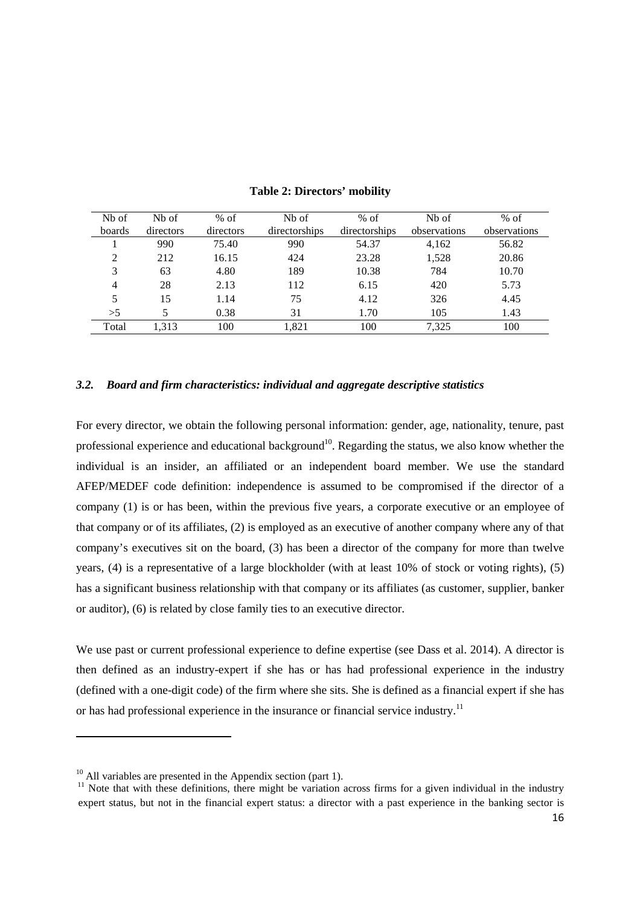**Table 2: Directors' mobility**

| Nb of boards | Nb of directors | % of directors | Nb of directorships | % of directorships | Nb of observations | % of observations |
|---|---|---|---|---|---|---|
| 1 | 990 | 75.40 | 990 | 54.37 | 4,162 | 56.82 |
| 2 | 212 | 16.15 | 424 | 23.28 | 1,528 | 20.86 |
| 3 | 63 | 4.80 | 189 | 10.38 | 784 | 10.70 |
| 4 | 28 | 2.13 | 112 | 6.15 | 420 | 5.73 |
| 5 | 15 | 1.14 | 75 | 4.12 | 326 | 4.45 |
| >5 | 5 | 0.38 | 31 | 1.70 | 105 | 1.43 |
| Total | 1,313 | 100 | 1,821 | 100 | 7,325 | 100 |

### *3.2. Board and firm characteristics: individual and aggregate descriptive statistics*

For every director, we obtain the following personal information: gender, age, nationality, tenure, past professional experience and educational background[10]. Regarding the status, we also know whether the individual is an insider, an affiliated or an independent board member. We use the standard AFEP/MEDEF code definition: independence is assumed to be compromised if the director of a company (1) is or has been, within the previous five years, a corporate executive or an employee of that company or of its affiliates, (2) is employed as an executive of another company where any of that company's executives sit on the board, (3) has been a director of the company for more than twelve years, (4) is a representative of a large blockholder (with at least 10% of stock or voting rights), (5) has a significant business relationship with that company or its affiliates (as customer, supplier, banker or auditor), (6) is related by close family ties to an executive director.

We use past or current professional experience to define expertise (see Dass et al. 2014). A director is then defined as an industry-expert if she has or has had professional experience in the industry (defined with a one-digit code) of the firm where she sits. She is defined as a financial expert if she has or has had professional experience in the insurance or financial service industry.[11]

---

[10] All variables are presented in the Appendix section (part 1).

[11] Note that with these definitions, there might be variation across firms for a given individual in the industry expert status, but not in the financial expert status: a director with a past experience in the banking sector is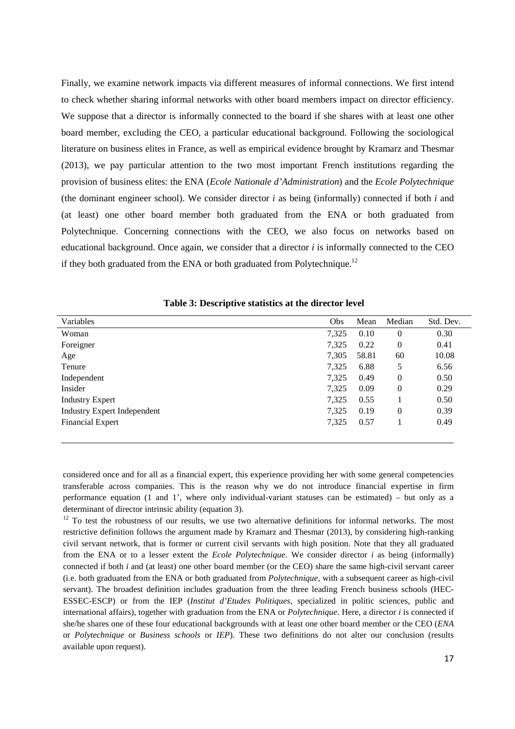Finally, we examine network impacts via different measures of informal connections. We first intend to check whether sharing informal networks with other board members impact on director efficiency. We suppose that a director is informally connected to the board if she shares with at least one other board member, excluding the CEO, a particular educational background. Following the sociological literature on business elites in France, as well as empirical evidence brought by Kramarz and Thesmar (2013), we pay particular attention to the two most important French institutions regarding the provision of business elites: the ENA (*Ecole Nationale d'Administration*) and the *Ecole Polytechnique* (the dominant engineer school). We consider director *i* as being (informally) connected if both *i* and (at least) one other board member both graduated from the ENA or both graduated from Polytechnique. Concerning connections with the CEO, we also focus on networks based on educational background. Once again, we consider that a director *i* is informally connected to the CEO if they both graduated from the ENA or both graduated from Polytechnique.[12]

**Table 3: Descriptive statistics at the director level**

| Variables | Obs | Mean | Median | Std. Dev. |
|---|---|---|---|---|
| Woman | 7,325 | 0.10 | 0 | 0.30 |
| Foreigner | 7,325 | 0.22 | 0 | 0.41 |
| Age | 7,305 | 58.81 | 60 | 10.08 |
| Tenure | 7,325 | 6.88 | 5 | 6.56 |
| Independent | 7,325 | 0.49 | 0 | 0.50 |
| Insider | 7,325 | 0.09 | 0 | 0.29 |
| Industry Expert | 7,325 | 0.55 | 1 | 0.50 |
| Industry Expert Independent | 7,325 | 0.19 | 0 | 0.39 |
| Financial Expert | 7,325 | 0.57 | 1 | 0.49 |

considered once and for all as a financial expert, this experience providing her with some general competencies transferable across companies. This is the reason why we do not introduce financial expertise in firm performance equation (1 and 1', where only individual-variant statuses can be estimated) – but only as a determinant of director intrinsic ability (equation 3).

[12] To test the robustness of our results, we use two alternative definitions for informal networks. The most restrictive definition follows the argument made by Kramarz and Thesmar (2013), by considering high-ranking civil servant network, that is former or current civil servants with high position. Note that they all graduated from the ENA or to a lesser extent the *Ecole Polytechnique*. We consider director *i* as being (informally) connected if both *i* and (at least) one other board member (or the CEO) share the same high-civil servant career (i.e. both graduated from the ENA or both graduated from *Polytechnique*, with a subsequent career as high-civil servant). The broadest definition includes graduation from the three leading French business schools (HEC-ESSEC-ESCP) or from the IEP (*Institut d'Etudes Politiques*, specialized in politic sciences, public and international affairs), together with graduation from the ENA or *Polytechnique*. Here, a director *i* is connected if she/he shares one of these four educational backgrounds with at least one other board member or the CEO (*ENA* or *Polytechnique* or *Business schools* or *IEP*). These two definitions do not alter our conclusion (results available upon request).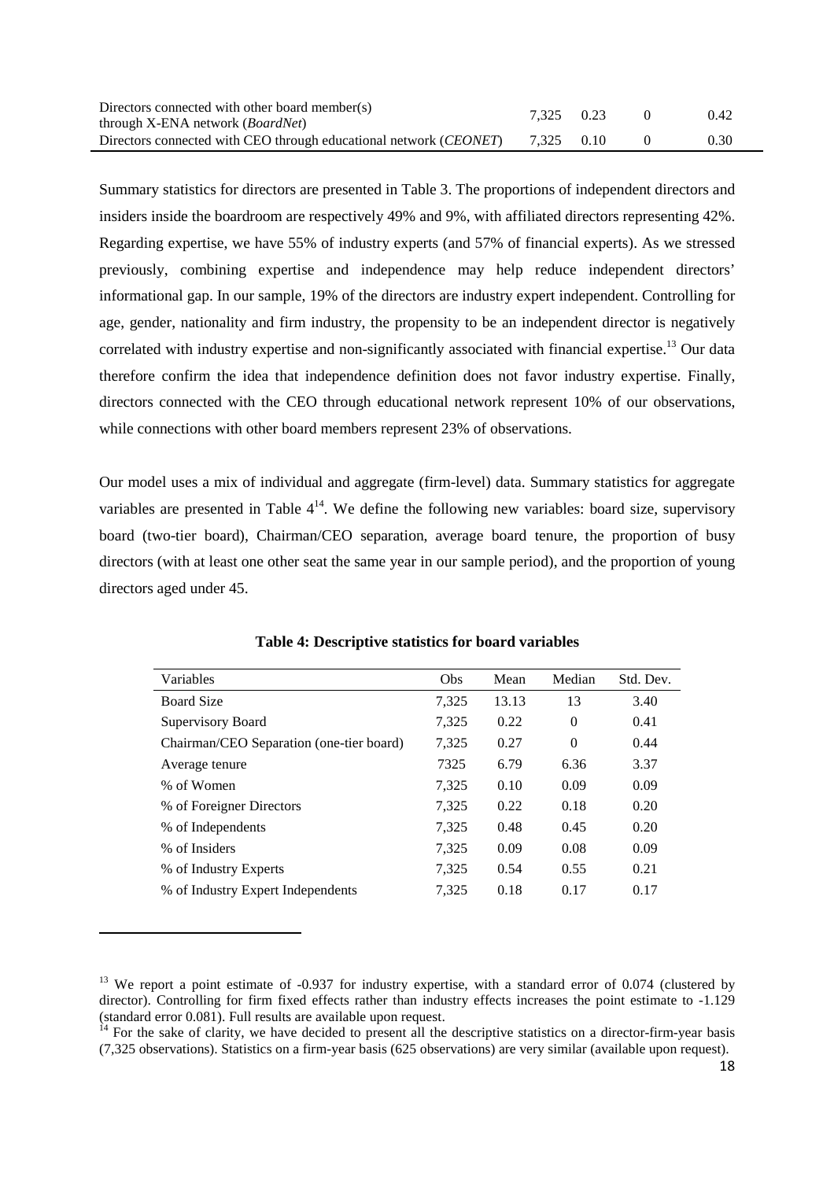| | | | | |
|---|---|---|---|---|
| Directors connected with other board member(s) through X-ENA network (*BoardNet*) | 7,325 | 0.23 | 0 | 0.42 |
| Directors connected with CEO through educational network (*CEONET*) | 7,325 | 0.10 | 0 | 0.30 |

Summary statistics for directors are presented in Table 3. The proportions of independent directors and insiders inside the boardroom are respectively 49% and 9%, with affiliated directors representing 42%. Regarding expertise, we have 55% of industry experts (and 57% of financial experts). As we stressed previously, combining expertise and independence may help reduce independent directors' informational gap. In our sample, 19% of the directors are industry expert independent. Controlling for age, gender, nationality and firm industry, the propensity to be an independent director is negatively correlated with industry expertise and non-significantly associated with financial expertise.[13] Our data therefore confirm the idea that independence definition does not favor industry expertise. Finally, directors connected with the CEO through educational network represent 10% of our observations, while connections with other board members represent 23% of observations.

Our model uses a mix of individual and aggregate (firm-level) data. Summary statistics for aggregate variables are presented in Table 4[14]. We define the following new variables: board size, supervisory board (two-tier board), Chairman/CEO separation, average board tenure, the proportion of busy directors (with at least one other seat the same year in our sample period), and the proportion of young directors aged under 45.

**Table 4: Descriptive statistics for board variables**

| Variables | Obs | Mean | Median | Std. Dev. |
|---|---|---|---|---|
| Board Size | 7,325 | 13.13 | 13 | 3.40 |
| Supervisory Board | 7,325 | 0.22 | 0 | 0.41 |
| Chairman/CEO Separation (one-tier board) | 7,325 | 0.27 | 0 | 0.44 |
| Average tenure | 7325 | 6.79 | 6.36 | 3.37 |
| % of Women | 7,325 | 0.10 | 0.09 | 0.09 |
| % of Foreigner Directors | 7,325 | 0.22 | 0.18 | 0.20 |
| % of Independents | 7,325 | 0.48 | 0.45 | 0.20 |
| % of Insiders | 7,325 | 0.09 | 0.08 | 0.09 |
| % of Industry Experts | 7,325 | 0.54 | 0.55 | 0.21 |
| % of Industry Expert Independents | 7,325 | 0.18 | 0.17 | 0.17 |

[13] We report a point estimate of -0.937 for industry expertise, with a standard error of 0.074 (clustered by director). Controlling for firm fixed effects rather than industry effects increases the point estimate to -1.129 (standard error 0.081). Full results are available upon request.

[14] For the sake of clarity, we have decided to present all the descriptive statistics on a director-firm-year basis (7,325 observations). Statistics on a firm-year basis (625 observations) are very similar (available upon request).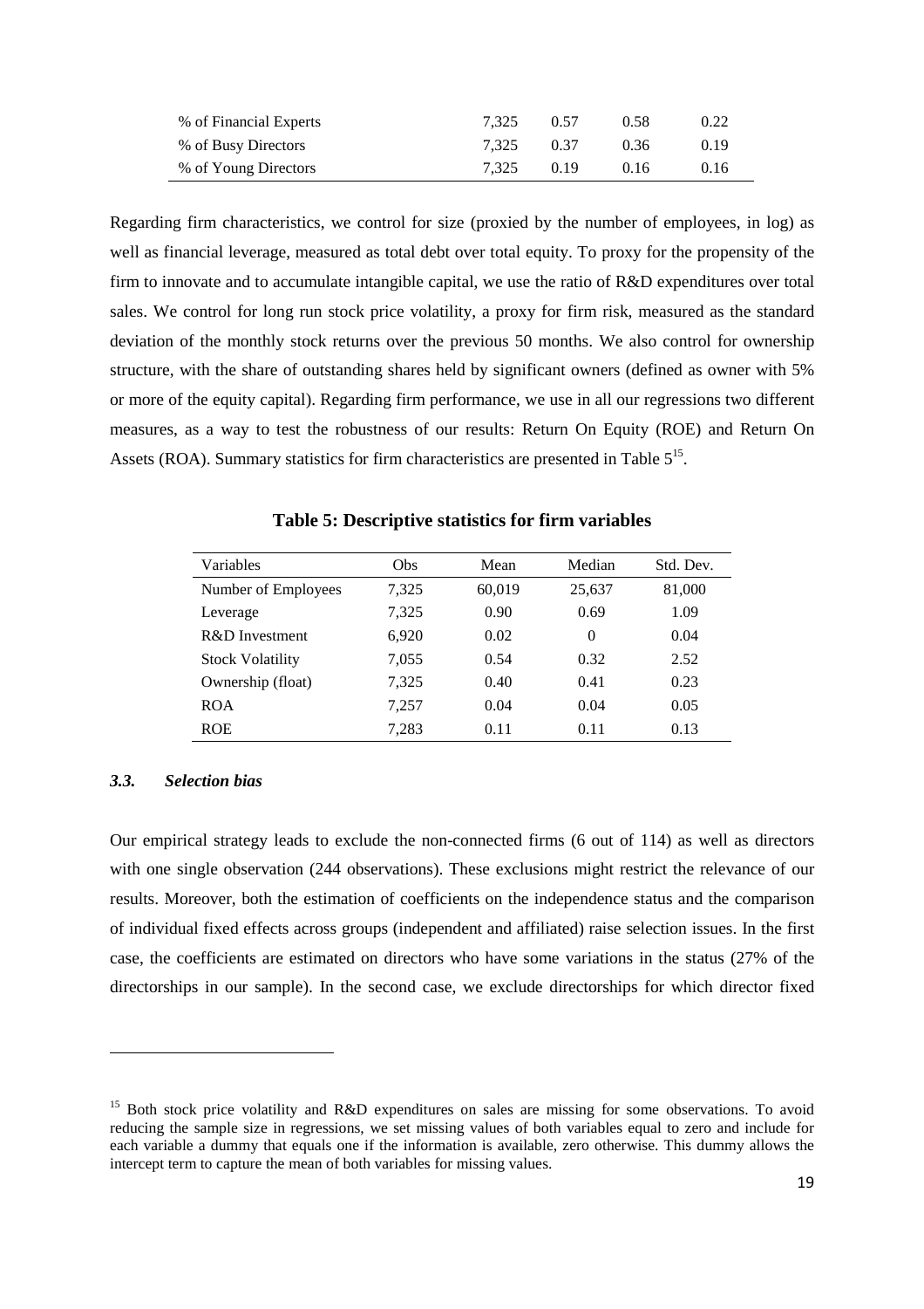| | | | | |
|---|---|---|---|---|
| % of Financial Experts | 7,325 | 0.57 | 0.58 | 0.22 |
| % of Busy Directors | 7,325 | 0.37 | 0.36 | 0.19 |
| % of Young Directors | 7,325 | 0.19 | 0.16 | 0.16 |

Regarding firm characteristics, we control for size (proxied by the number of employees, in log) as well as financial leverage, measured as total debt over total equity. To proxy for the propensity of the firm to innovate and to accumulate intangible capital, we use the ratio of R&D expenditures over total sales. We control for long run stock price volatility, a proxy for firm risk, measured as the standard deviation of the monthly stock returns over the previous 50 months. We also control for ownership structure, with the share of outstanding shares held by significant owners (defined as owner with 5% or more of the equity capital). Regarding firm performance, we use in all our regressions two different measures, as a way to test the robustness of our results: Return On Equity (ROE) and Return On Assets (ROA). Summary statistics for firm characteristics are presented in Table 5[15].

**Table 5: Descriptive statistics for firm variables**

| Variables | Obs | Mean | Median | Std. Dev. |
|---|---|---|---|---|
| Number of Employees | 7,325 | 60,019 | 25,637 | 81,000 |
| Leverage | 7,325 | 0.90 | 0.69 | 1.09 |
| R&D Investment | 6,920 | 0.02 | 0 | 0.04 |
| Stock Volatility | 7,055 | 0.54 | 0.32 | 2.52 |
| Ownership (float) | 7,325 | 0.40 | 0.41 | 0.23 |
| ROA | 7,257 | 0.04 | 0.04 | 0.05 |
| ROE | 7,283 | 0.11 | 0.11 | 0.13 |

### *3.3. Selection bias*

Our empirical strategy leads to exclude the non-connected firms (6 out of 114) as well as directors with one single observation (244 observations). These exclusions might restrict the relevance of our results. Moreover, both the estimation of coefficients on the independence status and the comparison of individual fixed effects across groups (independent and affiliated) raise selection issues. In the first case, the coefficients are estimated on directors who have some variations in the status (27% of the directorships in our sample). In the second case, we exclude directorships for which director fixed

[15] Both stock price volatility and R&D expenditures on sales are missing for some observations. To avoid reducing the sample size in regressions, we set missing values of both variables equal to zero and include for each variable a dummy that equals one if the information is available, zero otherwise. This dummy allows the intercept term to capture the mean of both variables for missing values.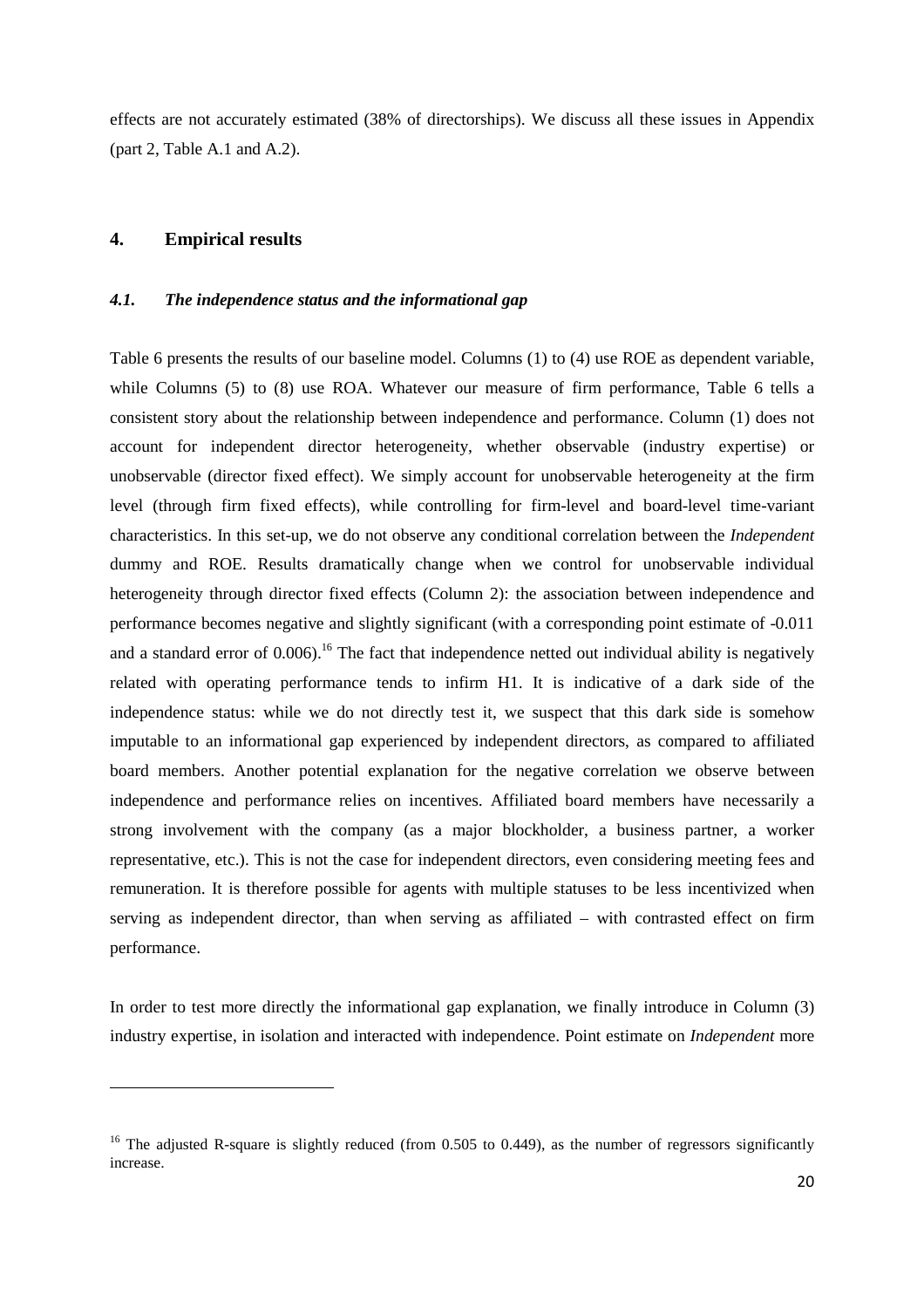effects are not accurately estimated (38% of directorships). We discuss all these issues in Appendix (part 2, Table A.1 and A.2).

## 4. Empirical results

### *4.1. The independence status and the informational gap*

Table 6 presents the results of our baseline model. Columns (1) to (4) use ROE as dependent variable, while Columns (5) to (8) use ROA. Whatever our measure of firm performance, Table 6 tells a consistent story about the relationship between independence and performance. Column (1) does not account for independent director heterogeneity, whether observable (industry expertise) or unobservable (director fixed effect). We simply account for unobservable heterogeneity at the firm level (through firm fixed effects), while controlling for firm-level and board-level time-variant characteristics. In this set-up, we do not observe any conditional correlation between the *Independent* dummy and ROE. Results dramatically change when we control for unobservable individual heterogeneity through director fixed effects (Column 2): the association between independence and performance becomes negative and slightly significant (with a corresponding point estimate of -0.011 and a standard error of 0.006).[16] The fact that independence netted out individual ability is negatively related with operating performance tends to infirm H1. It is indicative of a dark side of the independence status: while we do not directly test it, we suspect that this dark side is somehow imputable to an informational gap experienced by independent directors, as compared to affiliated board members. Another potential explanation for the negative correlation we observe between independence and performance relies on incentives. Affiliated board members have necessarily a strong involvement with the company (as a major blockholder, a business partner, a worker representative, etc.). This is not the case for independent directors, even considering meeting fees and remuneration. It is therefore possible for agents with multiple statuses to be less incentivized when serving as independent director, than when serving as affiliated – with contrasted effect on firm performance.

In order to test more directly the informational gap explanation, we finally introduce in Column (3) industry expertise, in isolation and interacted with independence. Point estimate on *Independent* more

---

[16] The adjusted R-square is slightly reduced (from 0.505 to 0.449), as the number of regressors significantly increase.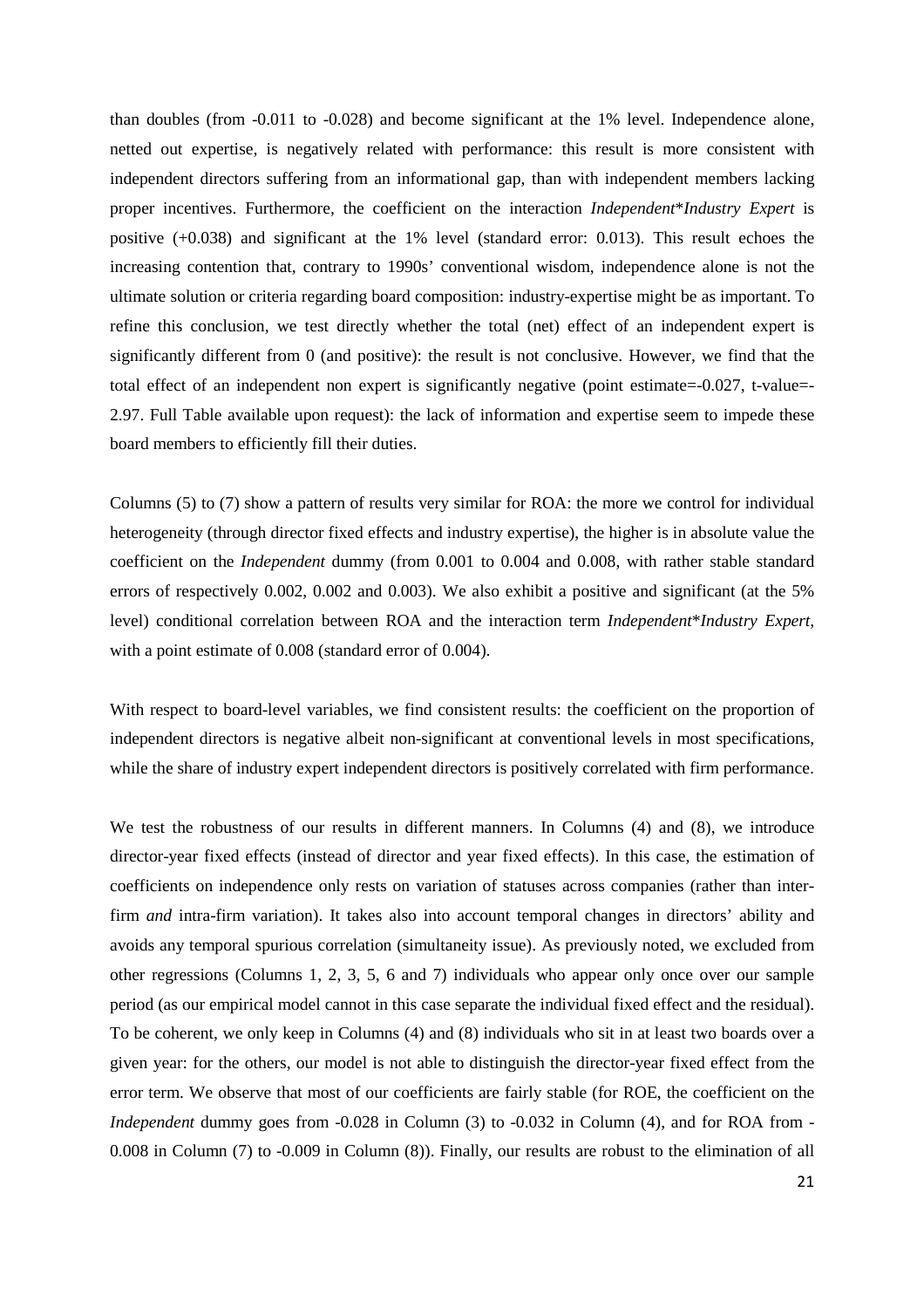than doubles (from -0.011 to -0.028) and become significant at the 1% level. Independence alone, netted out expertise, is negatively related with performance: this result is more consistent with independent directors suffering from an informational gap, than with independent members lacking proper incentives. Furthermore, the coefficient on the interaction *Independent*Industry Expert* is positive (+0.038) and significant at the 1% level (standard error: 0.013). This result echoes the increasing contention that, contrary to 1990s' conventional wisdom, independence alone is not the ultimate solution or criteria regarding board composition: industry-expertise might be as important. To refine this conclusion, we test directly whether the total (net) effect of an independent expert is significantly different from 0 (and positive): the result is not conclusive. However, we find that the total effect of an independent non expert is significantly negative (point estimate=-0.027, t-value=-2.97. Full Table available upon request): the lack of information and expertise seem to impede these board members to efficiently fill their duties.

Columns (5) to (7) show a pattern of results very similar for ROA: the more we control for individual heterogeneity (through director fixed effects and industry expertise), the higher is in absolute value the coefficient on the *Independent* dummy (from 0.001 to 0.004 and 0.008, with rather stable standard errors of respectively 0.002, 0.002 and 0.003). We also exhibit a positive and significant (at the 5% level) conditional correlation between ROA and the interaction term *Independent*Industry Expert*, with a point estimate of 0.008 (standard error of 0.004).

With respect to board-level variables, we find consistent results: the coefficient on the proportion of independent directors is negative albeit non-significant at conventional levels in most specifications, while the share of industry expert independent directors is positively correlated with firm performance.

We test the robustness of our results in different manners. In Columns (4) and (8), we introduce director-year fixed effects (instead of director and year fixed effects). In this case, the estimation of coefficients on independence only rests on variation of statuses across companies (rather than inter-firm *and* intra-firm variation). It takes also into account temporal changes in directors' ability and avoids any temporal spurious correlation (simultaneity issue). As previously noted, we excluded from other regressions (Columns 1, 2, 3, 5, 6 and 7) individuals who appear only once over our sample period (as our empirical model cannot in this case separate the individual fixed effect and the residual). To be coherent, we only keep in Columns (4) and (8) individuals who sit in at least two boards over a given year: for the others, our model is not able to distinguish the director-year fixed effect from the error term. We observe that most of our coefficients are fairly stable (for ROE, the coefficient on the *Independent* dummy goes from -0.028 in Column (3) to -0.032 in Column (4), and for ROA from -0.008 in Column (7) to -0.009 in Column (8)). Finally, our results are robust to the elimination of all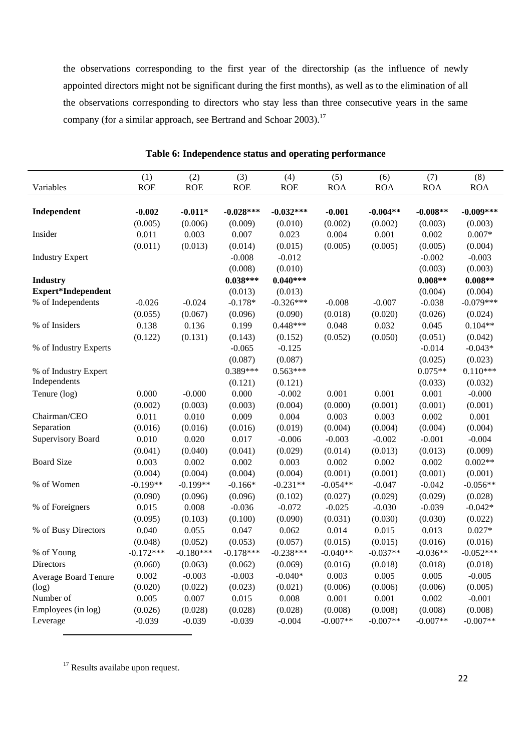the observations corresponding to the first year of the directorship (as the influence of newly appointed directors might not be significant during the first months), as well as to the elimination of all the observations corresponding to directors who stay less than three consecutive years in the same company (for a similar approach, see Bertrand and Schoar 2003).[17]

**Table 6: Independence status and operating performance**

| Variables | (1) ROE | (2) ROE | (3) ROE | (4) ROE | (5) ROA | (6) ROA | (7) ROA | (8) ROA |
|---|---|---|---|---|---|---|---|---|
| **Independent** | **-0.002** | **-0.011*** | **-0.028***** | **-0.032***** | **-0.001** | **-0.004**** | **-0.008**** | **-0.009***** |
| | (0.005) | (0.006) | (0.009) | (0.010) | (0.002) | (0.002) | (0.003) | (0.003) |
| Insider | 0.011 | 0.003 | 0.007 | 0.023 | 0.004 | 0.001 | 0.002 | 0.007* |
| | (0.011) | (0.013) | (0.014) | (0.015) | (0.005) | (0.005) | (0.005) | (0.004) |
| Industry Expert | | | -0.008 | -0.012 | | | -0.002 | -0.003 |
| | | | (0.008) | (0.010) | | | (0.003) | (0.003) |
| **Industry Expert*Independent** | | | **0.038***** | **0.040***** | | | **0.008**** | **0.008**** |
| | | | (0.013) | (0.013) | | | (0.004) | (0.004) |
| % of Independents | -0.026 | -0.024 | -0.178* | -0.326*** | -0.008 | -0.007 | -0.038 | -0.079*** |
| | (0.055) | (0.067) | (0.096) | (0.090) | (0.018) | (0.020) | (0.026) | (0.024) |
| % of Insiders | 0.138 | 0.136 | 0.199 | 0.448*** | 0.048 | 0.032 | 0.045 | 0.104** |
| | (0.122) | (0.131) | (0.143) | (0.152) | (0.052) | (0.050) | (0.051) | (0.042) |
| % of Industry Experts | | | -0.065 | -0.125 | | | -0.014 | -0.043* |
| | | | (0.087) | (0.087) | | | (0.025) | (0.023) |
| % of Industry Expert Independents | | | 0.389*** | 0.563*** | | | 0.075** | 0.110*** |
| | | | (0.121) | (0.121) | | | (0.033) | (0.032) |
| Tenure (log) | 0.000 | -0.000 | 0.000 | -0.002 | 0.001 | 0.001 | 0.001 | -0.000 |
| | (0.002) | (0.003) | (0.003) | (0.004) | (0.000) | (0.001) | (0.001) | (0.001) |
| Chairman/CEO Separation | 0.011 | 0.010 | 0.009 | 0.004 | 0.003 | 0.003 | 0.002 | 0.001 |
| | (0.016) | (0.016) | (0.016) | (0.019) | (0.004) | (0.004) | (0.004) | (0.004) |
| Supervisory Board | 0.010 | 0.020 | 0.017 | -0.006 | -0.003 | -0.002 | -0.001 | -0.004 |
| | (0.041) | (0.040) | (0.041) | (0.029) | (0.014) | (0.013) | (0.013) | (0.009) |
| Board Size | 0.003 | 0.002 | 0.002 | 0.003 | 0.002 | 0.002 | 0.002 | 0.002** |
| | (0.004) | (0.004) | (0.004) | (0.004) | (0.001) | (0.001) | (0.001) | (0.001) |
| % of Women | -0.199** | -0.199** | -0.166* | -0.231** | -0.054** | -0.047 | -0.042 | -0.056** |
| | (0.090) | (0.096) | (0.096) | (0.102) | (0.027) | (0.029) | (0.029) | (0.028) |
| % of Foreigners | 0.015 | 0.008 | -0.036 | -0.072 | -0.025 | -0.030 | -0.039 | -0.042* |
| | (0.095) | (0.103) | (0.100) | (0.090) | (0.031) | (0.030) | (0.030) | (0.022) |
| % of Busy Directors | 0.040 | 0.055 | 0.047 | 0.062 | 0.014 | 0.015 | 0.013 | 0.027* |
| | (0.048) | (0.052) | (0.053) | (0.057) | (0.015) | (0.015) | (0.016) | (0.016) |
| % of Young Directors | -0.172*** | -0.180*** | -0.178*** | -0.238*** | -0.040** | -0.037** | -0.036** | -0.052*** |
| | (0.060) | (0.063) | (0.062) | (0.069) | (0.016) | (0.018) | (0.018) | (0.018) |
| Average Board Tenure (log) | 0.002 | -0.003 | -0.003 | -0.040* | 0.003 | 0.005 | 0.005 | -0.005 |
| | (0.020) | (0.022) | (0.023) | (0.021) | (0.006) | (0.006) | (0.006) | (0.005) |
| Number of Employees (in log) | 0.005 | 0.007 | 0.015 | 0.008 | 0.001 | 0.001 | 0.002 | -0.001 |
| | (0.026) | (0.028) | (0.028) | (0.028) | (0.008) | (0.008) | (0.008) | (0.008) |
| Leverage | -0.039 | -0.039 | -0.039 | -0.004 | -0.007** | -0.007** | -0.007** | -0.007** |

[17] Results availabe upon request.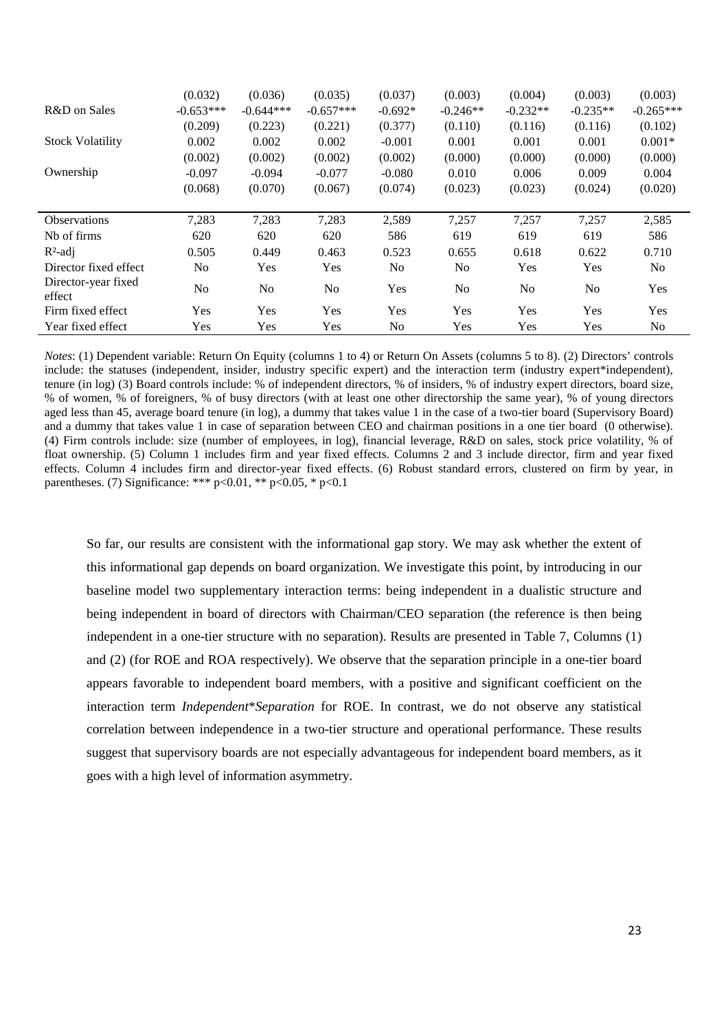| | (1) | (2) | (3) | (4) | (5) | (6) | (7) | (8) |
|---|---|---|---|---|---|---|---|---|
| | (0.032) | (0.036) | (0.035) | (0.037) | (0.003) | (0.004) | (0.003) | (0.003) |
| R&D on Sales | -0.653*** | -0.644*** | -0.657*** | -0.692* | -0.246** | -0.232** | -0.235** | -0.265*** |
| | (0.209) | (0.223) | (0.221) | (0.377) | (0.110) | (0.116) | (0.116) | (0.102) |
| Stock Volatility | 0.002 | 0.002 | 0.002 | -0.001 | 0.001 | 0.001 | 0.001 | 0.001* |
| | (0.002) | (0.002) | (0.002) | (0.002) | (0.000) | (0.000) | (0.000) | (0.000) |
| Ownership | -0.097 | -0.094 | -0.077 | -0.080 | 0.010 | 0.006 | 0.009 | 0.004 |
| | (0.068) | (0.070) | (0.067) | (0.074) | (0.023) | (0.023) | (0.024) | (0.020) |
| Observations | 7,283 | 7,283 | 7,283 | 2,589 | 7,257 | 7,257 | 7,257 | 2,585 |
| Nb of firms | 620 | 620 | 620 | 586 | 619 | 619 | 619 | 586 |
| $R^2$-adj | 0.505 | 0.449 | 0.463 | 0.523 | 0.655 | 0.618 | 0.622 | 0.710 |
| Director fixed effect | No | Yes | Yes | No | No | Yes | Yes | No |
| Director-year fixed effect | No | No | No | Yes | No | No | No | Yes |
| Firm fixed effect | Yes | Yes | Yes | Yes | Yes | Yes | Yes | Yes |
| Year fixed effect | Yes | Yes | Yes | No | Yes | Yes | Yes | No |

*Notes*: (1) Dependent variable: Return On Equity (columns 1 to 4) or Return On Assets (columns 5 to 8). (2) Directors' controls include: the statuses (independent, insider, industry specific expert) and the interaction term (industry expert*independent), tenure (in log) (3) Board controls include: % of independent directors, % of insiders, % of industry expert directors, board size, % of women, % of foreigners, % of busy directors (with at least one other directorship the same year), % of young directors aged less than 45, average board tenure (in log), a dummy that takes value 1 in the case of a two-tier board (Supervisory Board) and a dummy that takes value 1 in case of separation between CEO and chairman positions in a one tier board (0 otherwise). (4) Firm controls include: size (number of employees, in log), financial leverage, R&D on sales, stock price volatility, % of float ownership. (5) Column 1 includes firm and year fixed effects. Columns 2 and 3 include director, firm and year fixed effects. Column 4 includes firm and director-year fixed effects. (6) Robust standard errors, clustered on firm by year, in parentheses. (7) Significance: *** p<0.01, ** p<0.05, * p<0.1

So far, our results are consistent with the informational gap story. We may ask whether the extent of this informational gap depends on board organization. We investigate this point, by introducing in our baseline model two supplementary interaction terms: being independent in a dualistic structure and being independent in board of directors with Chairman/CEO separation (the reference is then being independent in a one-tier structure with no separation). Results are presented in Table 7, Columns (1) and (2) (for ROE and ROA respectively). We observe that the separation principle in a one-tier board appears favorable to independent board members, with a positive and significant coefficient on the interaction term *Independent*Separation* for ROE. In contrast, we do not observe any statistical correlation between independence in a two-tier structure and operational performance. These results suggest that supervisory boards are not especially advantageous for independent board members, as it goes with a high level of information asymmetry.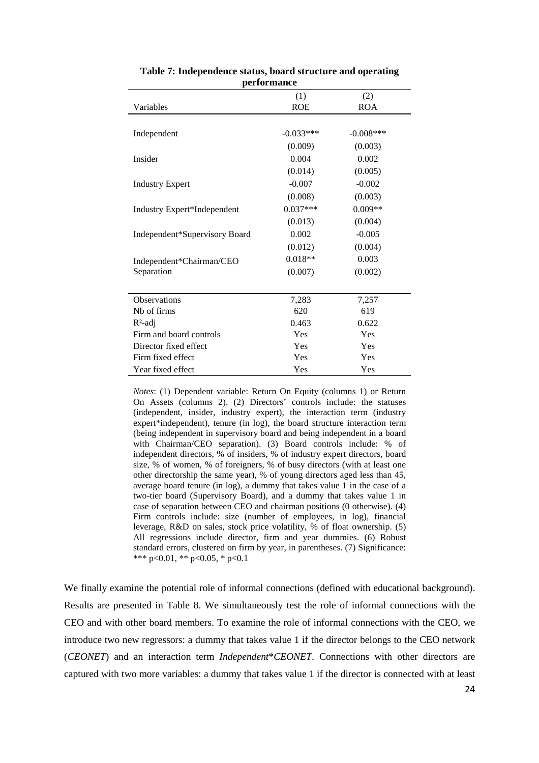**Table 7: Independence status, board structure and operating performance**

| Variables | (1) ROE | (2) ROA |
|---|---|---|
| Independent | -0.033*** | -0.008*** |
| | (0.009) | (0.003) |
| Insider | 0.004 | 0.002 |
| | (0.014) | (0.005) |
| Industry Expert | -0.007 | -0.002 |
| | (0.008) | (0.003) |
| Industry Expert*Independent | 0.037*** | 0.009** |
| | (0.013) | (0.004) |
| Independent*Supervisory Board | 0.002 | -0.005 |
| | (0.012) | (0.004) |
| Independent*Chairman/CEO Separation | 0.018** | 0.003 |
| | (0.007) | (0.002) |
| Observations | 7,283 | 7,257 |
| Nb of firms | 620 | 619 |
| $R^2$-adj | 0.463 | 0.622 |
| Firm and board controls | Yes | Yes |
| Director fixed effect | Yes | Yes |
| Firm fixed effect | Yes | Yes |
| Year fixed effect | Yes | Yes |

*Notes*: (1) Dependent variable: Return On Equity (columns 1) or Return On Assets (columns 2). (2) Directors' controls include: the statuses (independent, insider, industry expert), the interaction term (industry expert*independent), tenure (in log), the board structure interaction term (being independent in supervisory board and being independent in a board with Chairman/CEO separation). (3) Board controls include: % of independent directors, % of insiders, % of industry expert directors, board size, % of women, % of foreigners, % of busy directors (with at least one other directorship the same year), % of young directors aged less than 45, average board tenure (in log), a dummy that takes value 1 in the case of a two-tier board (Supervisory Board), and a dummy that takes value 1 in case of separation between CEO and chairman positions (0 otherwise). (4) Firm controls include: size (number of employees, in log), financial leverage, R&D on sales, stock price volatility, % of float ownership. (5) All regressions include director, firm and year dummies. (6) Robust standard errors, clustered on firm by year, in parentheses. (7) Significance: *** p<0.01, ** p<0.05, * p<0.1

We finally examine the potential role of informal connections (defined with educational background). Results are presented in Table 8. We simultaneously test the role of informal connections with the CEO and with other board members. To examine the role of informal connections with the CEO, we introduce two new regressors: a dummy that takes value 1 if the director belongs to the CEO network (*CEONET*) and an interaction term *Independent*\**CEONET*. Connections with other directors are captured with two more variables: a dummy that takes value 1 if the director is connected with at least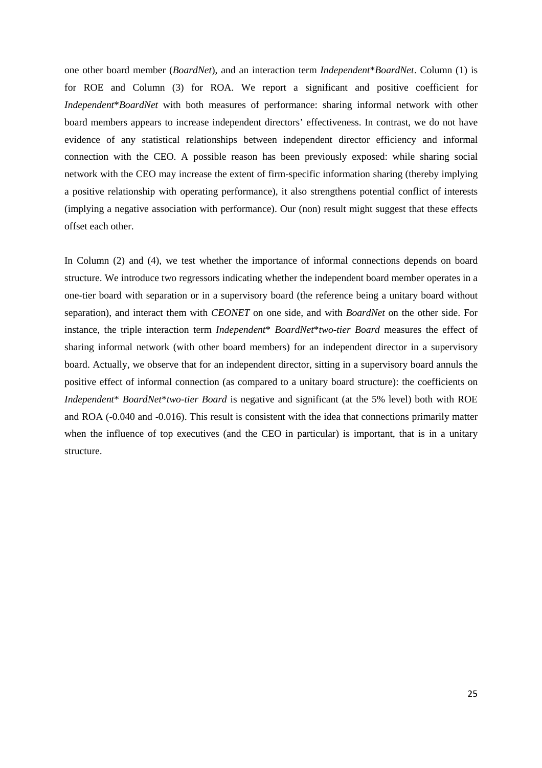one other board member (*BoardNet*), and an interaction term *Independent*\**BoardNet*. Column (1) is for ROE and Column (3) for ROA. We report a significant and positive coefficient for *Independent*\**BoardNet* with both measures of performance: sharing informal network with other board members appears to increase independent directors' effectiveness. In contrast, we do not have evidence of any statistical relationships between independent director efficiency and informal connection with the CEO. A possible reason has been previously exposed: while sharing social network with the CEO may increase the extent of firm-specific information sharing (thereby implying a positive relationship with operating performance), it also strengthens potential conflict of interests (implying a negative association with performance). Our (non) result might suggest that these effects offset each other.

In Column (2) and (4), we test whether the importance of informal connections depends on board structure. We introduce two regressors indicating whether the independent board member operates in a one-tier board with separation or in a supervisory board (the reference being a unitary board without separation), and interact them with *CEONET* on one side, and with *BoardNet* on the other side. For instance, the triple interaction term *Independent*\* *BoardNet*\**two-tier Board* measures the effect of sharing informal network (with other board members) for an independent director in a supervisory board. Actually, we observe that for an independent director, sitting in a supervisory board annuls the positive effect of informal connection (as compared to a unitary board structure): the coefficients on *Independent*\* *BoardNet*\**two-tier Board* is negative and significant (at the 5% level) both with ROE and ROA (-0.040 and -0.016). This result is consistent with the idea that connections primarily matter when the influence of top executives (and the CEO in particular) is important, that is in a unitary structure.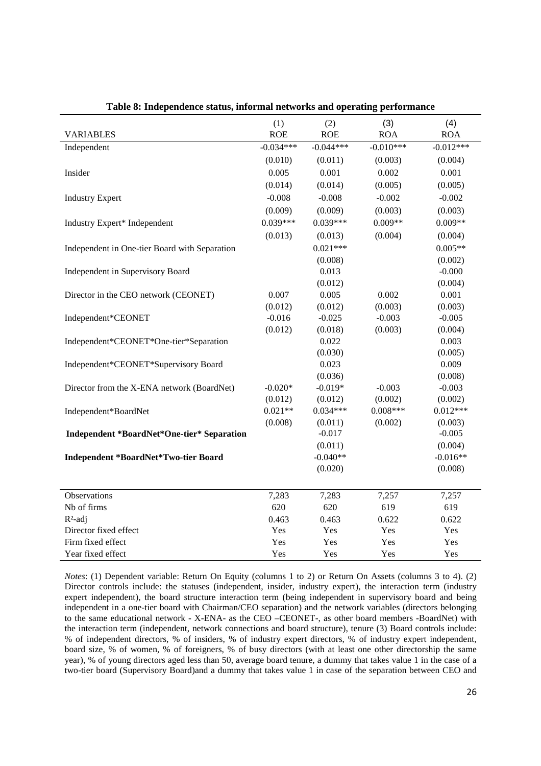**Table 8: Independence status, informal networks and operating performance**

| VARIABLES | (1) ROE | (2) ROE | (3) ROA | (4) ROA |
|---|---|---|---|---|
| Independent | -0.034*** | -0.044*** | -0.010*** | -0.012*** |
| | (0.010) | (0.011) | (0.003) | (0.004) |
| Insider | 0.005 | 0.001 | 0.002 | 0.001 |
| | (0.014) | (0.014) | (0.005) | (0.005) |
| Industry Expert | -0.008 | -0.008 | -0.002 | -0.002 |
| | (0.009) | (0.009) | (0.003) | (0.003) |
| Industry Expert* Independent | 0.039*** | 0.039*** | 0.009** | 0.009** |
| | (0.013) | (0.013) | (0.004) | (0.004) |
| Independent in One-tier Board with Separation | | 0.021*** | | 0.005** |
| | | (0.008) | | (0.002) |
| Independent in Supervisory Board | | 0.013 | | -0.000 |
| | | (0.012) | | (0.004) |
| Director in the CEO network (CEONET) | 0.007 | 0.005 | 0.002 | 0.001 |
| | (0.012) | (0.012) | (0.003) | (0.003) |
| Independent*CEONET | -0.016 | -0.025 | -0.003 | -0.005 |
| | (0.012) | (0.018) | (0.003) | (0.004) |
| Independent*CEONET*One-tier*Separation | | 0.022 | | 0.003 |
| | | (0.030) | | (0.005) |
| Independent*CEONET*Supervisory Board | | 0.023 | | 0.009 |
| | | (0.036) | | (0.008) |
| Director from the X-ENA network (BoardNet) | -0.020* | -0.019* | -0.003 | -0.003 |
| | (0.012) | (0.012) | (0.002) | (0.002) |
| Independent*BoardNet | 0.021** | 0.034*** | 0.008*** | 0.012*** |
| | (0.008) | (0.011) | (0.002) | (0.003) |
| **Independent *BoardNet*One-tier* Separation** | | -0.017 | | -0.005 |
| | | (0.011) | | (0.004) |
| **Independent *BoardNet*Two-tier Board** | | -0.040** | | -0.016** |
| | | (0.020) | | (0.008) |
| Observations | 7,283 | 7,283 | 7,257 | 7,257 |
| Nb of firms | 620 | 620 | 619 | 619 |
| $R^2$-adj | 0.463 | 0.463 | 0.622 | 0.622 |
| Director fixed effect | Yes | Yes | Yes | Yes |
| Firm fixed effect | Yes | Yes | Yes | Yes |
| Year fixed effect | Yes | Yes | Yes | Yes |

*Notes*: (1) Dependent variable: Return On Equity (columns 1 to 2) or Return On Assets (columns 3 to 4). (2) Director controls include: the statuses (independent, insider, industry expert), the interaction term (industry expert independent), the board structure interaction term (being independent in supervisory board and being independent in a one-tier board with Chairman/CEO separation) and the network variables (directors belonging to the same educational network - X-ENA- as the CEO –CEONET-, as other board members -BoardNet) with the interaction term (independent, network connections and board structure), tenure (3) Board controls include: % of independent directors, % of insiders, % of industry expert directors, % of industry expert independent, board size, % of women, % of foreigners, % of busy directors (with at least one other directorship the same year), % of young directors aged less than 50, average board tenure, a dummy that takes value 1 in the case of a two-tier board (Supervisory Board)and a dummy that takes value 1 in case of the separation between CEO and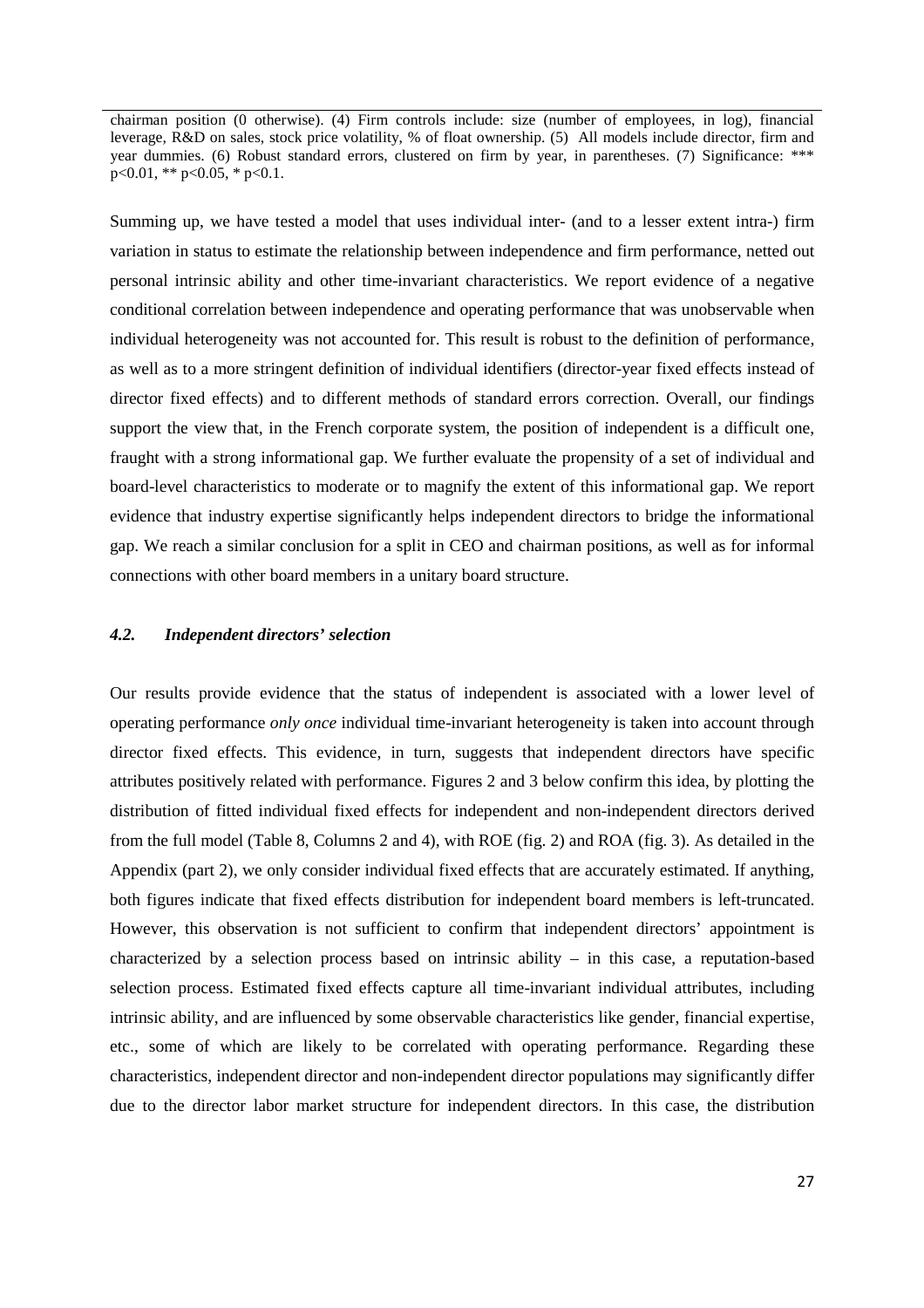chairman position (0 otherwise). (4) Firm controls include: size (number of employees, in log), financial leverage, R&D on sales, stock price volatility, % of float ownership. (5) All models include director, firm and year dummies. (6) Robust standard errors, clustered on firm by year, in parentheses. (7) Significance: *** $p<0.01$, ** $p<0.05$, * $p<0.1$.

Summing up, we have tested a model that uses individual inter- (and to a lesser extent intra-) firm variation in status to estimate the relationship between independence and firm performance, netted out personal intrinsic ability and other time-invariant characteristics. We report evidence of a negative conditional correlation between independence and operating performance that was unobservable when individual heterogeneity was not accounted for. This result is robust to the definition of performance, as well as to a more stringent definition of individual identifiers (director-year fixed effects instead of director fixed effects) and to different methods of standard errors correction. Overall, our findings support the view that, in the French corporate system, the position of independent is a difficult one, fraught with a strong informational gap. We further evaluate the propensity of a set of individual and board-level characteristics to moderate or to magnify the extent of this informational gap. We report evidence that industry expertise significantly helps independent directors to bridge the informational gap. We reach a similar conclusion for a split in CEO and chairman positions, as well as for informal connections with other board members in a unitary board structure.

### *4.2. Independent directors' selection*

Our results provide evidence that the status of independent is associated with a lower level of operating performance *only once* individual time-invariant heterogeneity is taken into account through director fixed effects. This evidence, in turn, suggests that independent directors have specific attributes positively related with performance. Figures 2 and 3 below confirm this idea, by plotting the distribution of fitted individual fixed effects for independent and non-independent directors derived from the full model (Table 8, Columns 2 and 4), with ROE (fig. 2) and ROA (fig. 3). As detailed in the Appendix (part 2), we only consider individual fixed effects that are accurately estimated. If anything, both figures indicate that fixed effects distribution for independent board members is left-truncated. However, this observation is not sufficient to confirm that independent directors' appointment is characterized by a selection process based on intrinsic ability – in this case, a reputation-based selection process. Estimated fixed effects capture all time-invariant individual attributes, including intrinsic ability, and are influenced by some observable characteristics like gender, financial expertise, etc., some of which are likely to be correlated with operating performance. Regarding these characteristics, independent director and non-independent director populations may significantly differ due to the director labor market structure for independent directors. In this case, the distribution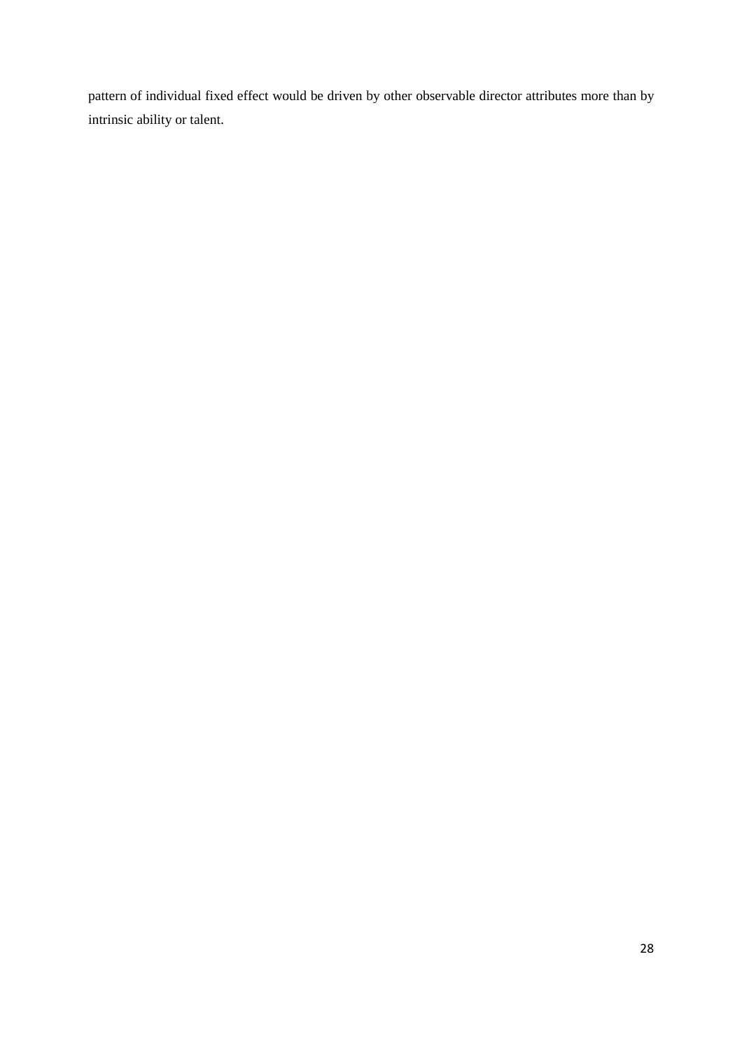pattern of individual fixed effect would be driven by other observable director attributes more than by intrinsic ability or talent.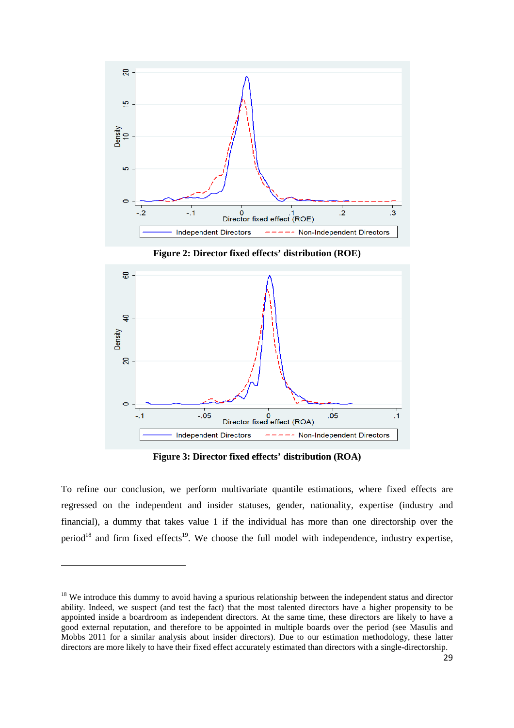**Figure 2: Director fixed effects' distribution (ROE)**

**Figure 3: Director fixed effects' distribution (ROA)**

To refine our conclusion, we perform multivariate quantile estimations, where fixed effects are regressed on the independent and insider statuses, gender, nationality, expertise (industry and financial), a dummy that takes value 1 if the individual has more than one directorship over the period[18] and firm fixed effects[19]. We choose the full model with independence, industry expertise,

[18] We introduce this dummy to avoid having a spurious relationship between the independent status and director ability. Indeed, we suspect (and test the fact) that the most talented directors have a higher propensity to be appointed inside a boardroom as independent directors. At the same time, these directors are likely to have a good external reputation, and therefore to be appointed in multiple boards over the period (see Masulis and Mobbs 2011 for a similar analysis about insider directors). Due to our estimation methodology, these latter directors are more likely to have their fixed effect accurately estimated than directors with a single-directorship.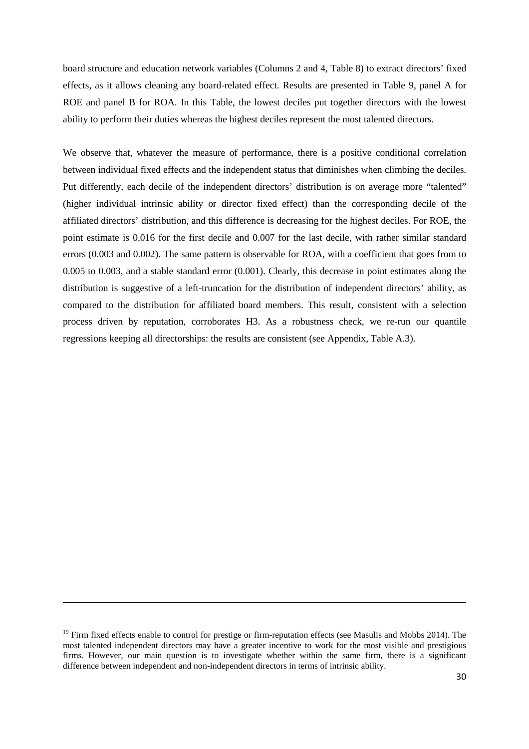board structure and education network variables (Columns 2 and 4, Table 8) to extract directors' fixed effects, as it allows cleaning any board-related effect. Results are presented in Table 9, panel A for ROE and panel B for ROA. In this Table, the lowest deciles put together directors with the lowest ability to perform their duties whereas the highest deciles represent the most talented directors.

We observe that, whatever the measure of performance, there is a positive conditional correlation between individual fixed effects and the independent status that diminishes when climbing the deciles. Put differently, each decile of the independent directors' distribution is on average more "talented" (higher individual intrinsic ability or director fixed effect) than the corresponding decile of the affiliated directors' distribution, and this difference is decreasing for the highest deciles. For ROE, the point estimate is 0.016 for the first decile and 0.007 for the last decile, with rather similar standard errors (0.003 and 0.002). The same pattern is observable for ROA, with a coefficient that goes from to 0.005 to 0.003, and a stable standard error (0.001). Clearly, this decrease in point estimates along the distribution is suggestive of a left-truncation for the distribution of independent directors' ability, as compared to the distribution for affiliated board members. This result, consistent with a selection process driven by reputation, corroborates H3. As a robustness check, we re-run our quantile regressions keeping all directorships: the results are consistent (see Appendix, Table A.3).

---

[19] Firm fixed effects enable to control for prestige or firm-reputation effects (see Masulis and Mobbs 2014). The most talented independent directors may have a greater incentive to work for the most visible and prestigious firms. However, our main question is to investigate whether within the same firm, there is a significant difference between independent and non-independent directors in terms of intrinsic ability.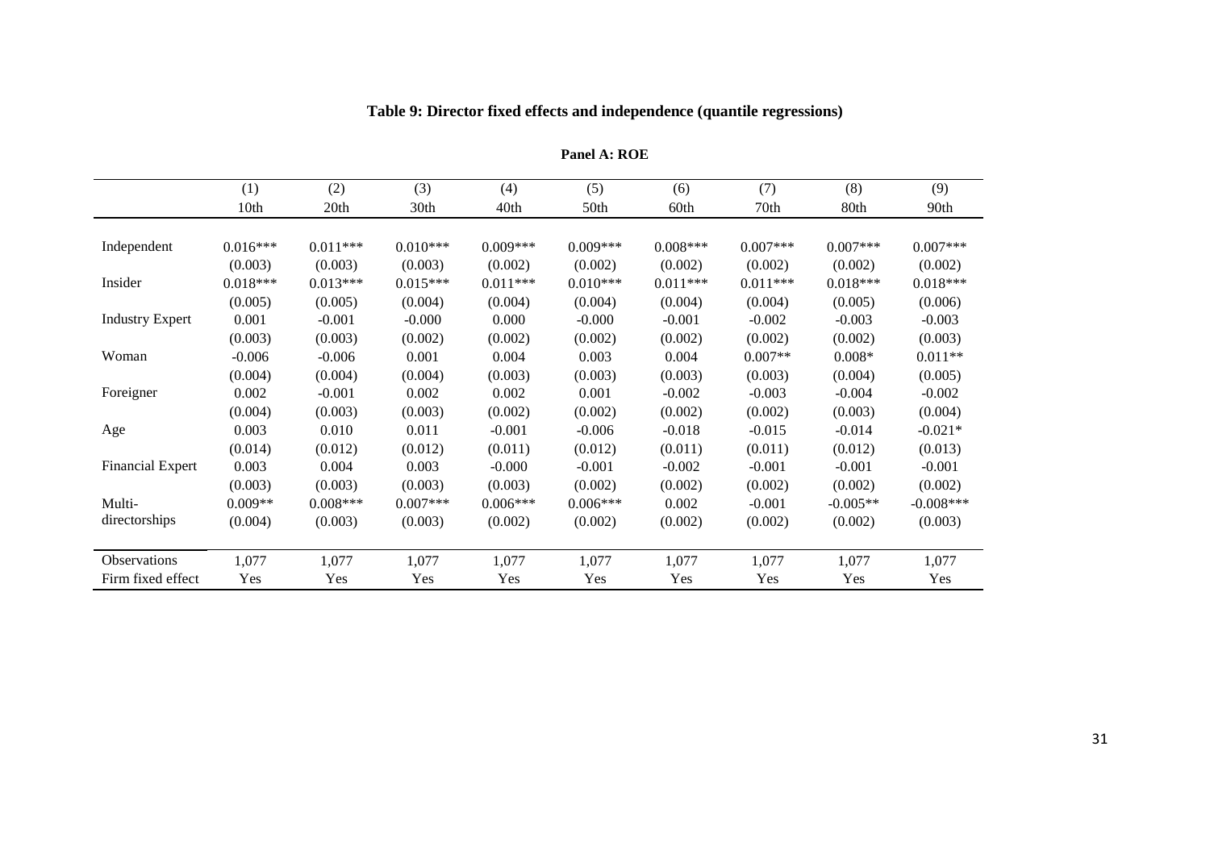**Table 9: Director fixed effects and independence (quantile regressions)**

**Panel A: ROE**

| | (1) | (2) | (3) | (4) | (5) | (6) | (7) | (8) | (9) |
|---|---|---|---|---|---|---|---|---|---|
| | 10th | 20th | 30th | 40th | 50th | 60th | 70th | 80th | 90th |
| Independent | 0.016*** | 0.011*** | 0.010*** | 0.009*** | 0.009*** | 0.008*** | 0.007*** | 0.007*** | 0.007*** |
| | (0.003) | (0.003) | (0.003) | (0.002) | (0.002) | (0.002) | (0.002) | (0.002) | (0.002) |
| Insider | 0.018*** | 0.013*** | 0.015*** | 0.011*** | 0.010*** | 0.011*** | 0.011*** | 0.018*** | 0.018*** |
| | (0.005) | (0.005) | (0.004) | (0.004) | (0.004) | (0.004) | (0.004) | (0.005) | (0.006) |
| Industry Expert | 0.001 | -0.001 | -0.000 | 0.000 | -0.000 | -0.001 | -0.002 | -0.003 | -0.003 |
| | (0.003) | (0.003) | (0.002) | (0.002) | (0.002) | (0.002) | (0.002) | (0.002) | (0.003) |
| Woman | -0.006 | -0.006 | 0.001 | 0.004 | 0.003 | 0.004 | 0.007** | 0.008* | 0.011** |
| | (0.004) | (0.004) | (0.004) | (0.003) | (0.003) | (0.003) | (0.003) | (0.004) | (0.005) |
| Foreigner | 0.002 | -0.001 | 0.002 | 0.002 | 0.001 | -0.002 | -0.003 | -0.004 | -0.002 |
| | (0.004) | (0.003) | (0.003) | (0.002) | (0.002) | (0.002) | (0.002) | (0.003) | (0.004) |
| Age | 0.003 | 0.010 | 0.011 | -0.001 | -0.006 | -0.018 | -0.015 | -0.014 | -0.021* |
| | (0.014) | (0.012) | (0.012) | (0.011) | (0.012) | (0.011) | (0.011) | (0.012) | (0.013) |
| Financial Expert | 0.003 | 0.004 | 0.003 | -0.000 | -0.001 | -0.002 | -0.001 | -0.001 | -0.001 |
| | (0.003) | (0.003) | (0.003) | (0.003) | (0.002) | (0.002) | (0.002) | (0.002) | (0.002) |
| Multi-directorships | 0.009** | 0.008*** | 0.007*** | 0.006*** | 0.006*** | 0.002 | -0.001 | -0.005** | -0.008*** |
| | (0.004) | (0.003) | (0.003) | (0.002) | (0.002) | (0.002) | (0.002) | (0.002) | (0.003) |
| Observations | 1,077 | 1,077 | 1,077 | 1,077 | 1,077 | 1,077 | 1,077 | 1,077 | 1,077 |
| Firm fixed effect | Yes | Yes | Yes | Yes | Yes | Yes | Yes | Yes | Yes |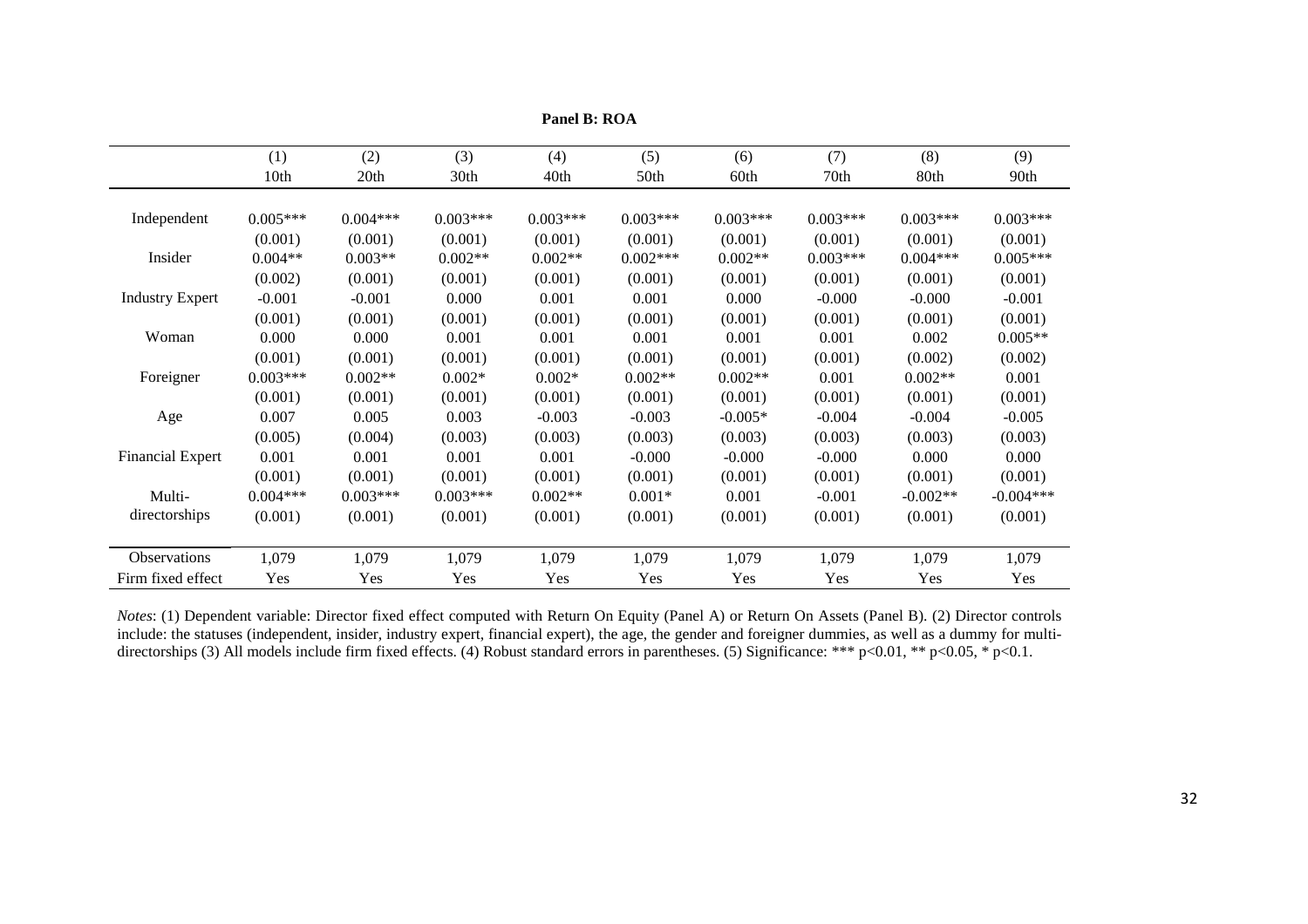**Panel B: ROA**

| | (1) | (2) | (3) | (4) | (5) | (6) | (7) | (8) | (9) |
|---|---|---|---|---|---|---|---|---|---|
| | 10th | 20th | 30th | 40th | 50th | 60th | 70th | 80th | 90th |
| Independent | 0.005*** | 0.004*** | 0.003*** | 0.003*** | 0.003*** | 0.003*** | 0.003*** | 0.003*** | 0.003*** |
| | (0.001) | (0.001) | (0.001) | (0.001) | (0.001) | (0.001) | (0.001) | (0.001) | (0.001) |
| Insider | 0.004** | 0.003** | 0.002** | 0.002** | 0.002*** | 0.002** | 0.003*** | 0.004*** | 0.005*** |
| | (0.002) | (0.001) | (0.001) | (0.001) | (0.001) | (0.001) | (0.001) | (0.001) | (0.001) |
| Industry Expert | -0.001 | -0.001 | 0.000 | 0.001 | 0.001 | 0.000 | -0.000 | -0.000 | -0.001 |
| | (0.001) | (0.001) | (0.001) | (0.001) | (0.001) | (0.001) | (0.001) | (0.001) | (0.001) |
| Woman | 0.000 | 0.000 | 0.001 | 0.001 | 0.001 | 0.001 | 0.001 | 0.002 | 0.005** |
| | (0.001) | (0.001) | (0.001) | (0.001) | (0.001) | (0.001) | (0.001) | (0.002) | (0.002) |
| Foreigner | 0.003*** | 0.002** | 0.002* | 0.002* | 0.002** | 0.002** | 0.001 | 0.002** | 0.001 |
| | (0.001) | (0.001) | (0.001) | (0.001) | (0.001) | (0.001) | (0.001) | (0.001) | (0.001) |
| Age | 0.007 | 0.005 | 0.003 | -0.003 | -0.003 | -0.005* | -0.004 | -0.004 | -0.005 |
| | (0.005) | (0.004) | (0.003) | (0.003) | (0.003) | (0.003) | (0.003) | (0.003) | (0.003) |
| Financial Expert | 0.001 | 0.001 | 0.001 | 0.001 | -0.000 | -0.000 | -0.000 | 0.000 | 0.000 |
| | (0.001) | (0.001) | (0.001) | (0.001) | (0.001) | (0.001) | (0.001) | (0.001) | (0.001) |
| Multi-directorships | 0.004*** | 0.003*** | 0.003*** | 0.002** | 0.001* | 0.001 | -0.001 | -0.002** | -0.004*** |
| | (0.001) | (0.001) | (0.001) | (0.001) | (0.001) | (0.001) | (0.001) | (0.001) | (0.001) |
| Observations | 1,079 | 1,079 | 1,079 | 1,079 | 1,079 | 1,079 | 1,079 | 1,079 | 1,079 |
| Firm fixed effect | Yes | Yes | Yes | Yes | Yes | Yes | Yes | Yes | Yes |

*Notes*: (1) Dependent variable: Director fixed effect computed with Return On Equity (Panel A) or Return On Assets (Panel B). (2) Director controls include: the statuses (independent, insider, industry expert, financial expert), the age, the gender and foreigner dummies, as well as a dummy for multi-directorships (3) All models include firm fixed effects. (4) Robust standard errors in parentheses. (5) Significance: *** p<0.01, ** p<0.05, * p<0.1.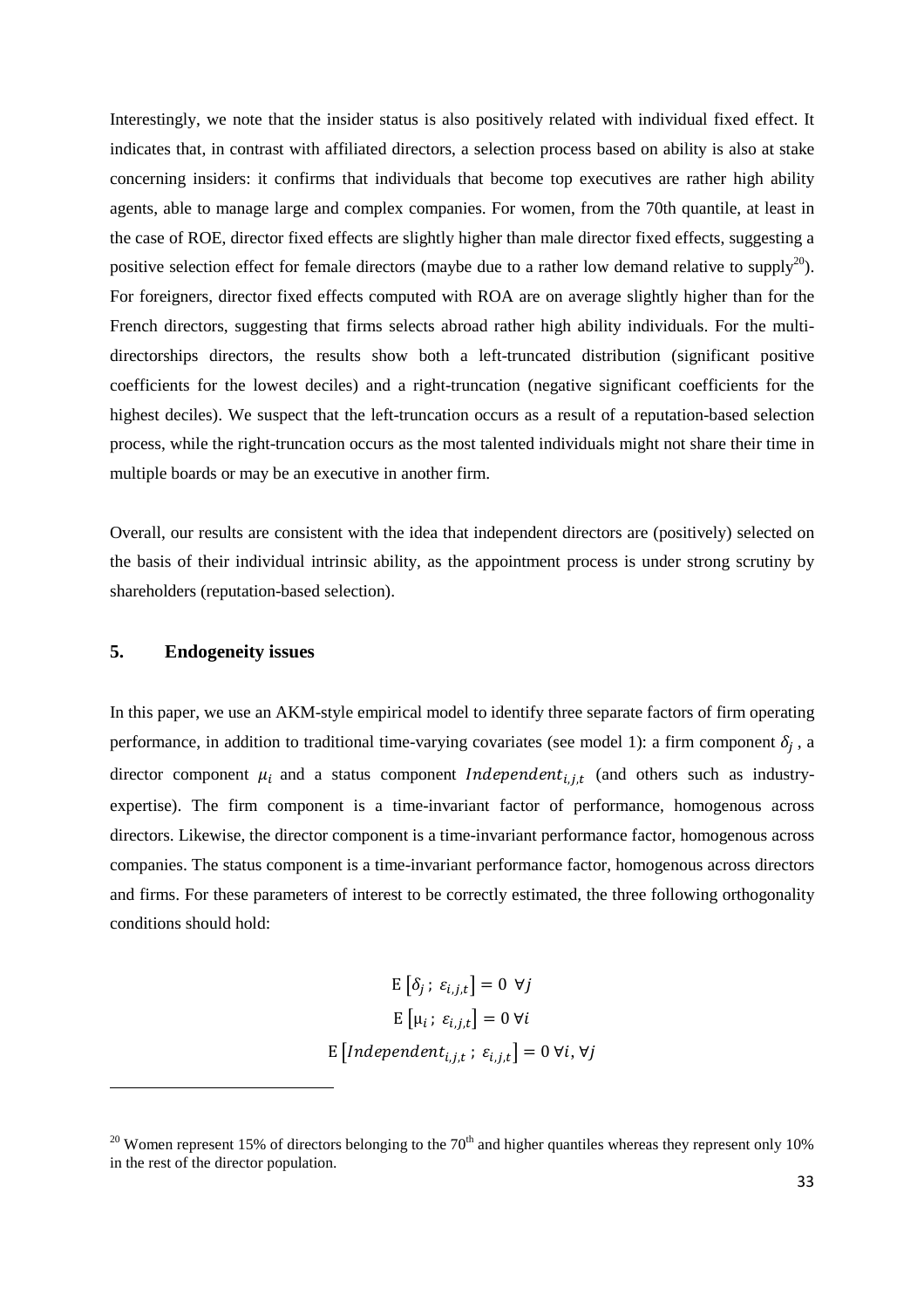Interestingly, we note that the insider status is also positively related with individual fixed effect. It indicates that, in contrast with affiliated directors, a selection process based on ability is also at stake concerning insiders: it confirms that individuals that become top executives are rather high ability agents, able to manage large and complex companies. For women, from the 70th quantile, at least in the case of ROE, director fixed effects are slightly higher than male director fixed effects, suggesting a positive selection effect for female directors (maybe due to a rather low demand relative to supply[20]). For foreigners, director fixed effects computed with ROA are on average slightly higher than for the French directors, suggesting that firms selects abroad rather high ability individuals. For the multi-directorships directors, the results show both a left-truncated distribution (significant positive coefficients for the lowest deciles) and a right-truncation (negative significant coefficients for the highest deciles). We suspect that the left-truncation occurs as a result of a reputation-based selection process, while the right-truncation occurs as the most talented individuals might not share their time in multiple boards or may be an executive in another firm.

Overall, our results are consistent with the idea that independent directors are (positively) selected on the basis of their individual intrinsic ability, as the appointment process is under strong scrutiny by shareholders (reputation-based selection).

## 5. Endogeneity issues

In this paper, we use an AKM-style empirical model to identify three separate factors of firm operating performance, in addition to traditional time-varying covariates (see model 1): a firm component $\delta_j$, a director component $\mu_i$ and a status component $Independent_{i,j,t}$ (and others such as industry-expertise). The firm component is a time-invariant factor of performance, homogenous across directors. Likewise, the director component is a time-invariant performance factor, homogenous across companies. The status component is a time-invariant performance factor, homogenous across directors and firms. For these parameters of interest to be correctly estimated, the three following orthogonality conditions should hold:

$$\mathrm{E}\left[\delta_j\,;\ \varepsilon_{i,j,t}\right] = 0\ \ \forall j$$

$$\mathrm{E}\left[\mu_i\,;\ \varepsilon_{i,j,t}\right] = 0\ \forall i$$

$$\mathrm{E}\left[Independent_{i,j,t}\,;\ \varepsilon_{i,j,t}\right] = 0\ \forall i, \forall j$$

[20] Women represent 15% of directors belonging to the 70[th] and higher quantiles whereas they represent only 10% in the rest of the director population.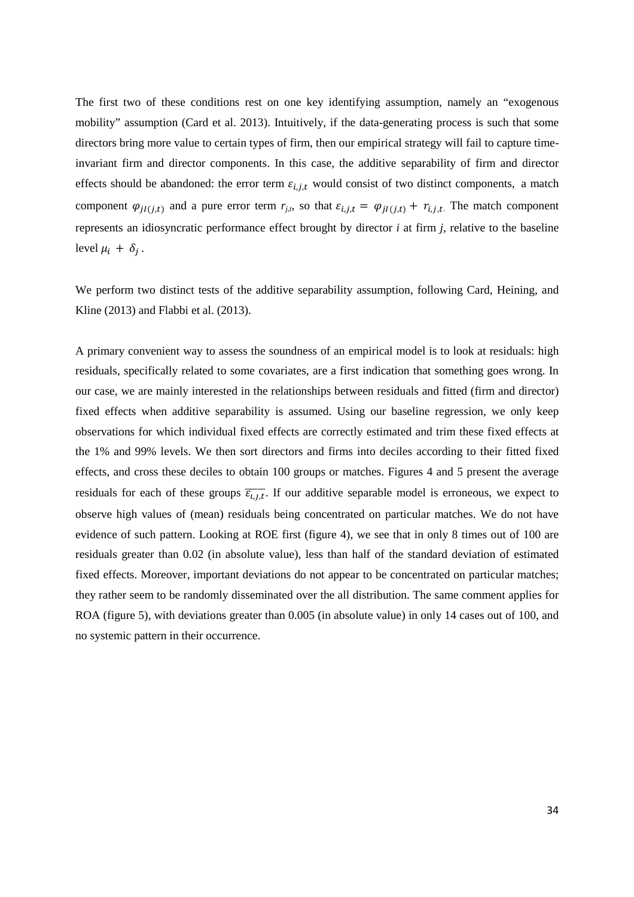The first two of these conditions rest on one key identifying assumption, namely an "exogenous mobility" assumption (Card et al. 2013). Intuitively, if the data-generating process is such that some directors bring more value to certain types of firm, then our empirical strategy will fail to capture time-invariant firm and director components. In this case, the additive separability of firm and director effects should be abandoned: the error term $\varepsilon_{i,j,t}$ would consist of two distinct components, a match component $\varphi_{jI(j,t)}$ and a pure error term $r_{j,t}$, so that $\varepsilon_{i,j,t} = \varphi_{jI(j,t)} + r_{i,j,t}$. The match component represents an idiosyncratic performance effect brought by director *i* at firm *j*, relative to the baseline level $\mu_i + \delta_j$.

We perform two distinct tests of the additive separability assumption, following Card, Heining, and Kline (2013) and Flabbi et al. (2013).

A primary convenient way to assess the soundness of an empirical model is to look at residuals: high residuals, specifically related to some covariates, are a first indication that something goes wrong. In our case, we are mainly interested in the relationships between residuals and fitted (firm and director) fixed effects when additive separability is assumed. Using our baseline regression, we only keep observations for which individual fixed effects are correctly estimated and trim these fixed effects at the 1% and 99% levels. We then sort directors and firms into deciles according to their fitted fixed effects, and cross these deciles to obtain 100 groups or matches. Figures 4 and 5 present the average residuals for each of these groups $\overline{\varepsilon_{i,j,t}}$. If our additive separable model is erroneous, we expect to observe high values of (mean) residuals being concentrated on particular matches. We do not have evidence of such pattern. Looking at ROE first (figure 4), we see that in only 8 times out of 100 are residuals greater than 0.02 (in absolute value), less than half of the standard deviation of estimated fixed effects. Moreover, important deviations do not appear to be concentrated on particular matches; they rather seem to be randomly disseminated over the all distribution. The same comment applies for ROA (figure 5), with deviations greater than 0.005 (in absolute value) in only 14 cases out of 100, and no systemic pattern in their occurrence.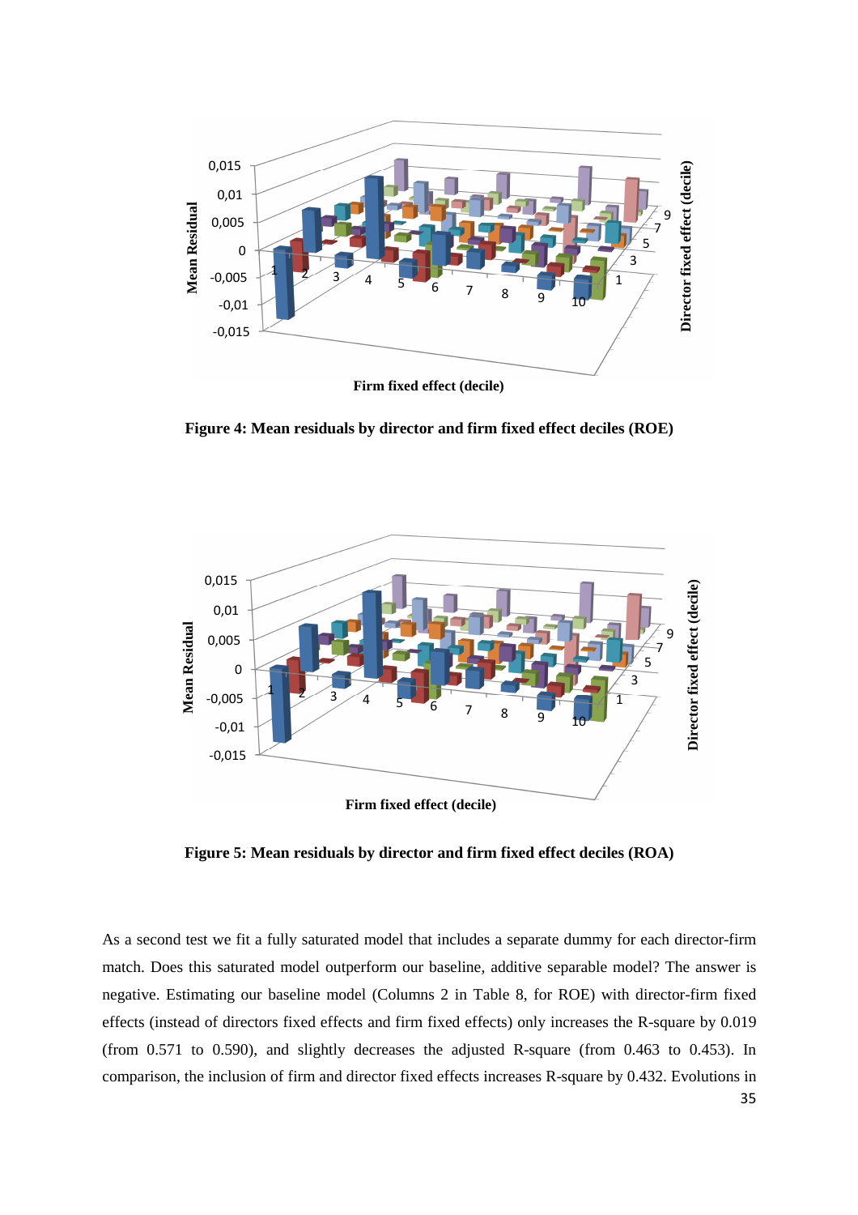**Figure 4: Mean residuals by director and firm fixed effect deciles (ROE)**

**Figure 5: Mean residuals by director and firm fixed effect deciles (ROA)**

As a second test we fit a fully saturated model that includes a separate dummy for each director-firm match. Does this saturated model outperform our baseline, additive separable model? The answer is negative. Estimating our baseline model (Columns 2 in Table 8, for ROE) with director-firm fixed effects (instead of directors fixed effects and firm fixed effects) only increases the R-square by 0.019 (from 0.571 to 0.590), and slightly decreases the adjusted R-square (from 0.463 to 0.453). In comparison, the inclusion of firm and director fixed effects increases R-square by 0.432. Evolutions in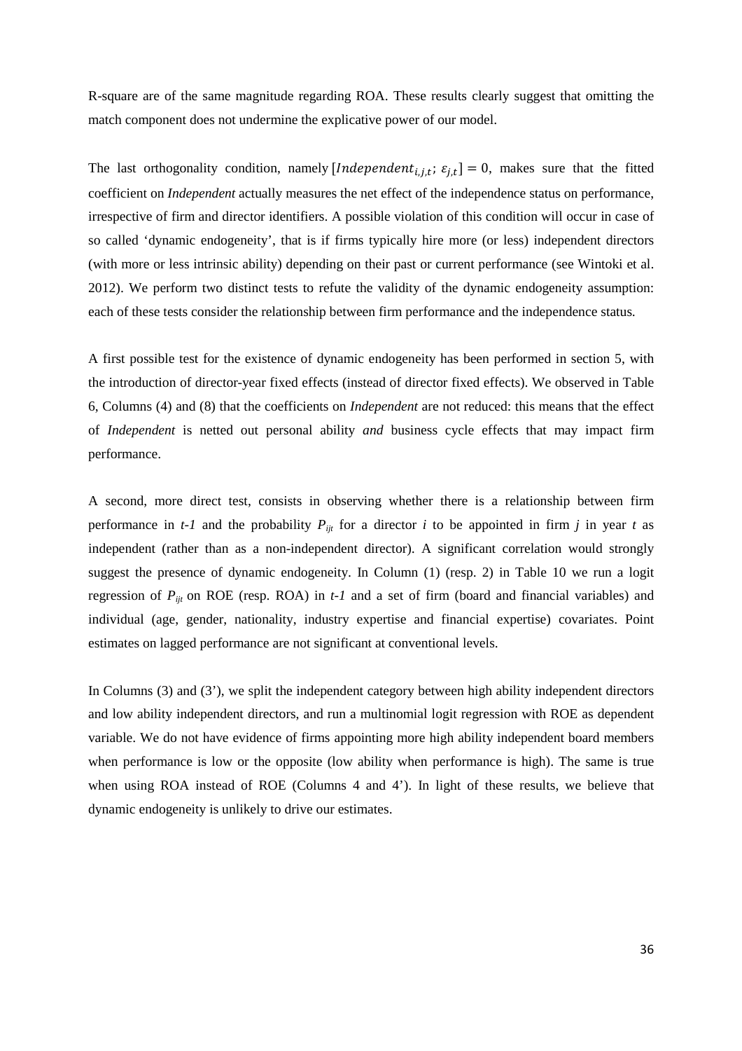R-square are of the same magnitude regarding ROA. These results clearly suggest that omitting the match component does not undermine the explicative power of our model.

The last orthogonality condition, namely $[Independent_{i,j,t};\, \varepsilon_{j,t}] = 0$, makes sure that the fitted coefficient on *Independent* actually measures the net effect of the independence status on performance, irrespective of firm and director identifiers. A possible violation of this condition will occur in case of so called 'dynamic endogeneity', that is if firms typically hire more (or less) independent directors (with more or less intrinsic ability) depending on their past or current performance (see Wintoki et al. 2012). We perform two distinct tests to refute the validity of the dynamic endogeneity assumption: each of these tests consider the relationship between firm performance and the independence status.

A first possible test for the existence of dynamic endogeneity has been performed in section 5, with the introduction of director-year fixed effects (instead of director fixed effects). We observed in Table 6, Columns (4) and (8) that the coefficients on *Independent* are not reduced: this means that the effect of *Independent* is netted out personal ability *and* business cycle effects that may impact firm performance.

A second, more direct test, consists in observing whether there is a relationship between firm performance in *t-1* and the probability $P_{ijt}$ for a director *i* to be appointed in firm *j* in year *t* as independent (rather than as a non-independent director). A significant correlation would strongly suggest the presence of dynamic endogeneity. In Column (1) (resp. 2) in Table 10 we run a logit regression of $P_{ijt}$ on ROE (resp. ROA) in *t-1* and a set of firm (board and financial variables) and individual (age, gender, nationality, industry expertise and financial expertise) covariates. Point estimates on lagged performance are not significant at conventional levels.

In Columns (3) and (3'), we split the independent category between high ability independent directors and low ability independent directors, and run a multinomial logit regression with ROE as dependent variable. We do not have evidence of firms appointing more high ability independent board members when performance is low or the opposite (low ability when performance is high). The same is true when using ROA instead of ROE (Columns 4 and 4'). In light of these results, we believe that dynamic endogeneity is unlikely to drive our estimates.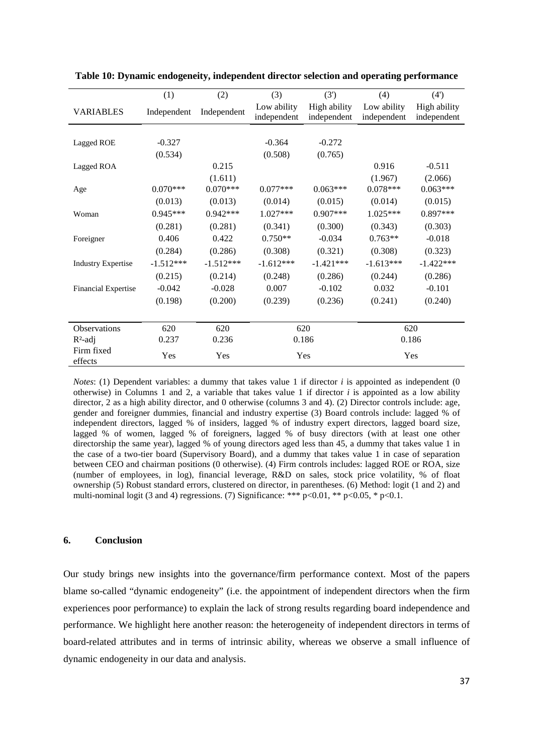**Table 10: Dynamic endogeneity, independent director selection and operating performance**

| | (1) | (2) | (3) | (3') | (4) | (4') |
|---|---|---|---|---|---|---|
| VARIABLES | Independent | Independent | Low ability independent | High ability independent | Low ability independent | High ability independent |
| Lagged ROE | -0.327 | | -0.364 | -0.272 | | |
| | (0.534) | | (0.508) | (0.765) | | |
| Lagged ROA | | 0.215 | | | 0.916 | -0.511 |
| | | (1.611) | | | (1.967) | (2.066) |
| Age | 0.070*** | 0.070*** | 0.077*** | 0.063*** | 0.078*** | 0.063*** |
| | (0.013) | (0.013) | (0.014) | (0.015) | (0.014) | (0.015) |
| Woman | 0.945*** | 0.942*** | 1.027*** | 0.907*** | 1.025*** | 0.897*** |
| | (0.281) | (0.281) | (0.341) | (0.300) | (0.343) | (0.303) |
| Foreigner | 0.406 | 0.422 | 0.750** | -0.034 | 0.763** | -0.018 |
| | (0.284) | (0.286) | (0.308) | (0.321) | (0.308) | (0.323) |
| Industry Expertise | -1.512*** | -1.512*** | -1.612*** | -1.421*** | -1.613*** | -1.422*** |
| | (0.215) | (0.214) | (0.248) | (0.286) | (0.244) | (0.286) |
| Financial Expertise | -0.042 | -0.028 | 0.007 | -0.102 | 0.032 | -0.101 |
| | (0.198) | (0.200) | (0.239) | (0.236) | (0.241) | (0.240) |
| Observations | 620 | 620 | 620 | | 620 | |
| $R^2$-adj | 0.237 | 0.236 | 0.186 | | 0.186 | |
| Firm fixed effects | Yes | Yes | Yes | | Yes | |

*Notes*: (1) Dependent variables: a dummy that takes value 1 if director *i* is appointed as independent (0 otherwise) in Columns 1 and 2, a variable that takes value 1 if director *i* is appointed as a low ability director, 2 as a high ability director, and 0 otherwise (columns 3 and 4). (2) Director controls include: age, gender and foreigner dummies, financial and industry expertise (3) Board controls include: lagged % of independent directors, lagged % of insiders, lagged % of industry expert directors, lagged board size, lagged % of women, lagged % of foreigners, lagged % of busy directors (with at least one other directorship the same year), lagged % of young directors aged less than 45, a dummy that takes value 1 in the case of a two-tier board (Supervisory Board), and a dummy that takes value 1 in case of separation between CEO and chairman positions (0 otherwise). (4) Firm controls includes: lagged ROE or ROA, size (number of employees, in log), financial leverage, R&D on sales, stock price volatility, % of float ownership (5) Robust standard errors, clustered on director, in parentheses. (6) Method: logit (1 and 2) and multi-nominal logit (3 and 4) regressions. (7) Significance: *** p<0.01, ** p<0.05, * p<0.1.

## 6. Conclusion

Our study brings new insights into the governance/firm performance context. Most of the papers blame so-called "dynamic endogeneity" (i.e. the appointment of independent directors when the firm experiences poor performance) to explain the lack of strong results regarding board independence and performance. We highlight here another reason: the heterogeneity of independent directors in terms of board-related attributes and in terms of intrinsic ability, whereas we observe a small influence of dynamic endogeneity in our data and analysis.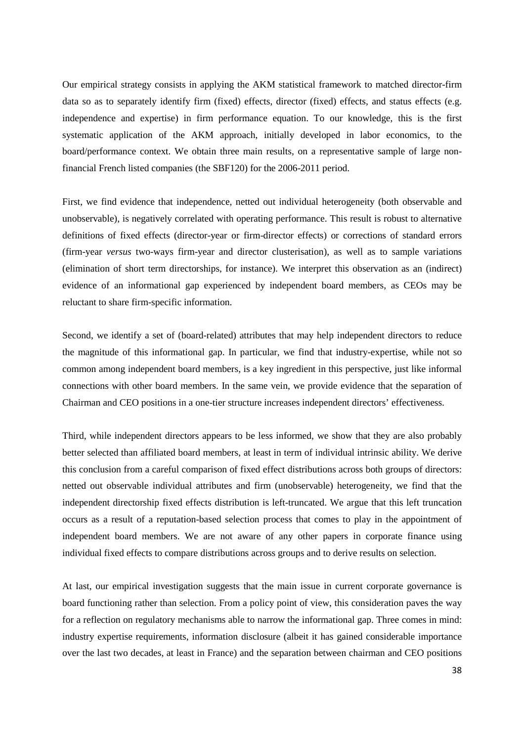Our empirical strategy consists in applying the AKM statistical framework to matched director-firm data so as to separately identify firm (fixed) effects, director (fixed) effects, and status effects (e.g. independence and expertise) in firm performance equation. To our knowledge, this is the first systematic application of the AKM approach, initially developed in labor economics, to the board/performance context. We obtain three main results, on a representative sample of large non-financial French listed companies (the SBF120) for the 2006-2011 period.

First, we find evidence that independence, netted out individual heterogeneity (both observable and unobservable), is negatively correlated with operating performance. This result is robust to alternative definitions of fixed effects (director-year or firm-director effects) or corrections of standard errors (firm-year *versus* two-ways firm-year and director clusterisation), as well as to sample variations (elimination of short term directorships, for instance). We interpret this observation as an (indirect) evidence of an informational gap experienced by independent board members, as CEOs may be reluctant to share firm-specific information.

Second, we identify a set of (board-related) attributes that may help independent directors to reduce the magnitude of this informational gap. In particular, we find that industry-expertise, while not so common among independent board members, is a key ingredient in this perspective, just like informal connections with other board members. In the same vein, we provide evidence that the separation of Chairman and CEO positions in a one-tier structure increases independent directors' effectiveness.

Third, while independent directors appears to be less informed, we show that they are also probably better selected than affiliated board members, at least in term of individual intrinsic ability. We derive this conclusion from a careful comparison of fixed effect distributions across both groups of directors: netted out observable individual attributes and firm (unobservable) heterogeneity, we find that the independent directorship fixed effects distribution is left-truncated. We argue that this left truncation occurs as a result of a reputation-based selection process that comes to play in the appointment of independent board members. We are not aware of any other papers in corporate finance using individual fixed effects to compare distributions across groups and to derive results on selection.

At last, our empirical investigation suggests that the main issue in current corporate governance is board functioning rather than selection. From a policy point of view, this consideration paves the way for a reflection on regulatory mechanisms able to narrow the informational gap. Three comes in mind: industry expertise requirements, information disclosure (albeit it has gained considerable importance over the last two decades, at least in France) and the separation between chairman and CEO positions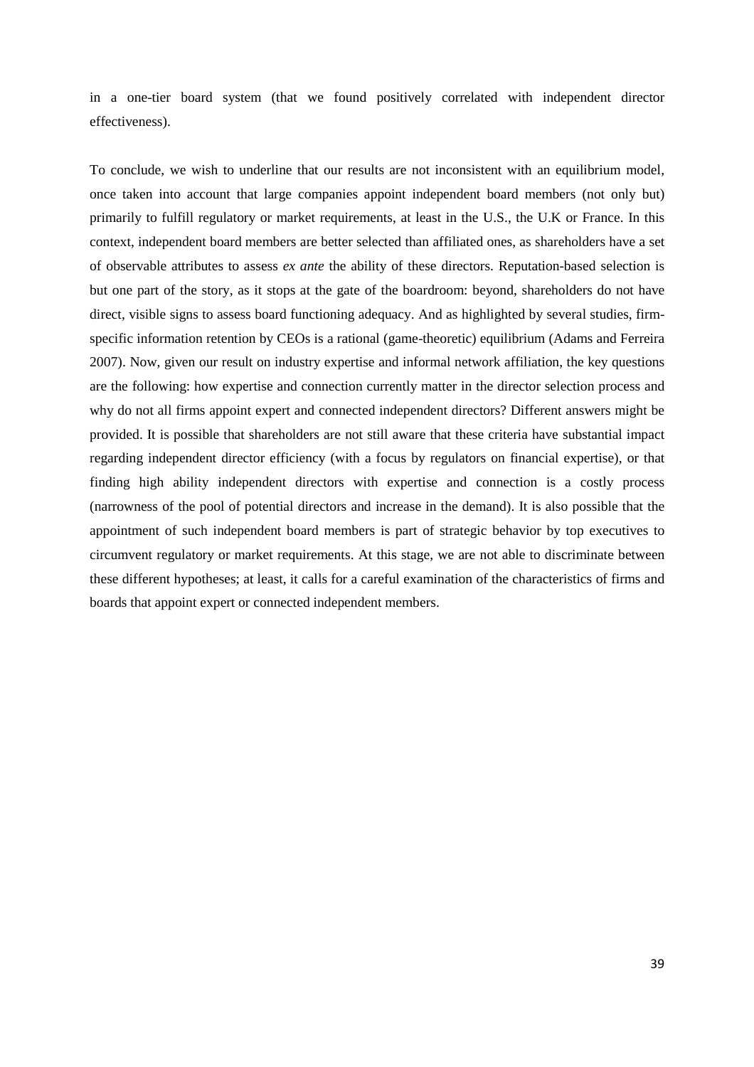in a one-tier board system (that we found positively correlated with independent director effectiveness).

To conclude, we wish to underline that our results are not inconsistent with an equilibrium model, once taken into account that large companies appoint independent board members (not only but) primarily to fulfill regulatory or market requirements, at least in the U.S., the U.K or France. In this context, independent board members are better selected than affiliated ones, as shareholders have a set of observable attributes to assess *ex ante* the ability of these directors. Reputation-based selection is but one part of the story, as it stops at the gate of the boardroom: beyond, shareholders do not have direct, visible signs to assess board functioning adequacy. And as highlighted by several studies, firm-specific information retention by CEOs is a rational (game-theoretic) equilibrium (Adams and Ferreira 2007). Now, given our result on industry expertise and informal network affiliation, the key questions are the following: how expertise and connection currently matter in the director selection process and why do not all firms appoint expert and connected independent directors? Different answers might be provided. It is possible that shareholders are not still aware that these criteria have substantial impact regarding independent director efficiency (with a focus by regulators on financial expertise), or that finding high ability independent directors with expertise and connection is a costly process (narrowness of the pool of potential directors and increase in the demand). It is also possible that the appointment of such independent board members is part of strategic behavior by top executives to circumvent regulatory or market requirements. At this stage, we are not able to discriminate between these different hypotheses; at least, it calls for a careful examination of the characteristics of firms and boards that appoint expert or connected independent members.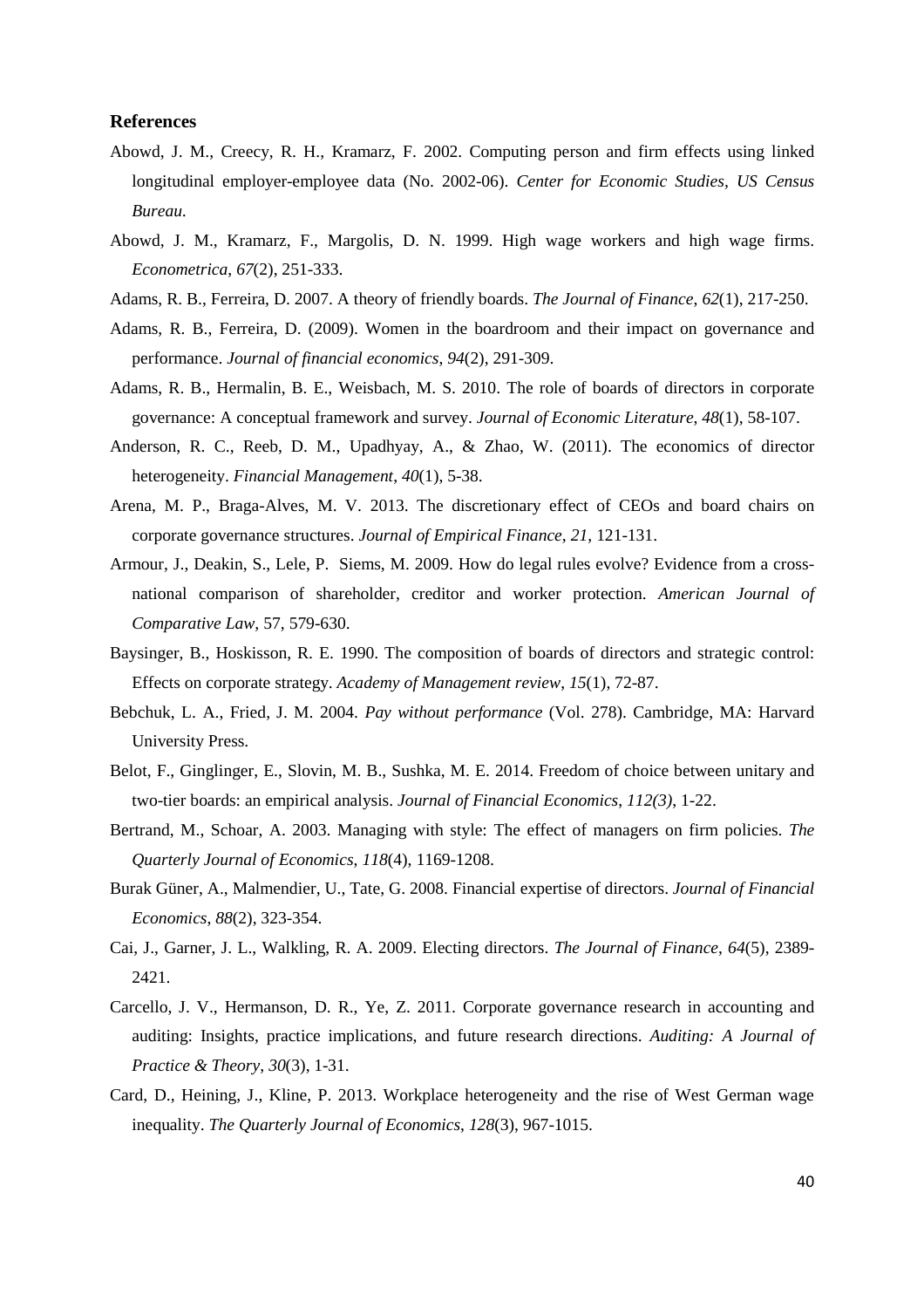## References

Abowd, J. M., Creecy, R. H., Kramarz, F. 2002. Computing person and firm effects using linked longitudinal employer-employee data (No. 2002-06). *Center for Economic Studies, US Census Bureau.*

Abowd, J. M., Kramarz, F., Margolis, D. N. 1999. High wage workers and high wage firms. *Econometrica*, *67*(2), 251-333.

Adams, R. B., Ferreira, D. 2007. A theory of friendly boards. *The Journal of Finance*, *62*(1), 217-250.

Adams, R. B., Ferreira, D. (2009). Women in the boardroom and their impact on governance and performance. *Journal of financial economics*, *94*(2), 291-309.

Adams, R. B., Hermalin, B. E., Weisbach, M. S. 2010. The role of boards of directors in corporate governance: A conceptual framework and survey. *Journal of Economic Literature*, *48*(1), 58-107.

Anderson, R. C., Reeb, D. M., Upadhyay, A., & Zhao, W. (2011). The economics of director heterogeneity. *Financial Management*, *40*(1), 5-38.

Arena, M. P., Braga-Alves, M. V. 2013. The discretionary effect of CEOs and board chairs on corporate governance structures. *Journal of Empirical Finance*, *21*, 121-131.

Armour, J., Deakin, S., Lele, P. Siems, M. 2009. How do legal rules evolve? Evidence from a cross-national comparison of shareholder, creditor and worker protection. *American Journal of Comparative Law,* 57, 579-630.

Baysinger, B., Hoskisson, R. E. 1990. The composition of boards of directors and strategic control: Effects on corporate strategy. *Academy of Management review*, *15*(1), 72-87.

Bebchuk, L. A., Fried, J. M. 2004. *Pay without performance* (Vol. 278). Cambridge, MA: Harvard University Press.

Belot, F., Ginglinger, E., Slovin, M. B., Sushka, M. E. 2014. Freedom of choice between unitary and two-tier boards: an empirical analysis. *Journal of Financial Economics*, *112(3)*, 1-22.

Bertrand, M., Schoar, A. 2003. Managing with style: The effect of managers on firm policies. *The Quarterly Journal of Economics*, *118*(4), 1169-1208.

Burak Güner, A., Malmendier, U., Tate, G. 2008. Financial expertise of directors. *Journal of Financial Economics*, *88*(2), 323-354.

Cai, J., Garner, J. L., Walkling, R. A. 2009. Electing directors. *The Journal of Finance*, *64*(5), 2389-2421.

Carcello, J. V., Hermanson, D. R., Ye, Z. 2011. Corporate governance research in accounting and auditing: Insights, practice implications, and future research directions. *Auditing: A Journal of Practice & Theory*, *30*(3), 1-31.

Card, D., Heining, J., Kline, P. 2013. Workplace heterogeneity and the rise of West German wage inequality. *The Quarterly Journal of Economics*, *128*(3), 967-1015.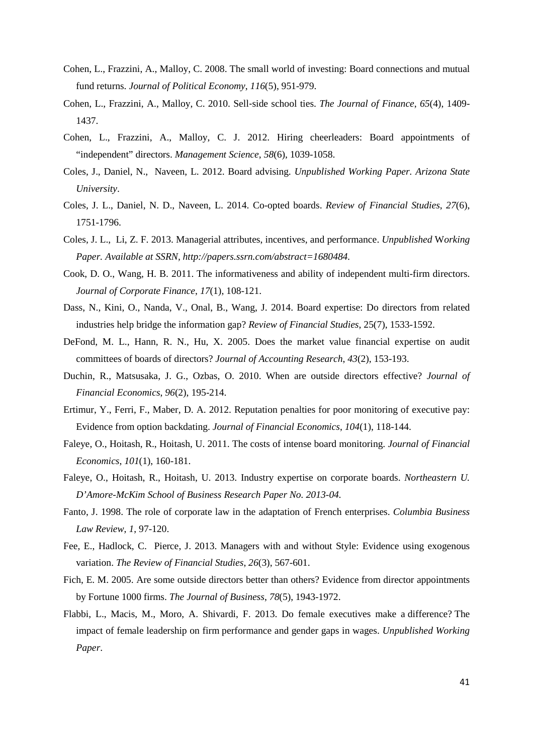Cohen, L., Frazzini, A., Malloy, C. 2008. The small world of investing: Board connections and mutual fund returns. *Journal of Political Economy*, *116*(5), 951-979.

Cohen, L., Frazzini, A., Malloy, C. 2010. Sell-side school ties. *The Journal of Finance*, *65*(4), 1409-1437.

Cohen, L., Frazzini, A., Malloy, C. J. 2012. Hiring cheerleaders: Board appointments of "independent" directors. *Management Science*, *58*(6), 1039-1058.

Coles, J., Daniel, N., Naveen, L. 2012. Board advising. *Unpublished Working Paper. Arizona State University*.

Coles, J. L., Daniel, N. D., Naveen, L. 2014. Co-opted boards. *Review of Financial Studies*, *27*(6), 1751-1796.

Coles, J. L., Li, Z. F. 2013. Managerial attributes, incentives, and performance. *Unpublished Working Paper. Available at SSRN, http://papers.ssrn.com/abstract=1680484*.

Cook, D. O., Wang, H. B. 2011. The informativeness and ability of independent multi-firm directors. *Journal of Corporate Finance*, *17*(1), 108-121.

Dass, N., Kini, O., Nanda, V., Onal, B., Wang, J. 2014. Board expertise: Do directors from related industries help bridge the information gap? *Review of Financial Studies*, 25(7), 1533-1592.

DeFond, M. L., Hann, R. N., Hu, X. 2005. Does the market value financial expertise on audit committees of boards of directors? *Journal of Accounting Research*, *43*(2), 153-193.

Duchin, R., Matsusaka, J. G., Ozbas, O. 2010. When are outside directors effective? *Journal of Financial Economics*, *96*(2), 195-214.

Ertimur, Y., Ferri, F., Maber, D. A. 2012. Reputation penalties for poor monitoring of executive pay: Evidence from option backdating. *Journal of Financial Economics*, *104*(1), 118-144.

Faleye, O., Hoitash, R., Hoitash, U. 2011. The costs of intense board monitoring. *Journal of Financial Economics*, *101*(1), 160-181.

Faleye, O., Hoitash, R., Hoitash, U. 2013. Industry expertise on corporate boards. *Northeastern U. D'Amore-McKim School of Business Research Paper No. 2013-04.*

Fanto, J. 1998. The role of corporate law in the adaptation of French enterprises. *Columbia Business Law Review*, *1*, 97-120.

Fee, E., Hadlock, C. Pierce, J. 2013. Managers with and without Style: Evidence using exogenous variation. *The Review of Financial Studies*, *26*(3), 567-601.

Fich, E. M. 2005. Are some outside directors better than others? Evidence from director appointments by Fortune 1000 firms. *The Journal of Business*, *78*(5), 1943-1972.

Flabbi, L., Macis, M., Moro, A. Shivardi, F. 2013. Do female executives make a difference? The impact of female leadership on firm performance and gender gaps in wages. *Unpublished Working Paper*.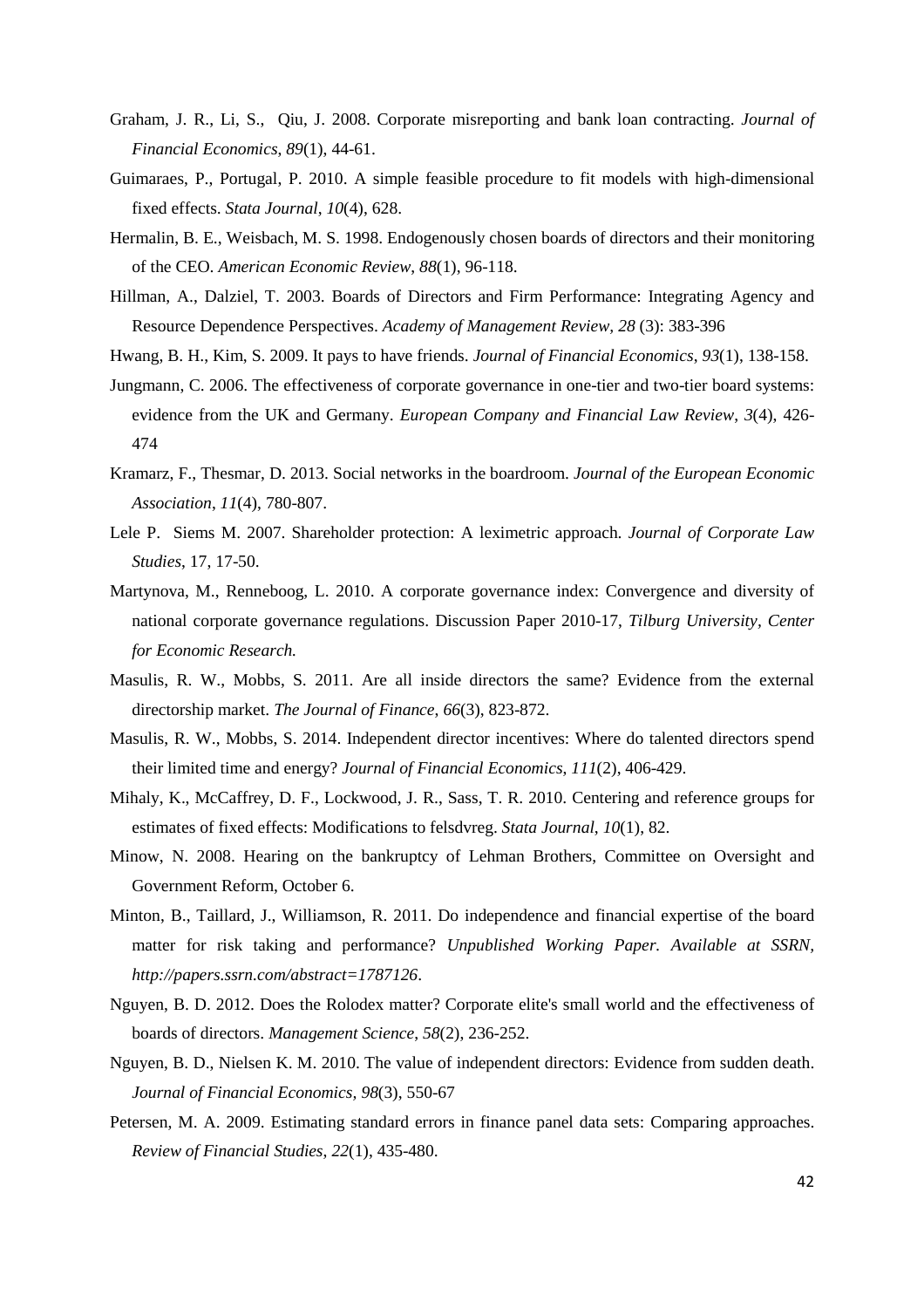Graham, J. R., Li, S., Qiu, J. 2008. Corporate misreporting and bank loan contracting. *Journal of Financial Economics*, *89*(1), 44-61.

Guimaraes, P., Portugal, P. 2010. A simple feasible procedure to fit models with high-dimensional fixed effects. *Stata Journal*, *10*(4), 628.

Hermalin, B. E., Weisbach, M. S. 1998. Endogenously chosen boards of directors and their monitoring of the CEO. *American Economic Review*, *88*(1), 96-118.

Hillman, A., Dalziel, T. 2003. Boards of Directors and Firm Performance: Integrating Agency and Resource Dependence Perspectives. *Academy of Management Review*, *28* (3): 383-396

Hwang, B. H., Kim, S. 2009. It pays to have friends. *Journal of Financial Economics*, *93*(1), 138-158.

Jungmann, C. 2006. The effectiveness of corporate governance in one-tier and two-tier board systems: evidence from the UK and Germany. *European Company and Financial Law Review*, *3*(4), 426-474

Kramarz, F., Thesmar, D. 2013. Social networks in the boardroom. *Journal of the European Economic Association*, *11*(4), 780-807.

Lele P. Siems M. 2007. Shareholder protection: A leximetric approach. *Journal of Corporate Law Studies*, 17, 17-50.

Martynova, M., Renneboog, L. 2010. A corporate governance index: Convergence and diversity of national corporate governance regulations. Discussion Paper 2010-17, *Tilburg University*, *Center for Economic Research.*

Masulis, R. W., Mobbs, S. 2011. Are all inside directors the same? Evidence from the external directorship market. *The Journal of Finance*, *66*(3), 823-872.

Masulis, R. W., Mobbs, S. 2014. Independent director incentives: Where do talented directors spend their limited time and energy? *Journal of Financial Economics*, *111*(2), 406-429.

Mihaly, K., McCaffrey, D. F., Lockwood, J. R., Sass, T. R. 2010. Centering and reference groups for estimates of fixed effects: Modifications to felsdvreg. *Stata Journal*, *10*(1), 82.

Minow, N. 2008. Hearing on the bankruptcy of Lehman Brothers, Committee on Oversight and Government Reform, October 6.

Minton, B., Taillard, J., Williamson, R. 2011. Do independence and financial expertise of the board matter for risk taking and performance? *Unpublished Working Paper. Available at SSRN*, *http://papers.ssrn.com/abstract=1787126*.

Nguyen, B. D. 2012. Does the Rolodex matter? Corporate elite's small world and the effectiveness of boards of directors. *Management Science*, *58*(2), 236-252.

Nguyen, B. D., Nielsen K. M. 2010. The value of independent directors: Evidence from sudden death. *Journal of Financial Economics*, *98*(3), 550-67

Petersen, M. A. 2009. Estimating standard errors in finance panel data sets: Comparing approaches. *Review of Financial Studies*, *22*(1), 435-480.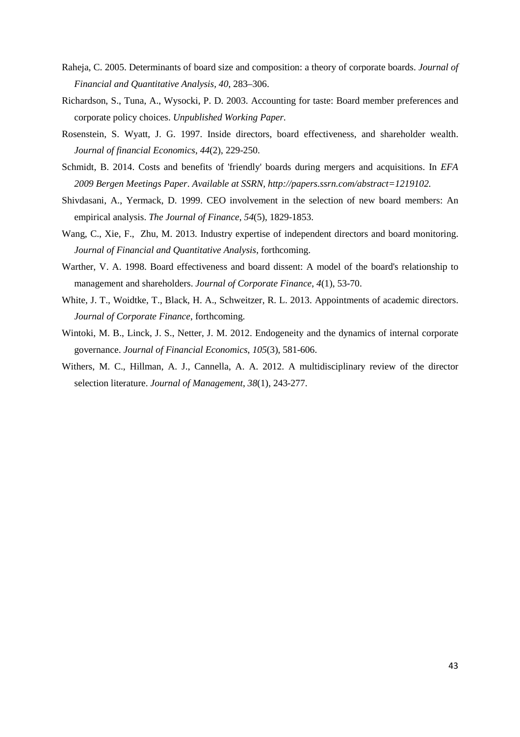Raheja, C. 2005. Determinants of board size and composition: a theory of corporate boards. *Journal of Financial and Quantitative Analysis*, *40*, 283–306.

Richardson, S., Tuna, A., Wysocki, P. D. 2003. Accounting for taste: Board member preferences and corporate policy choices. *Unpublished Working Paper.*

Rosenstein, S. Wyatt, J. G. 1997. Inside directors, board effectiveness, and shareholder wealth. *Journal of financial Economics*, *44*(2), 229-250.

Schmidt, B. 2014. Costs and benefits of 'friendly' boards during mergers and acquisitions. In *EFA 2009 Bergen Meetings Paper*. *Available at SSRN, http://papers.ssrn.com/abstract=1219102.*

Shivdasani, A., Yermack, D. 1999. CEO involvement in the selection of new board members: An empirical analysis. *The Journal of Finance*, *54*(5), 1829-1853.

Wang, C., Xie, F., Zhu, M. 2013. Industry expertise of independent directors and board monitoring. *Journal of Financial and Quantitative Analysis*, forthcoming.

Warther, V. A. 1998. Board effectiveness and board dissent: A model of the board's relationship to management and shareholders. *Journal of Corporate Finance*, *4*(1), 53-70.

White, J. T., Woidtke, T., Black, H. A., Schweitzer, R. L. 2013. Appointments of academic directors. *Journal of Corporate Finance*, forthcoming.

Wintoki, M. B., Linck, J. S., Netter, J. M. 2012. Endogeneity and the dynamics of internal corporate governance. *Journal of Financial Economics*, *105*(3), 581-606.

Withers, M. C., Hillman, A. J., Cannella, A. A. 2012. A multidisciplinary review of the director selection literature. *Journal of Management*, *38*(1), 243-277.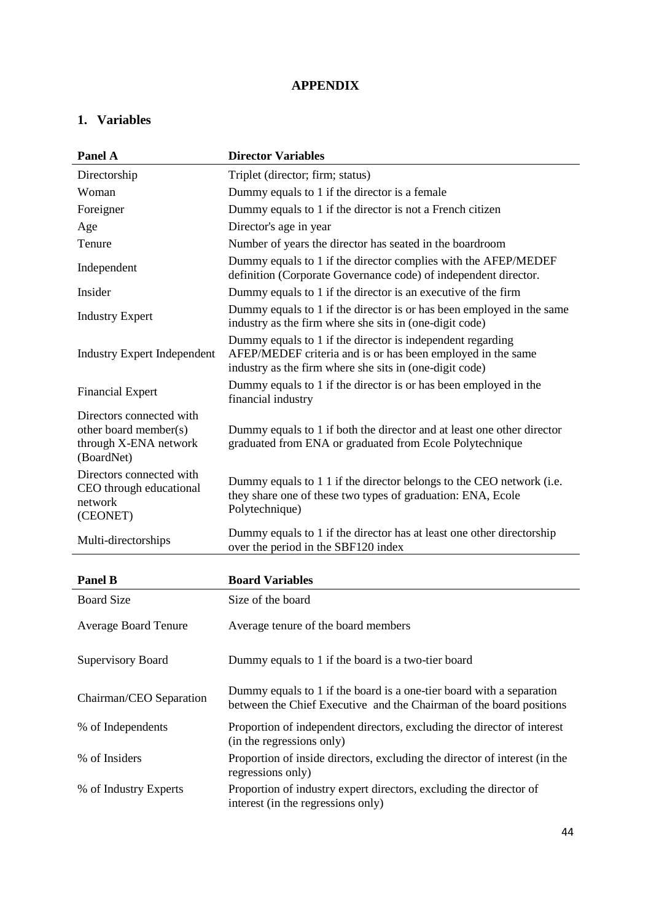# APPENDIX

## 1. Variables

| Panel A | Director Variables |
|---|---|
| Directorship | Triplet (director; firm; status) |
| Woman | Dummy equals to 1 if the director is a female |
| Foreigner | Dummy equals to 1 if the director is not a French citizen |
| Age | Director's age in year |
| Tenure | Number of years the director has seated in the boardroom |
| Independent | Dummy equals to 1 if the director complies with the AFEP/MEDEF definition (Corporate Governance code) of independent director. |
| Insider | Dummy equals to 1 if the director is an executive of the firm |
| Industry Expert | Dummy equals to 1 if the director is or has been employed in the same industry as the firm where she sits in (one-digit code) |
| Industry Expert Independent | Dummy equals to 1 if the director is independent regarding AFEP/MEDEF criteria and is or has been employed in the same industry as the firm where she sits in (one-digit code) |
| Financial Expert | Dummy equals to 1 if the director is or has been employed in the financial industry |
| Directors connected with other board member(s) through X-ENA network (BoardNet) | Dummy equals to 1 if both the director and at least one other director graduated from ENA or graduated from Ecole Polytechnique |
| Directors connected with CEO through educational network (CEONET) | Dummy equals to 1 1 if the director belongs to the CEO network (i.e. they share one of these two types of graduation: ENA, Ecole Polytechnique) |
| Multi-directorships | Dummy equals to 1 if the director has at least one other directorship over the period in the SBF120 index |

| Panel B | Board Variables |
|---|---|
| Board Size | Size of the board |
| Average Board Tenure | Average tenure of the board members |
| Supervisory Board | Dummy equals to 1 if the board is a two-tier board |
| Chairman/CEO Separation | Dummy equals to 1 if the board is a one-tier board with a separation between the Chief Executive and the Chairman of the board positions |
| % of Independents | Proportion of independent directors, excluding the director of interest (in the regressions only) |
| % of Insiders | Proportion of inside directors, excluding the director of interest (in the regressions only) |
| % of Industry Experts | Proportion of industry expert directors, excluding the director of interest (in the regressions only) |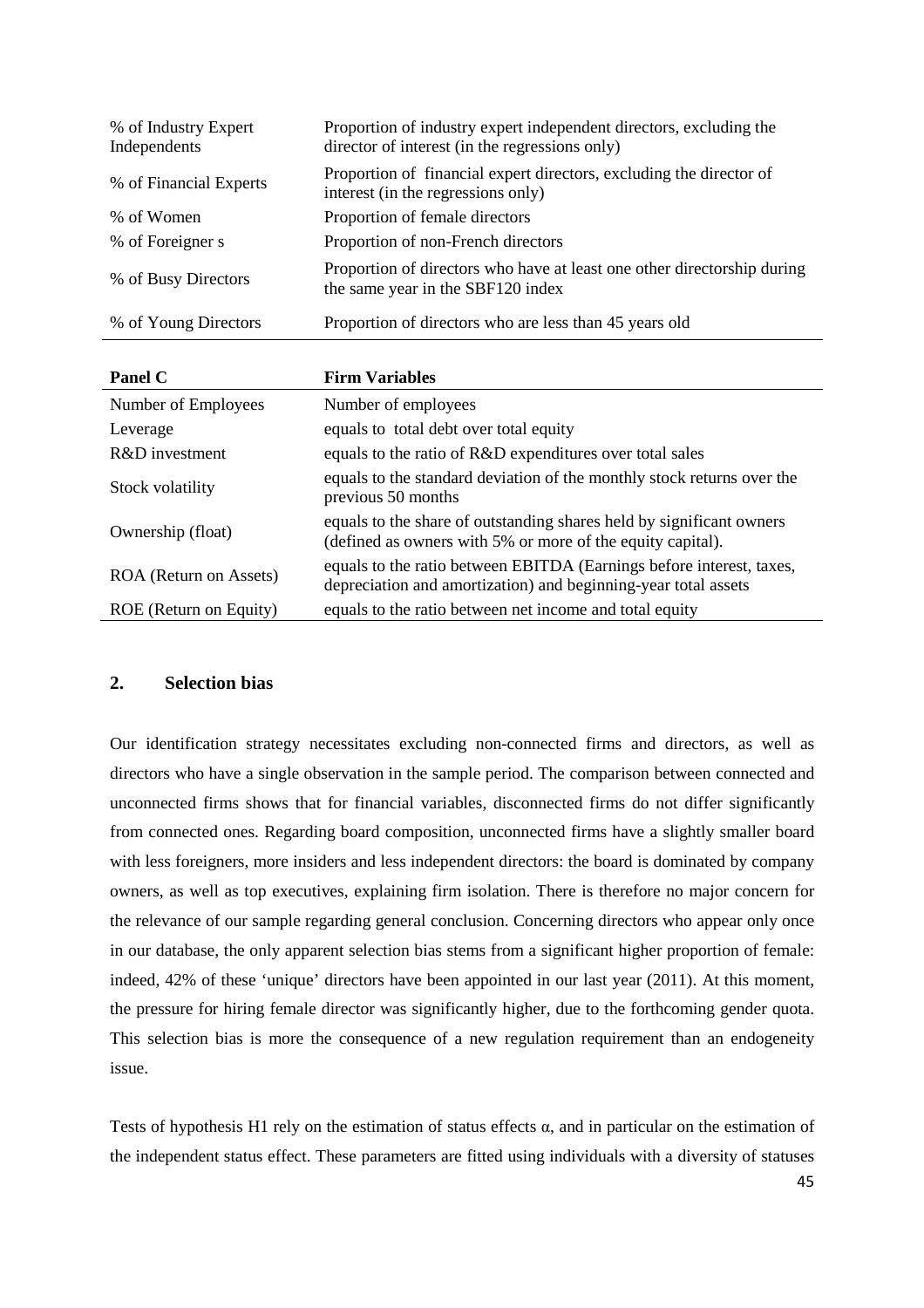| | |
|---|---|
| % of Industry Expert Independents | Proportion of industry expert independent directors, excluding the director of interest (in the regressions only) |
| % of Financial Experts | Proportion of financial expert directors, excluding the director of interest (in the regressions only) |
| % of Women | Proportion of female directors |
| % of Foreigner s | Proportion of non-French directors |
| % of Busy Directors | Proportion of directors who have at least one other directorship during the same year in the SBF120 index |
| % of Young Directors | Proportion of directors who are less than 45 years old |

| **Panel C** | **Firm Variables** |
|---|---|
| Number of Employees | Number of employees |
| Leverage | equals to total debt over total equity |
| R&D investment | equals to the ratio of R&D expenditures over total sales |
| Stock volatility | equals to the standard deviation of the monthly stock returns over the previous 50 months |
| Ownership (float) | equals to the share of outstanding shares held by significant owners (defined as owners with 5% or more of the equity capital). |
| ROA (Return on Assets) | equals to the ratio between EBITDA (Earnings before interest, taxes, depreciation and amortization) and beginning-year total assets |
| ROE (Return on Equity) | equals to the ratio between net income and total equity |

## 2. Selection bias

Our identification strategy necessitates excluding non-connected firms and directors, as well as directors who have a single observation in the sample period. The comparison between connected and unconnected firms shows that for financial variables, disconnected firms do not differ significantly from connected ones. Regarding board composition, unconnected firms have a slightly smaller board with less foreigners, more insiders and less independent directors: the board is dominated by company owners, as well as top executives, explaining firm isolation. There is therefore no major concern for the relevance of our sample regarding general conclusion. Concerning directors who appear only once in our database, the only apparent selection bias stems from a significant higher proportion of female: indeed, 42% of these 'unique' directors have been appointed in our last year (2011). At this moment, the pressure for hiring female director was significantly higher, due to the forthcoming gender quota. This selection bias is more the consequence of a new regulation requirement than an endogeneity issue.

Tests of hypothesis H1 rely on the estimation of status effects $\alpha$, and in particular on the estimation of the independent status effect. These parameters are fitted using individuals with a diversity of statuses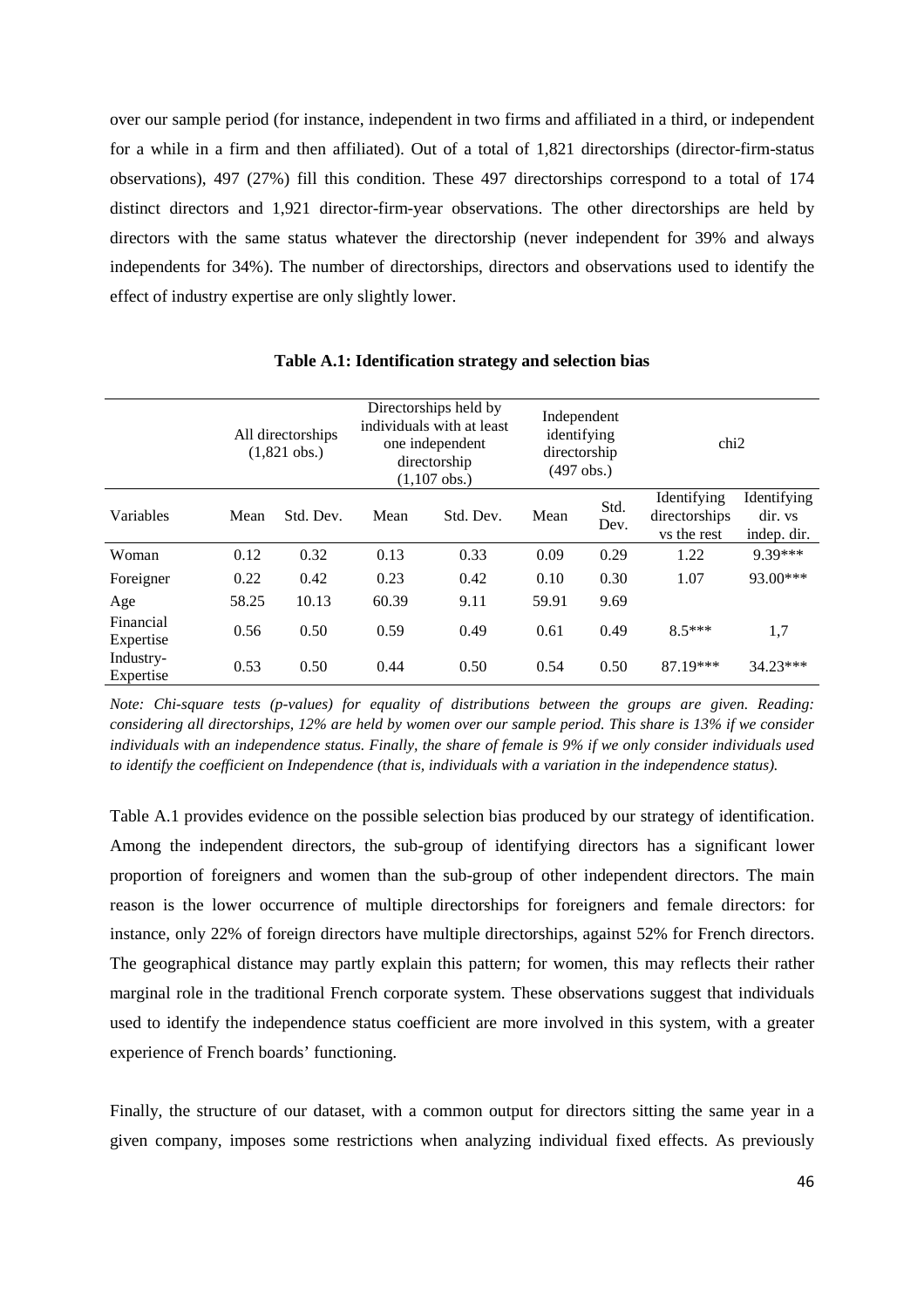over our sample period (for instance, independent in two firms and affiliated in a third, or independent for a while in a firm and then affiliated). Out of a total of 1,821 directorships (director-firm-status observations), 497 (27%) fill this condition. These 497 directorships correspond to a total of 174 distinct directors and 1,921 director-firm-year observations. The other directorships are held by directors with the same status whatever the directorship (never independent for 39% and always independents for 34%). The number of directorships, directors and observations used to identify the effect of industry expertise are only slightly lower.

**Table A.1: Identification strategy and selection bias**

| | All directorships (1,821 obs.) | | Directorships held by individuals with at least one independent directorship (1,107 obs.) | | Independent identifying directorship (497 obs.) | | chi2 | |
|---|---|---|---|---|---|---|---|---|
| Variables | Mean | Std. Dev. | Mean | Std. Dev. | Mean | Std. Dev. | Identifying directorships vs the rest | Identifying dir. vs indep. dir. |
| Woman | 0.12 | 0.32 | 0.13 | 0.33 | 0.09 | 0.29 | 1.22 | 9.39*** |
| Foreigner | 0.22 | 0.42 | 0.23 | 0.42 | 0.10 | 0.30 | 1.07 | 93.00*** |
| Age | 58.25 | 10.13 | 60.39 | 9.11 | 59.91 | 9.69 | | |
| Financial Expertise | 0.56 | 0.50 | 0.59 | 0.49 | 0.61 | 0.49 | 8.5*** | 1,7 |
| Industry-Expertise | 0.53 | 0.50 | 0.44 | 0.50 | 0.54 | 0.50 | 87.19*** | 34.23*** |

*Note: Chi-square tests (p-values) for equality of distributions between the groups are given. Reading: considering all directorships, 12% are held by women over our sample period. This share is 13% if we consider individuals with an independence status. Finally, the share of female is 9% if we only consider individuals used to identify the coefficient on Independence (that is, individuals with a variation in the independence status).*

Table A.1 provides evidence on the possible selection bias produced by our strategy of identification. Among the independent directors, the sub-group of identifying directors has a significant lower proportion of foreigners and women than the sub-group of other independent directors. The main reason is the lower occurrence of multiple directorships for foreigners and female directors: for instance, only 22% of foreign directors have multiple directorships, against 52% for French directors. The geographical distance may partly explain this pattern; for women, this may reflects their rather marginal role in the traditional French corporate system. These observations suggest that individuals used to identify the independence status coefficient are more involved in this system, with a greater experience of French boards' functioning.

Finally, the structure of our dataset, with a common output for directors sitting the same year in a given company, imposes some restrictions when analyzing individual fixed effects. As previously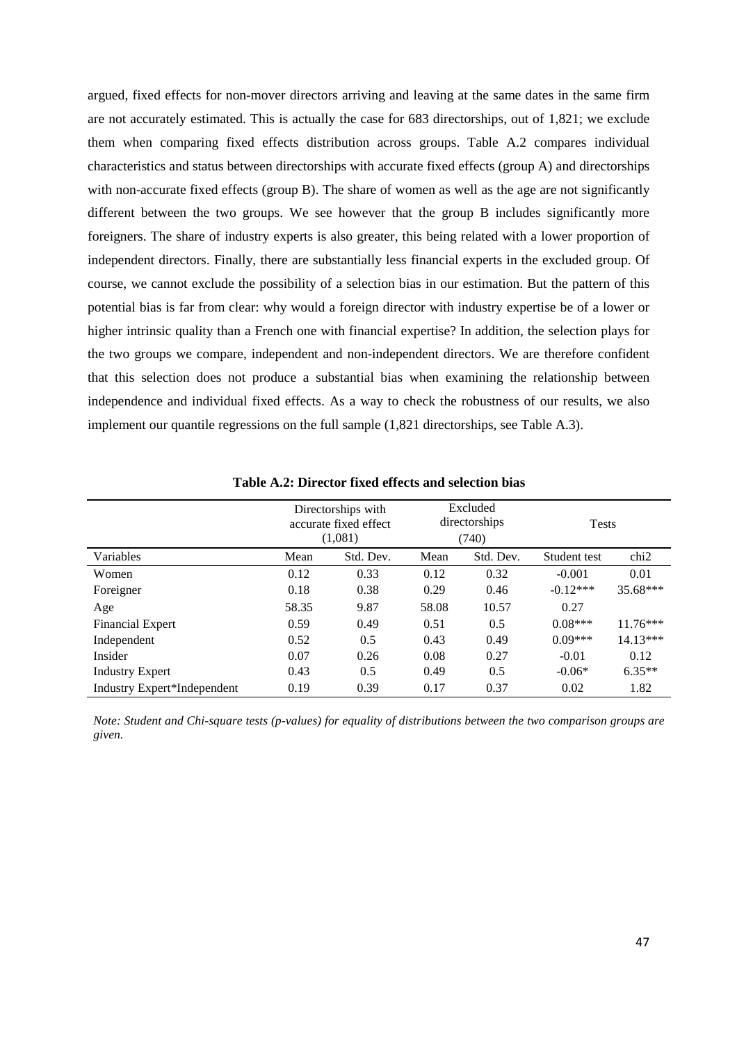argued, fixed effects for non-mover directors arriving and leaving at the same dates in the same firm are not accurately estimated. This is actually the case for 683 directorships, out of 1,821; we exclude them when comparing fixed effects distribution across groups. Table A.2 compares individual characteristics and status between directorships with accurate fixed effects (group A) and directorships with non-accurate fixed effects (group B). The share of women as well as the age are not significantly different between the two groups. We see however that the group B includes significantly more foreigners. The share of industry experts is also greater, this being related with a lower proportion of independent directors. Finally, there are substantially less financial experts in the excluded group. Of course, we cannot exclude the possibility of a selection bias in our estimation. But the pattern of this potential bias is far from clear: why would a foreign director with industry expertise be of a lower or higher intrinsic quality than a French one with financial expertise? In addition, the selection plays for the two groups we compare, independent and non-independent directors. We are therefore confident that this selection does not produce a substantial bias when examining the relationship between independence and individual fixed effects. As a way to check the robustness of our results, we also implement our quantile regressions on the full sample (1,821 directorships, see Table A.3).

**Table A.2: Director fixed effects and selection bias**

| | Directorships with accurate fixed effect (1,081) | | Excluded directorships (740) | | Tests | |
|---|---|---|---|---|---|---|
| Variables | Mean | Std. Dev. | Mean | Std. Dev. | Student test | chi2 |
| Women | 0.12 | 0.33 | 0.12 | 0.32 | -0.001 | 0.01 |
| Foreigner | 0.18 | 0.38 | 0.29 | 0.46 | -0.12*** | 35.68*** |
| Age | 58.35 | 9.87 | 58.08 | 10.57 | 0.27 | |
| Financial Expert | 0.59 | 0.49 | 0.51 | 0.5 | 0.08*** | 11.76*** |
| Independent | 0.52 | 0.5 | 0.43 | 0.49 | 0.09*** | 14.13*** |
| Insider | 0.07 | 0.26 | 0.08 | 0.27 | -0.01 | 0.12 |
| Industry Expert | 0.43 | 0.5 | 0.49 | 0.5 | -0.06* | 6.35** |
| Industry Expert*Independent | 0.19 | 0.39 | 0.17 | 0.37 | 0.02 | 1.82 |

*Note: Student and Chi-square tests (p-values) for equality of distributions between the two comparison groups are given.*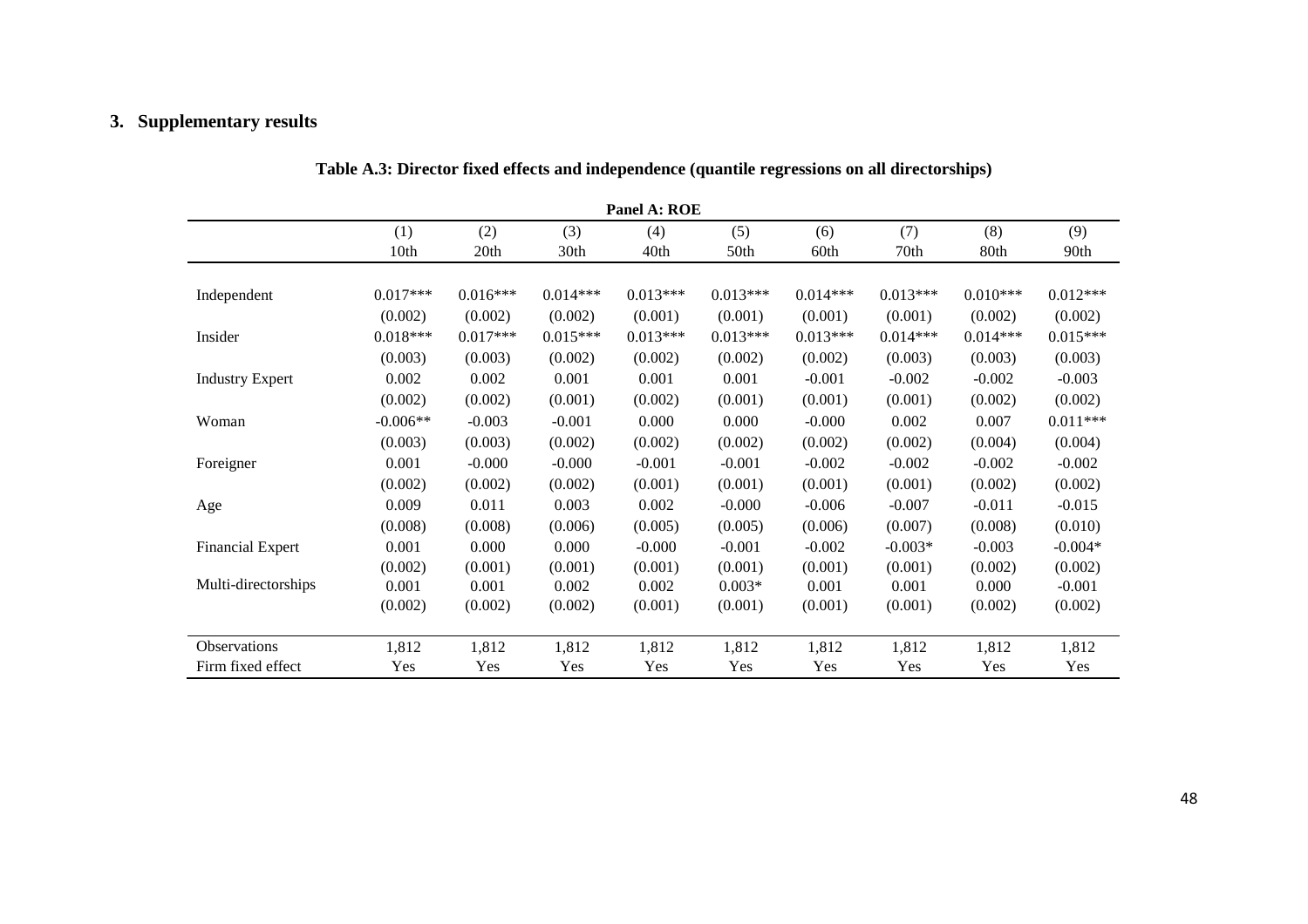## 3. Supplementary results

**Table A.3: Director fixed effects and independence (quantile regressions on all directorships)**

**Panel A: ROE**

| | (1) | (2) | (3) | (4) | (5) | (6) | (7) | (8) | (9) |
|---|---|---|---|---|---|---|---|---|---|
| | 10th | 20th | 30th | 40th | 50th | 60th | 70th | 80th | 90th |
| Independent | 0.017*** | 0.016*** | 0.014*** | 0.013*** | 0.013*** | 0.014*** | 0.013*** | 0.010*** | 0.012*** |
| | (0.002) | (0.002) | (0.002) | (0.001) | (0.001) | (0.001) | (0.001) | (0.002) | (0.002) |
| Insider | 0.018*** | 0.017*** | 0.015*** | 0.013*** | 0.013*** | 0.013*** | 0.014*** | 0.014*** | 0.015*** |
| | (0.003) | (0.003) | (0.002) | (0.002) | (0.002) | (0.002) | (0.003) | (0.003) | (0.003) |
| Industry Expert | 0.002 | 0.002 | 0.001 | 0.001 | 0.001 | -0.001 | -0.002 | -0.002 | -0.003 |
| | (0.002) | (0.002) | (0.001) | (0.002) | (0.001) | (0.001) | (0.001) | (0.002) | (0.002) |
| Woman | -0.006** | -0.003 | -0.001 | 0.000 | 0.000 | -0.000 | 0.002 | 0.007 | 0.011*** |
| | (0.003) | (0.003) | (0.002) | (0.002) | (0.002) | (0.002) | (0.002) | (0.004) | (0.004) |
| Foreigner | 0.001 | -0.000 | -0.000 | -0.001 | -0.001 | -0.002 | -0.002 | -0.002 | -0.002 |
| | (0.002) | (0.002) | (0.002) | (0.001) | (0.001) | (0.001) | (0.001) | (0.002) | (0.002) |
| Age | 0.009 | 0.011 | 0.003 | 0.002 | -0.000 | -0.006 | -0.007 | -0.011 | -0.015 |
| | (0.008) | (0.008) | (0.006) | (0.005) | (0.005) | (0.006) | (0.007) | (0.008) | (0.010) |
| Financial Expert | 0.001 | 0.000 | 0.000 | -0.000 | -0.001 | -0.002 | -0.003* | -0.003 | -0.004* |
| | (0.002) | (0.001) | (0.001) | (0.001) | (0.001) | (0.001) | (0.001) | (0.002) | (0.002) |
| Multi-directorships | 0.001 | 0.001 | 0.002 | 0.002 | 0.003* | 0.001 | 0.001 | 0.000 | -0.001 |
| | (0.002) | (0.002) | (0.002) | (0.001) | (0.001) | (0.001) | (0.001) | (0.002) | (0.002) |
| Observations | 1,812 | 1,812 | 1,812 | 1,812 | 1,812 | 1,812 | 1,812 | 1,812 | 1,812 |
| Firm fixed effect | Yes | Yes | Yes | Yes | Yes | Yes | Yes | Yes | Yes |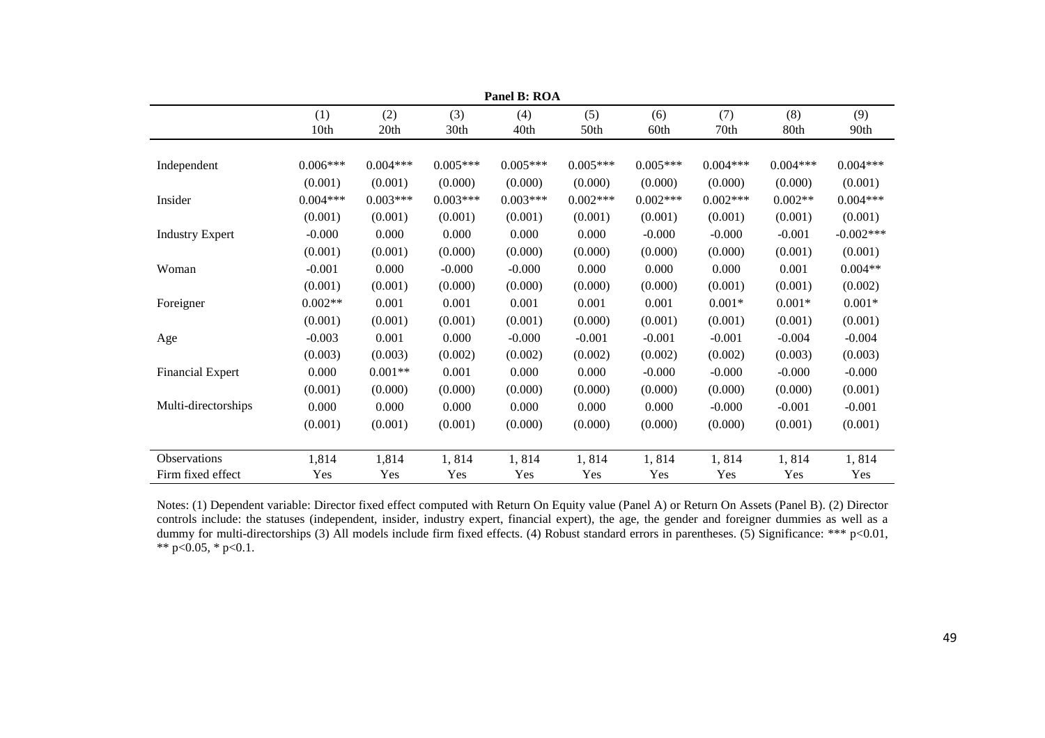**Panel B: ROA**

| | (1) | (2) | (3) | (4) | (5) | (6) | (7) | (8) | (9) |
|---|---|---|---|---|---|---|---|---|---|
| | 10th | 20th | 30th | 40th | 50th | 60th | 70th | 80th | 90th |
| Independent | 0.006*** | 0.004*** | 0.005*** | 0.005*** | 0.005*** | 0.005*** | 0.004*** | 0.004*** | 0.004*** |
| | (0.001) | (0.001) | (0.000) | (0.000) | (0.000) | (0.000) | (0.000) | (0.000) | (0.001) |
| Insider | 0.004*** | 0.003*** | 0.003*** | 0.003*** | 0.002*** | 0.002*** | 0.002*** | 0.002** | 0.004*** |
| | (0.001) | (0.001) | (0.001) | (0.001) | (0.001) | (0.001) | (0.001) | (0.001) | (0.001) |
| Industry Expert | -0.000 | 0.000 | 0.000 | 0.000 | 0.000 | -0.000 | -0.000 | -0.001 | -0.002*** |
| | (0.001) | (0.001) | (0.000) | (0.000) | (0.000) | (0.000) | (0.000) | (0.001) | (0.001) |
| Woman | -0.001 | 0.000 | -0.000 | -0.000 | 0.000 | 0.000 | 0.000 | 0.001 | 0.004** |
| | (0.001) | (0.001) | (0.000) | (0.000) | (0.000) | (0.000) | (0.001) | (0.001) | (0.002) |
| Foreigner | 0.002** | 0.001 | 0.001 | 0.001 | 0.001 | 0.001 | 0.001* | 0.001* | 0.001* |
| | (0.001) | (0.001) | (0.001) | (0.001) | (0.000) | (0.001) | (0.001) | (0.001) | (0.001) |
| Age | -0.003 | 0.001 | 0.000 | -0.000 | -0.001 | -0.001 | -0.001 | -0.004 | -0.004 |
| | (0.003) | (0.003) | (0.002) | (0.002) | (0.002) | (0.002) | (0.002) | (0.003) | (0.003) |
| Financial Expert | 0.000 | 0.001** | 0.001 | 0.000 | 0.000 | -0.000 | -0.000 | -0.000 | -0.000 |
| | (0.001) | (0.000) | (0.000) | (0.000) | (0.000) | (0.000) | (0.000) | (0.000) | (0.001) |
| Multi-directorships | 0.000 | 0.000 | 0.000 | 0.000 | 0.000 | 0.000 | -0.000 | -0.001 | -0.001 |
| | (0.001) | (0.001) | (0.001) | (0.000) | (0.000) | (0.000) | (0.000) | (0.001) | (0.001) |
| Observations | 1,814 | 1,814 | 1, 814 | 1, 814 | 1, 814 | 1, 814 | 1, 814 | 1, 814 | 1, 814 |
| Firm fixed effect | Yes | Yes | Yes | Yes | Yes | Yes | Yes | Yes | Yes |

Notes: (1) Dependent variable: Director fixed effect computed with Return On Equity value (Panel A) or Return On Assets (Panel B). (2) Director controls include: the statuses (independent, insider, industry expert, financial expert), the age, the gender and foreigner dummies as well as a dummy for multi-directorships (3) All models include firm fixed effects. (4) Robust standard errors in parentheses. (5) Significance: *** $p<0.01$, ** $p<0.05$, * $p<0.1$.